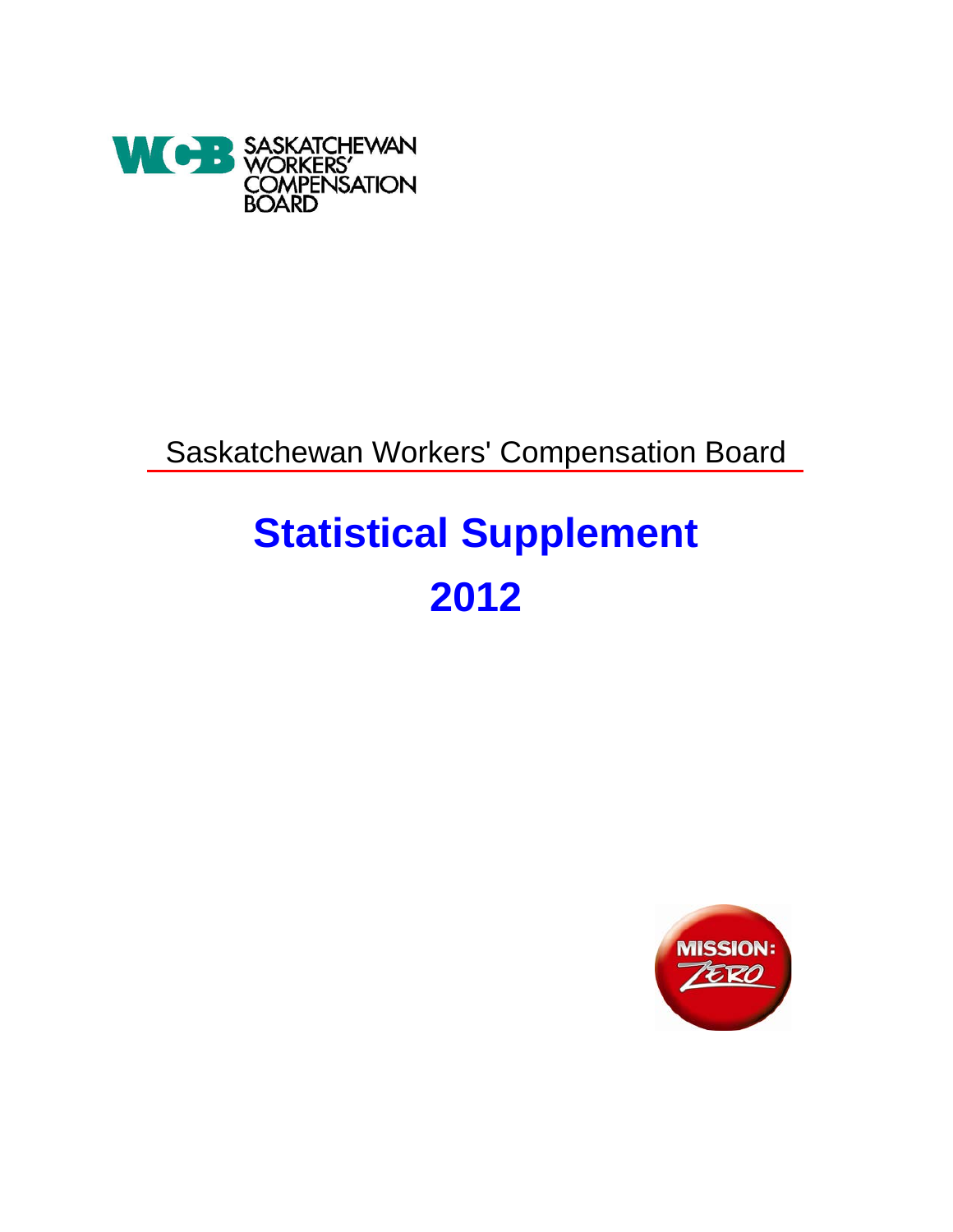WCB SASKATCHEWAN WORKERS' COMPENSATION BOARD

Saskatchewan Workers' Compensation Board

# Statistical Supplement

# 2012

MISSION: ZERO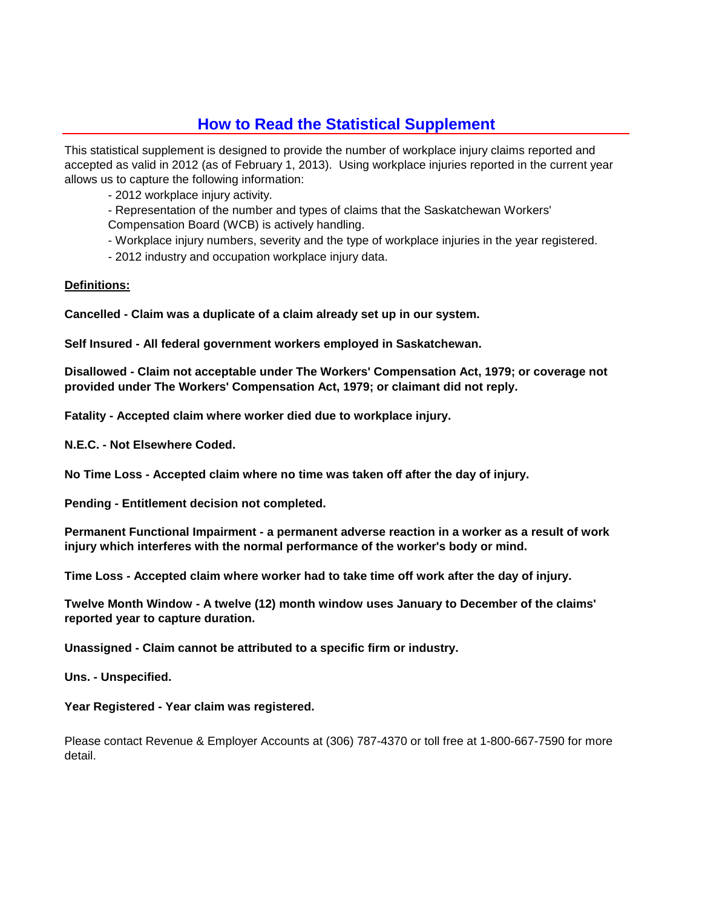# How to Read the Statistical Supplement

This statistical supplement is designed to provide the number of workplace injury claims reported and accepted as valid in 2012 (as of February 1, 2013). Using workplace injuries reported in the current year allows us to capture the following information:

- 2012 workplace injury activity.
- Representation of the number and types of claims that the Saskatchewan Workers' Compensation Board (WCB) is actively handling.
- Workplace injury numbers, severity and the type of workplace injuries in the year registered.
- 2012 industry and occupation workplace injury data.

**Definitions:**

**Cancelled - Claim was a duplicate of a claim already set up in our system.**

**Self Insured - All federal government workers employed in Saskatchewan.**

**Disallowed - Claim not acceptable under The Workers' Compensation Act, 1979; or coverage not provided under The Workers' Compensation Act, 1979; or claimant did not reply.**

**Fatality - Accepted claim where worker died due to workplace injury.**

**N.E.C. - Not Elsewhere Coded.**

**No Time Loss - Accepted claim where no time was taken off after the day of injury.**

**Pending - Entitlement decision not completed.**

**Permanent Functional Impairment - a permanent adverse reaction in a worker as a result of work injury which interferes with the normal performance of the worker's body or mind.**

**Time Loss - Accepted claim where worker had to take time off work after the day of injury.**

**Twelve Month Window - A twelve (12) month window uses January to December of the claims' reported year to capture duration.**

**Unassigned - Claim cannot be attributed to a specific firm or industry.**

**Uns. - Unspecified.**

**Year Registered - Year claim was registered.**

Please contact Revenue & Employer Accounts at (306) 787-4370 or toll free at 1-800-667-7590 for more detail.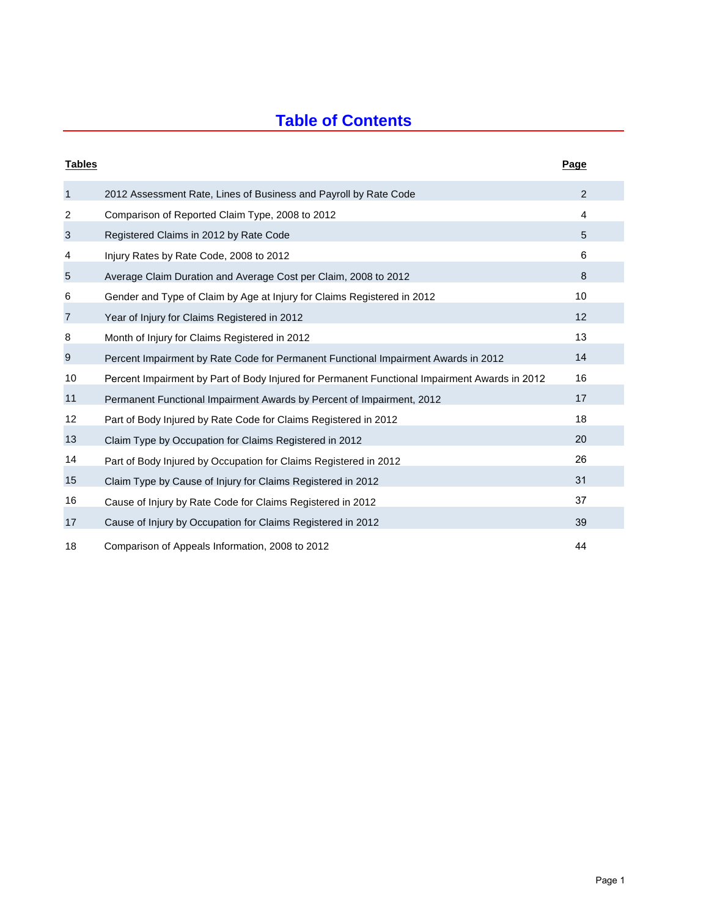# Table of Contents

| Tables | | Page |
|---|---|---|
| 1 | 2012 Assessment Rate, Lines of Business and Payroll by Rate Code | 2 |
| 2 | Comparison of Reported Claim Type, 2008 to 2012 | 4 |
| 3 | Registered Claims in 2012 by Rate Code | 5 |
| 4 | Injury Rates by Rate Code, 2008 to 2012 | 6 |
| 5 | Average Claim Duration and Average Cost per Claim, 2008 to 2012 | 8 |
| 6 | Gender and Type of Claim by Age at Injury for Claims Registered in 2012 | 10 |
| 7 | Year of Injury for Claims Registered in 2012 | 12 |
| 8 | Month of Injury for Claims Registered in 2012 | 13 |
| 9 | Percent Impairment by Rate Code for Permanent Functional Impairment Awards in 2012 | 14 |
| 10 | Percent Impairment by Part of Body Injured for Permanent Functional Impairment Awards in 2012 | 16 |
| 11 | Permanent Functional Impairment Awards by Percent of Impairment, 2012 | 17 |
| 12 | Part of Body Injured by Rate Code for Claims Registered in 2012 | 18 |
| 13 | Claim Type by Occupation for Claims Registered in 2012 | 20 |
| 14 | Part of Body Injured by Occupation for Claims Registered in 2012 | 26 |
| 15 | Claim Type by Cause of Injury for Claims Registered in 2012 | 31 |
| 16 | Cause of Injury by Rate Code for Claims Registered in 2012 | 37 |
| 17 | Cause of Injury by Occupation for Claims Registered in 2012 | 39 |
| 18 | Comparison of Appeals Information, 2008 to 2012 | 44 |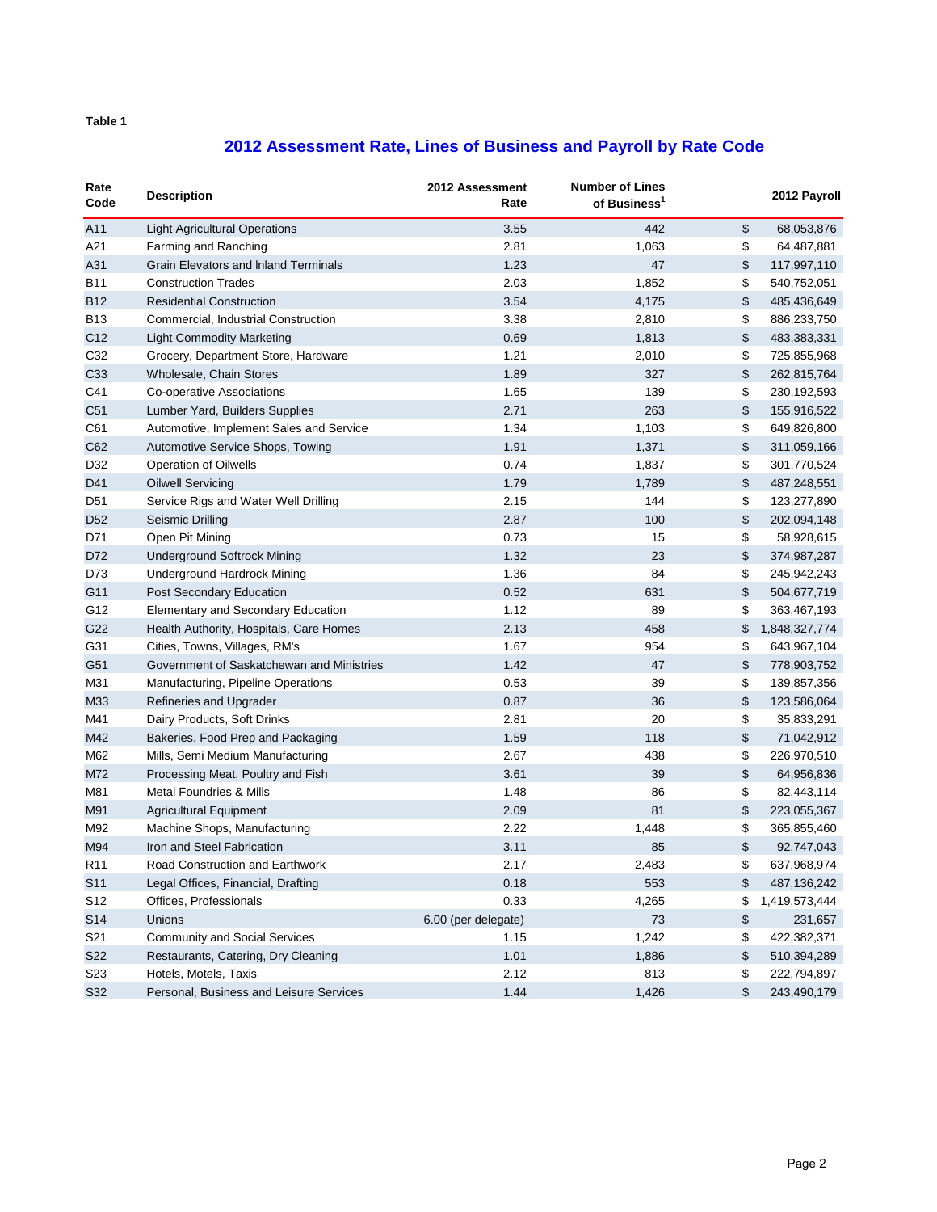**Table 1**

## 2012 Assessment Rate, Lines of Business and Payroll by Rate Code

| Rate Code | Description | 2012 Assessment Rate | Number of Lines of Business[1] | 2012 Payroll |
|---|---|---|---|---|
| A11 | Light Agricultural Operations | 3.55 | 442 | $ 68,053,876 |
| A21 | Farming and Ranching | 2.81 | 1,063 | $ 64,487,881 |
| A31 | Grain Elevators and Inland Terminals | 1.23 | 47 | $ 117,997,110 |
| B11 | Construction Trades | 2.03 | 1,852 | $ 540,752,051 |
| B12 | Residential Construction | 3.54 | 4,175 | $ 485,436,649 |
| B13 | Commercial, Industrial Construction | 3.38 | 2,810 | $ 886,233,750 |
| C12 | Light Commodity Marketing | 0.69 | 1,813 | $ 483,383,331 |
| C32 | Grocery, Department Store, Hardware | 1.21 | 2,010 | $ 725,855,968 |
| C33 | Wholesale, Chain Stores | 1.89 | 327 | $ 262,815,764 |
| C41 | Co-operative Associations | 1.65 | 139 | $ 230,192,593 |
| C51 | Lumber Yard, Builders Supplies | 2.71 | 263 | $ 155,916,522 |
| C61 | Automotive, Implement Sales and Service | 1.34 | 1,103 | $ 649,826,800 |
| C62 | Automotive Service Shops, Towing | 1.91 | 1,371 | $ 311,059,166 |
| D32 | Operation of Oilwells | 0.74 | 1,837 | $ 301,770,524 |
| D41 | Oilwell Servicing | 1.79 | 1,789 | $ 487,248,551 |
| D51 | Service Rigs and Water Well Drilling | 2.15 | 144 | $ 123,277,890 |
| D52 | Seismic Drilling | 2.87 | 100 | $ 202,094,148 |
| D71 | Open Pit Mining | 0.73 | 15 | $ 58,928,615 |
| D72 | Underground Softrock Mining | 1.32 | 23 | $ 374,987,287 |
| D73 | Underground Hardrock Mining | 1.36 | 84 | $ 245,942,243 |
| G11 | Post Secondary Education | 0.52 | 631 | $ 504,677,719 |
| G12 | Elementary and Secondary Education | 1.12 | 89 | $ 363,467,193 |
| G22 | Health Authority, Hospitals, Care Homes | 2.13 | 458 | $ 1,848,327,774 |
| G31 | Cities, Towns, Villages, RM's | 1.67 | 954 | $ 643,967,104 |
| G51 | Government of Saskatchewan and Ministries | 1.42 | 47 | $ 778,903,752 |
| M31 | Manufacturing, Pipeline Operations | 0.53 | 39 | $ 139,857,356 |
| M33 | Refineries and Upgrader | 0.87 | 36 | $ 123,586,064 |
| M41 | Dairy Products, Soft Drinks | 2.81 | 20 | $ 35,833,291 |
| M42 | Bakeries, Food Prep and Packaging | 1.59 | 118 | $ 71,042,912 |
| M62 | Mills, Semi Medium Manufacturing | 2.67 | 438 | $ 226,970,510 |
| M72 | Processing Meat, Poultry and Fish | 3.61 | 39 | $ 64,956,836 |
| M81 | Metal Foundries & Mills | 1.48 | 86 | $ 82,443,114 |
| M91 | Agricultural Equipment | 2.09 | 81 | $ 223,055,367 |
| M92 | Machine Shops, Manufacturing | 2.22 | 1,448 | $ 365,855,460 |
| M94 | Iron and Steel Fabrication | 3.11 | 85 | $ 92,747,043 |
| R11 | Road Construction and Earthwork | 2.17 | 2,483 | $ 637,968,974 |
| S11 | Legal Offices, Financial, Drafting | 0.18 | 553 | $ 487,136,242 |
| S12 | Offices, Professionals | 0.33 | 4,265 | $ 1,419,573,444 |
| S14 | Unions | 6.00 (per delegate) | 73 | $ 231,657 |
| S21 | Community and Social Services | 1.15 | 1,242 | $ 422,382,371 |
| S22 | Restaurants, Catering, Dry Cleaning | 1.01 | 1,886 | $ 510,394,289 |
| S23 | Hotels, Motels, Taxis | 2.12 | 813 | $ 222,794,897 |
| S32 | Personal, Business and Leisure Services | 1.44 | 1,426 | $ 243,490,179 |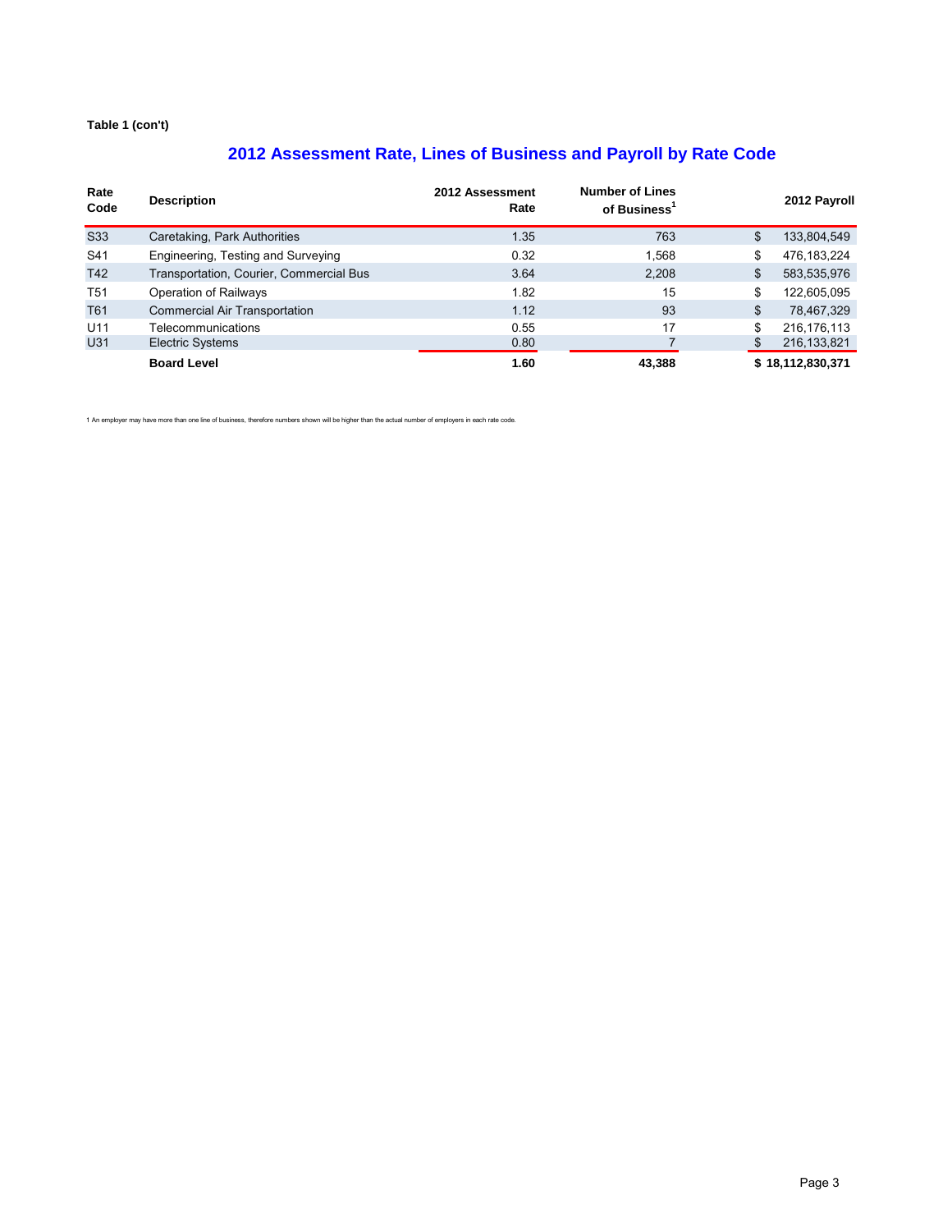**Table 1 (con't)**

## 2012 Assessment Rate, Lines of Business and Payroll by Rate Code

| Rate Code | Description | 2012 Assessment Rate | Number of Lines of Business[1] | 2012 Payroll |
|---|---|---|---|---|
| S33 | Caretaking, Park Authorities | 1.35 | 763 | $ 133,804,549 |
| S41 | Engineering, Testing and Surveying | 0.32 | 1,568 | $ 476,183,224 |
| T42 | Transportation, Courier, Commercial Bus | 3.64 | 2,208 | $ 583,535,976 |
| T51 | Operation of Railways | 1.82 | 15 | $ 122,605,095 |
| T61 | Commercial Air Transportation | 1.12 | 93 | $ 78,467,329 |
| U11 | Telecommunications | 0.55 | 17 | $ 216,176,113 |
| U31 | Electric Systems | 0.80 | 7 | $ 216,133,821 |
| | **Board Level** | **1.60** | **43,388** | **$ 18,112,830,371** |

1 An employer may have more than one line of business, therefore numbers shown will be higher than the actual number of employers in each rate code.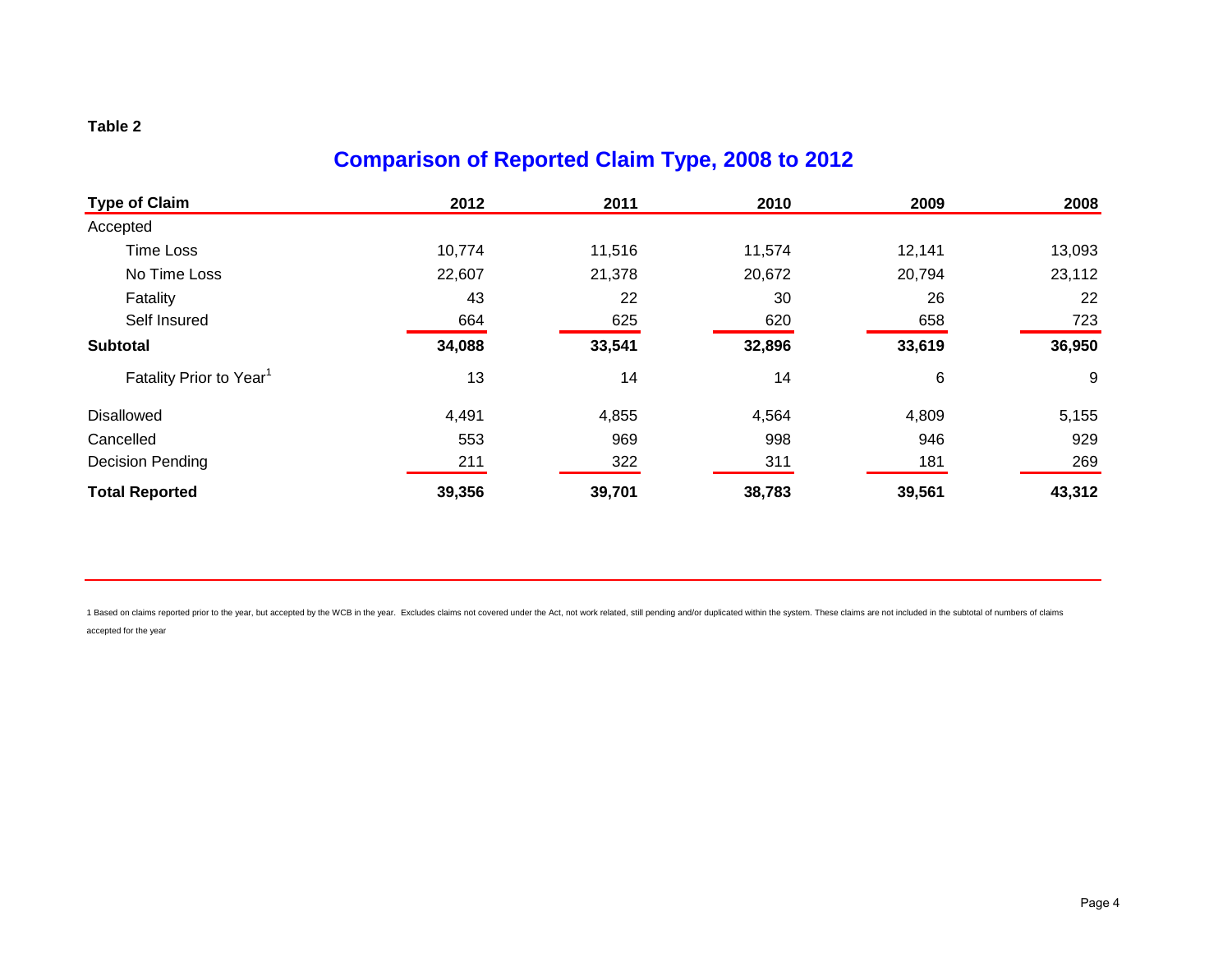**Table 2**

## Comparison of Reported Claim Type, 2008 to 2012

| Type of Claim | 2012 | 2011 | 2010 | 2009 | 2008 |
|---|---|---|---|---|---|
| Accepted | | | | | |
| Time Loss | 10,774 | 11,516 | 11,574 | 12,141 | 13,093 |
| No Time Loss | 22,607 | 21,378 | 20,672 | 20,794 | 23,112 |
| Fatality | 43 | 22 | 30 | 26 | 22 |
| Self Insured | 664 | 625 | 620 | 658 | 723 |
| **Subtotal** | **34,088** | **33,541** | **32,896** | **33,619** | **36,950** |
| Fatality Prior to Year[1] | 13 | 14 | 14 | 6 | 9 |
| Disallowed | 4,491 | 4,855 | 4,564 | 4,809 | 5,155 |
| Cancelled | 553 | 969 | 998 | 946 | 929 |
| Decision Pending | 211 | 322 | 311 | 181 | 269 |
| **Total Reported** | **39,356** | **39,701** | **38,783** | **39,561** | **43,312** |

1 Based on claims reported prior to the year, but accepted by the WCB in the year. Excludes claims not covered under the Act, not work related, still pending and/or duplicated within the system. These claims are not included in the subtotal of numbers of claims accepted for the year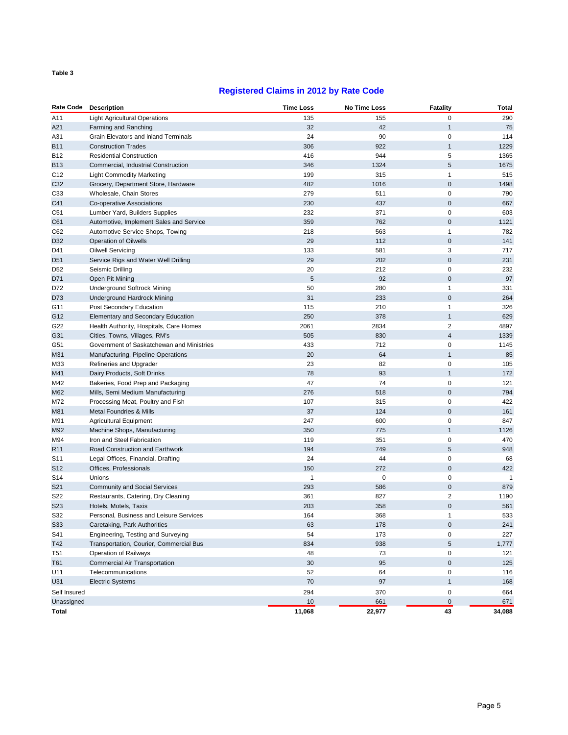Table 3

## Registered Claims in 2012 by Rate Code

| Rate Code | Description | Time Loss | No Time Loss | Fatality | Total |
|---|---|---|---|---|---|
| A11 | Light Agricultural Operations | 135 | 155 | 0 | 290 |
| A21 | Farming and Ranching | 32 | 42 | 1 | 75 |
| A31 | Grain Elevators and Inland Terminals | 24 | 90 | 0 | 114 |
| B11 | Construction Trades | 306 | 922 | 1 | 1229 |
| B12 | Residential Construction | 416 | 944 | 5 | 1365 |
| B13 | Commercial, Industrial Construction | 346 | 1324 | 5 | 1675 |
| C12 | Light Commodity Marketing | 199 | 315 | 1 | 515 |
| C32 | Grocery, Department Store, Hardware | 482 | 1016 | 0 | 1498 |
| C33 | Wholesale, Chain Stores | 279 | 511 | 0 | 790 |
| C41 | Co-operative Associations | 230 | 437 | 0 | 667 |
| C51 | Lumber Yard, Builders Supplies | 232 | 371 | 0 | 603 |
| C61 | Automotive, Implement Sales and Service | 359 | 762 | 0 | 1121 |
| C62 | Automotive Service Shops, Towing | 218 | 563 | 1 | 782 |
| D32 | Operation of Oilwells | 29 | 112 | 0 | 141 |
| D41 | Oilwell Servicing | 133 | 581 | 3 | 717 |
| D51 | Service Rigs and Water Well Drilling | 29 | 202 | 0 | 231 |
| D52 | Seismic Drilling | 20 | 212 | 0 | 232 |
| D71 | Open Pit Mining | 5 | 92 | 0 | 97 |
| D72 | Underground Softrock Mining | 50 | 280 | 1 | 331 |
| D73 | Underground Hardrock Mining | 31 | 233 | 0 | 264 |
| G11 | Post Secondary Education | 115 | 210 | 1 | 326 |
| G12 | Elementary and Secondary Education | 250 | 378 | 1 | 629 |
| G22 | Health Authority, Hospitals, Care Homes | 2061 | 2834 | 2 | 4897 |
| G31 | Cities, Towns, Villages, RM's | 505 | 830 | 4 | 1339 |
| G51 | Government of Saskatchewan and Ministries | 433 | 712 | 0 | 1145 |
| M31 | Manufacturing, Pipeline Operations | 20 | 64 | 1 | 85 |
| M33 | Refineries and Upgrader | 23 | 82 | 0 | 105 |
| M41 | Dairy Products, Soft Drinks | 78 | 93 | 1 | 172 |
| M42 | Bakeries, Food Prep and Packaging | 47 | 74 | 0 | 121 |
| M62 | Mills, Semi Medium Manufacturing | 276 | 518 | 0 | 794 |
| M72 | Processing Meat, Poultry and Fish | 107 | 315 | 0 | 422 |
| M81 | Metal Foundries & Mills | 37 | 124 | 0 | 161 |
| M91 | Agricultural Equipment | 247 | 600 | 0 | 847 |
| M92 | Machine Shops, Manufacturing | 350 | 775 | 1 | 1126 |
| M94 | Iron and Steel Fabrication | 119 | 351 | 0 | 470 |
| R11 | Road Construction and Earthwork | 194 | 749 | 5 | 948 |
| S11 | Legal Offices, Financial, Drafting | 24 | 44 | 0 | 68 |
| S12 | Offices, Professionals | 150 | 272 | 0 | 422 |
| S14 | Unions | 1 | 0 | 0 | 1 |
| S21 | Community and Social Services | 293 | 586 | 0 | 879 |
| S22 | Restaurants, Catering, Dry Cleaning | 361 | 827 | 2 | 1190 |
| S23 | Hotels, Motels, Taxis | 203 | 358 | 0 | 561 |
| S32 | Personal, Business and Leisure Services | 164 | 368 | 1 | 533 |
| S33 | Caretaking, Park Authorities | 63 | 178 | 0 | 241 |
| S41 | Engineering, Testing and Surveying | 54 | 173 | 0 | 227 |
| T42 | Transportation, Courier, Commercial Bus | 834 | 938 | 5 | 1,777 |
| T51 | Operation of Railways | 48 | 73 | 0 | 121 |
| T61 | Commercial Air Transportation | 30 | 95 | 0 | 125 |
| U11 | Telecommunications | 52 | 64 | 0 | 116 |
| U31 | Electric Systems | 70 | 97 | 1 | 168 |
| Self Insured | | 294 | 370 | 0 | 664 |
| Unassigned | | 10 | 661 | 0 | 671 |
| **Total** | | **11,068** | **22,977** | **43** | **34,088** |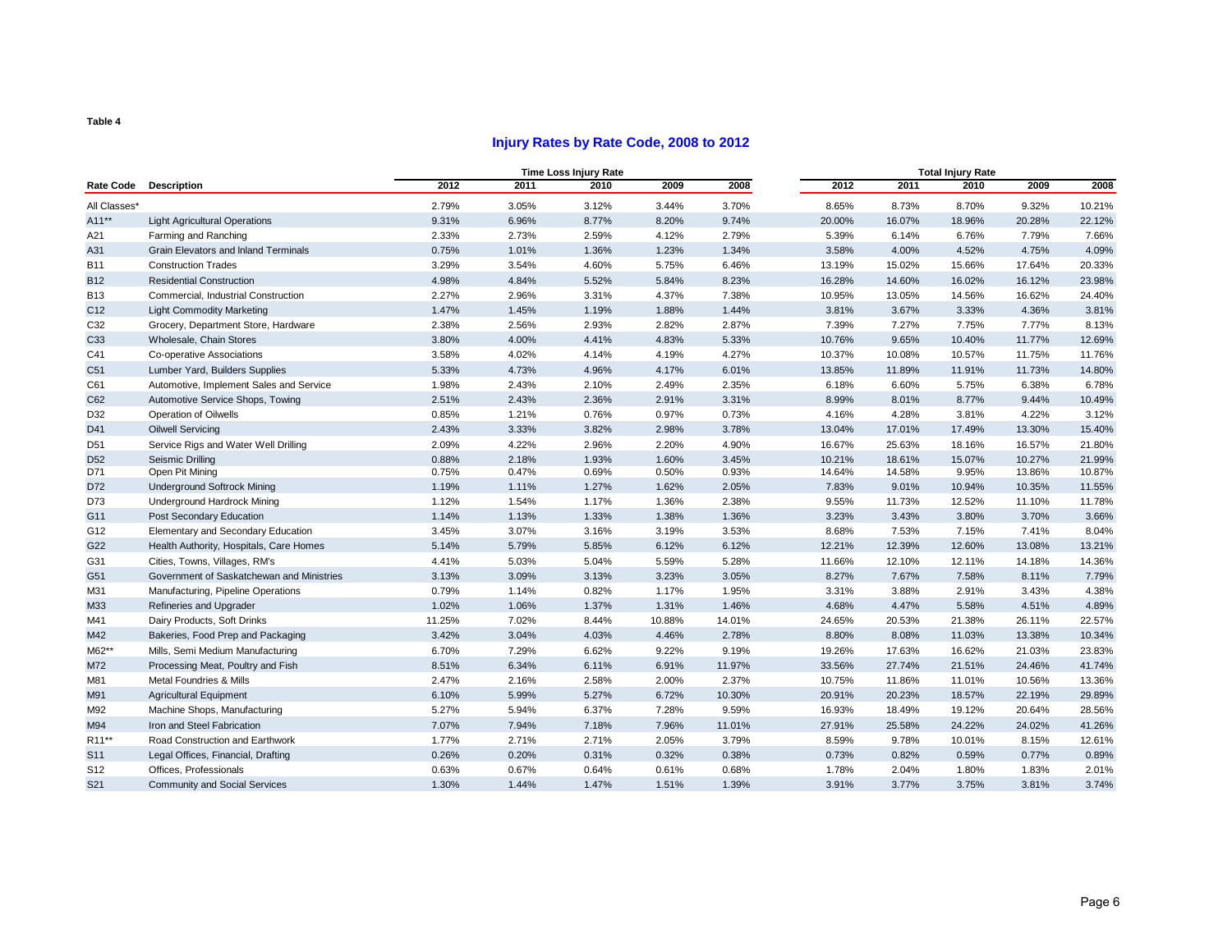Table 4

## Injury Rates by Rate Code, 2008 to 2012

| Rate Code | Description | Time Loss Injury Rate | | | | | Total Injury Rate | | | | |
|---|---|---|---|---|---|---|---|---|---|---|---|
| | | 2012 | 2011 | 2010 | 2009 | 2008 | 2012 | 2011 | 2010 | 2009 | 2008 |
| All Classes* | | 2.79% | 3.05% | 3.12% | 3.44% | 3.70% | 8.65% | 8.73% | 8.70% | 9.32% | 10.21% |
| A11** | Light Agricultural Operations | 9.31% | 6.96% | 8.77% | 8.20% | 9.74% | 20.00% | 16.07% | 18.96% | 20.28% | 22.12% |
| A21 | Farming and Ranching | 2.33% | 2.73% | 2.59% | 4.12% | 2.79% | 5.39% | 6.14% | 6.76% | 7.79% | 7.66% |
| A31 | Grain Elevators and Inland Terminals | 0.75% | 1.01% | 1.36% | 1.23% | 1.34% | 3.58% | 4.00% | 4.52% | 4.75% | 4.09% |
| B11 | Construction Trades | 3.29% | 3.54% | 4.60% | 5.75% | 6.46% | 13.19% | 15.02% | 15.66% | 17.64% | 20.33% |
| B12 | Residential Construction | 4.98% | 4.84% | 5.52% | 5.84% | 8.23% | 16.28% | 14.60% | 16.02% | 16.12% | 23.98% |
| B13 | Commercial, Industrial Construction | 2.27% | 2.96% | 3.31% | 4.37% | 7.38% | 10.95% | 13.05% | 14.56% | 16.62% | 24.40% |
| C12 | Light Commodity Marketing | 1.47% | 1.45% | 1.19% | 1.88% | 1.44% | 3.81% | 3.67% | 3.33% | 4.36% | 3.81% |
| C32 | Grocery, Department Store, Hardware | 2.38% | 2.56% | 2.93% | 2.82% | 2.87% | 7.39% | 7.27% | 7.75% | 7.77% | 8.13% |
| C33 | Wholesale, Chain Stores | 3.80% | 4.00% | 4.41% | 4.83% | 5.33% | 10.76% | 9.65% | 10.40% | 11.77% | 12.69% |
| C41 | Co-operative Associations | 3.58% | 4.02% | 4.14% | 4.19% | 4.27% | 10.37% | 10.08% | 10.57% | 11.75% | 11.76% |
| C51 | Lumber Yard, Builders Supplies | 5.33% | 4.73% | 4.96% | 4.17% | 6.01% | 13.85% | 11.89% | 11.91% | 11.73% | 14.80% |
| C61 | Automotive, Implement Sales and Service | 1.98% | 2.43% | 2.10% | 2.49% | 2.35% | 6.18% | 6.60% | 5.75% | 6.38% | 6.78% |
| C62 | Automotive Service Shops, Towing | 2.51% | 2.43% | 2.36% | 2.91% | 3.31% | 8.99% | 8.01% | 8.77% | 9.44% | 10.49% |
| D32 | Operation of Oilwells | 0.85% | 1.21% | 0.76% | 0.97% | 0.73% | 4.16% | 4.28% | 3.81% | 4.22% | 3.12% |
| D41 | Oilwell Servicing | 2.43% | 3.33% | 3.82% | 2.98% | 3.78% | 13.04% | 17.01% | 17.49% | 13.30% | 15.40% |
| D51 | Service Rigs and Water Well Drilling | 2.09% | 4.22% | 2.96% | 2.20% | 4.90% | 16.67% | 25.63% | 18.16% | 16.57% | 21.80% |
| D52 | Seismic Drilling | 0.88% | 2.18% | 1.93% | 1.60% | 3.45% | 10.21% | 18.61% | 15.07% | 10.27% | 21.99% |
| D71 | Open Pit Mining | 0.75% | 0.47% | 0.69% | 0.50% | 0.93% | 14.64% | 14.58% | 9.95% | 13.86% | 10.87% |
| D72 | Underground Softrock Mining | 1.19% | 1.11% | 1.27% | 1.62% | 2.05% | 7.83% | 9.01% | 10.94% | 10.35% | 11.55% |
| D73 | Underground Hardrock Mining | 1.12% | 1.54% | 1.17% | 1.36% | 2.38% | 9.55% | 11.73% | 12.52% | 11.10% | 11.78% |
| G11 | Post Secondary Education | 1.14% | 1.13% | 1.33% | 1.38% | 1.36% | 3.23% | 3.43% | 3.80% | 3.70% | 3.66% |
| G12 | Elementary and Secondary Education | 3.45% | 3.07% | 3.16% | 3.19% | 3.53% | 8.68% | 7.53% | 7.15% | 7.41% | 8.04% |
| G22 | Health Authority, Hospitals, Care Homes | 5.14% | 5.79% | 5.85% | 6.12% | 6.12% | 12.21% | 12.39% | 12.60% | 13.08% | 13.21% |
| G31 | Cities, Towns, Villages, RM's | 4.41% | 5.03% | 5.04% | 5.59% | 5.28% | 11.66% | 12.10% | 12.11% | 14.18% | 14.36% |
| G51 | Government of Saskatchewan and Ministries | 3.13% | 3.09% | 3.13% | 3.23% | 3.05% | 8.27% | 7.67% | 7.58% | 8.11% | 7.79% |
| M31 | Manufacturing, Pipeline Operations | 0.79% | 1.14% | 0.82% | 1.17% | 1.95% | 3.31% | 3.88% | 2.91% | 3.43% | 4.38% |
| M33 | Refineries and Upgrader | 1.02% | 1.06% | 1.37% | 1.31% | 1.46% | 4.68% | 4.47% | 5.58% | 4.51% | 4.89% |
| M41 | Dairy Products, Soft Drinks | 11.25% | 7.02% | 8.44% | 10.88% | 14.01% | 24.65% | 20.53% | 21.38% | 26.11% | 22.57% |
| M42 | Bakeries, Food Prep and Packaging | 3.42% | 3.04% | 4.03% | 4.46% | 2.78% | 8.80% | 8.08% | 11.03% | 13.38% | 10.34% |
| M62** | Mills, Semi Medium Manufacturing | 6.70% | 7.29% | 6.62% | 9.22% | 9.19% | 19.26% | 17.63% | 16.62% | 21.03% | 23.83% |
| M72 | Processing Meat, Poultry and Fish | 8.51% | 6.34% | 6.11% | 6.91% | 11.97% | 33.56% | 27.74% | 21.51% | 24.46% | 41.74% |
| M81 | Metal Foundries & Mills | 2.47% | 2.16% | 2.58% | 2.00% | 2.37% | 10.75% | 11.86% | 11.01% | 10.56% | 13.36% |
| M91 | Agricultural Equipment | 6.10% | 5.99% | 5.27% | 6.72% | 10.30% | 20.91% | 20.23% | 18.57% | 22.19% | 29.89% |
| M92 | Machine Shops, Manufacturing | 5.27% | 5.94% | 6.37% | 7.28% | 9.59% | 16.93% | 18.49% | 19.12% | 20.64% | 28.56% |
| M94 | Iron and Steel Fabrication | 7.07% | 7.94% | 7.18% | 7.96% | 11.01% | 27.91% | 25.58% | 24.22% | 24.02% | 41.26% |
| R11** | Road Construction and Earthwork | 1.77% | 2.71% | 2.71% | 2.05% | 3.79% | 8.59% | 9.78% | 10.01% | 8.15% | 12.61% |
| S11 | Legal Offices, Financial, Drafting | 0.26% | 0.20% | 0.31% | 0.32% | 0.38% | 0.73% | 0.82% | 0.59% | 0.77% | 0.89% |
| S12 | Offices, Professionals | 0.63% | 0.67% | 0.64% | 0.61% | 0.68% | 1.78% | 2.04% | 1.80% | 1.83% | 2.01% |
| S21 | Community and Social Services | 1.30% | 1.44% | 1.47% | 1.51% | 1.39% | 3.91% | 3.77% | 3.75% | 3.81% | 3.74% |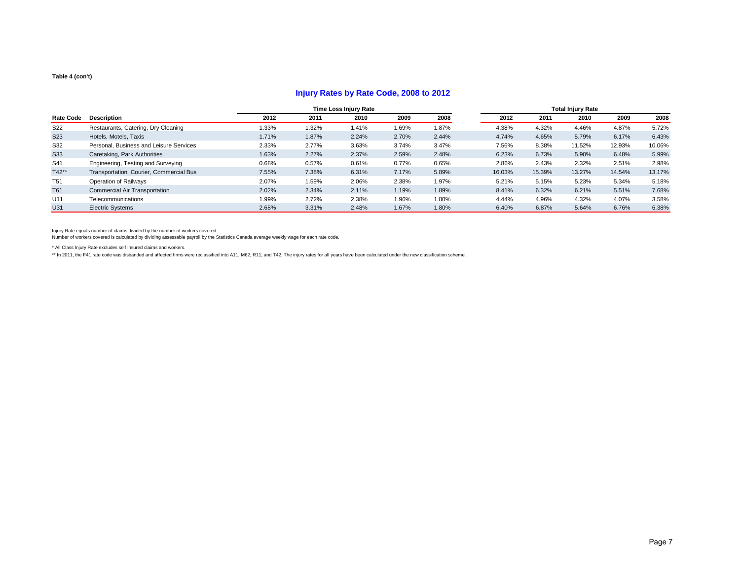Table 4 (con't)

## Injury Rates by Rate Code, 2008 to 2012

| | | Time Loss Injury Rate | | | | | Total Injury Rate | | | | |
|---|---|---|---|---|---|---|---|---|---|---|---|
| Rate Code | Description | 2012 | 2011 | 2010 | 2009 | 2008 | 2012 | 2011 | 2010 | 2009 | 2008 |
| S22 | Restaurants, Catering, Dry Cleaning | 1.33% | 1.32% | 1.41% | 1.69% | 1.87% | 4.38% | 4.32% | 4.46% | 4.87% | 5.72% |
| S23 | Hotels, Motels, Taxis | 1.71% | 1.87% | 2.24% | 2.70% | 2.44% | 4.74% | 4.65% | 5.79% | 6.17% | 6.43% |
| S32 | Personal, Business and Leisure Services | 2.33% | 2.77% | 3.63% | 3.74% | 3.47% | 7.56% | 8.38% | 11.52% | 12.93% | 10.06% |
| S33 | Caretaking, Park Authorities | 1.63% | 2.27% | 2.37% | 2.59% | 2.48% | 6.23% | 6.73% | 5.90% | 6.48% | 5.99% |
| S41 | Engineering, Testing and Surveying | 0.68% | 0.57% | 0.61% | 0.77% | 0.65% | 2.86% | 2.43% | 2.32% | 2.51% | 2.98% |
| T42** | Transportation, Courier, Commercial Bus | 7.55% | 7.38% | 6.31% | 7.17% | 5.89% | 16.03% | 15.39% | 13.27% | 14.54% | 13.17% |
| T51 | Operation of Railways | 2.07% | 1.59% | 2.06% | 2.38% | 1.97% | 5.21% | 5.15% | 5.23% | 5.34% | 5.18% |
| T61 | Commercial Air Transportation | 2.02% | 2.34% | 2.11% | 1.19% | 1.89% | 8.41% | 6.32% | 6.21% | 5.51% | 7.68% |
| U11 | Telecommunications | 1.99% | 2.72% | 2.38% | 1.96% | 1.80% | 4.44% | 4.96% | 4.32% | 4.07% | 3.58% |
| U31 | Electric Systems | 2.68% | 3.31% | 2.48% | 1.67% | 1.80% | 6.40% | 6.87% | 5.64% | 6.76% | 6.38% |

Injury Rate equals number of claims divided by the number of workers covered.
Number of workers covered is calculated by dividing assessable payroll by the Statistics Canada average weekly wage for each rate code.

* All Class Injury Rate excludes self insured claims and workers.

** In 2011, the F41 rate code was disbanded and affected firms were reclassified into A11, M62, R11, and T42. The injury rates for all years have been calculated under the new classification scheme.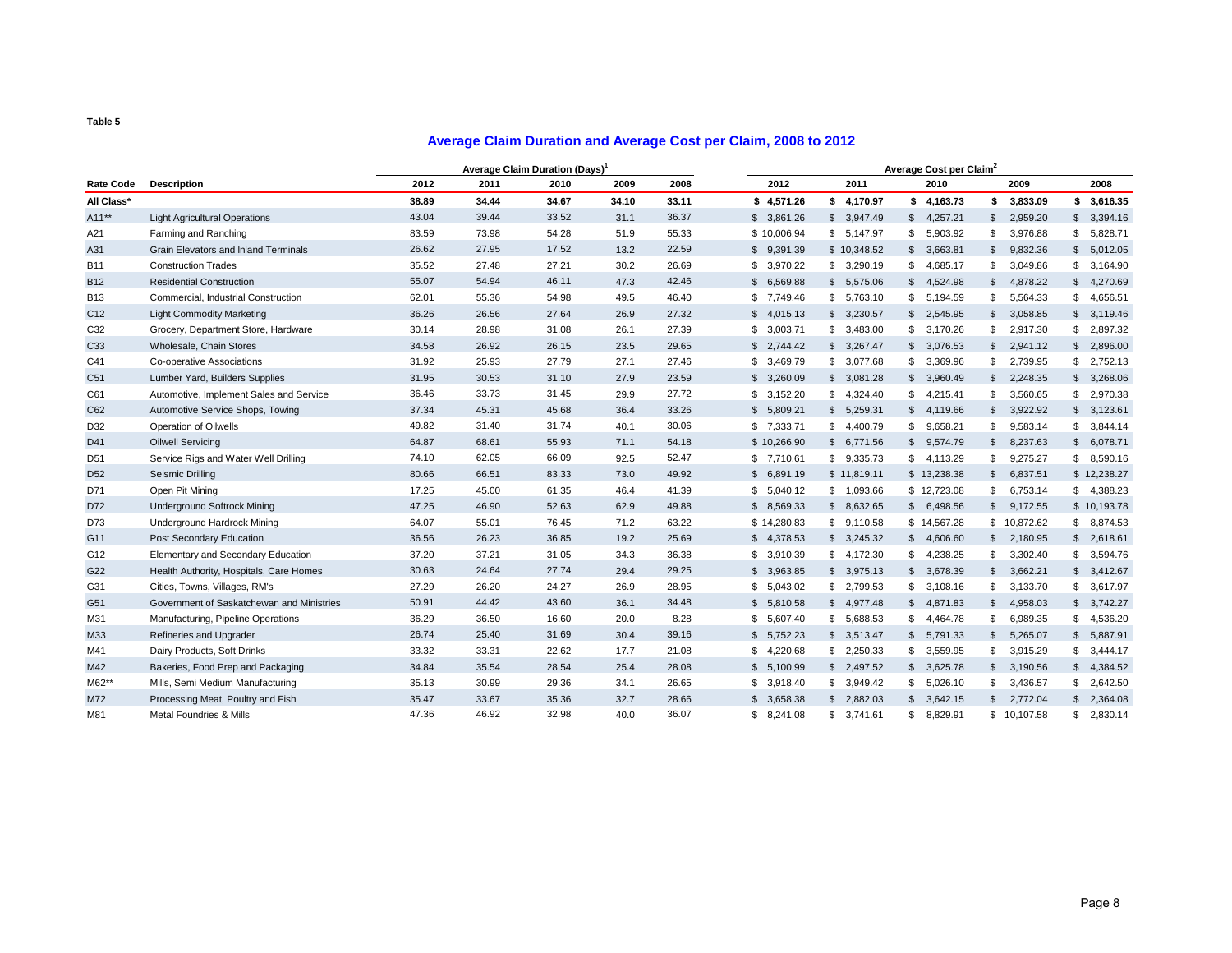**Table 5**

## Average Claim Duration and Average Cost per Claim, 2008 to 2012

| | | Average Claim Duration (Days)[1] | | | | | Average Cost per Claim[2] | | | | |
|---|---|---|---|---|---|---|---|---|---|---|---|
| **Rate Code** | **Description** | **2012** | **2011** | **2010** | **2009** | **2008** | **2012** | **2011** | **2010** | **2009** | **2008** |
| **All Class*** | | **38.89** | **34.44** | **34.67** | **34.10** | **33.11** | **$ 4,571.26** | **$ 4,170.97** | **$ 4,163.73** | **$ 3,833.09** | **$ 3,616.35** |
| A11** | Light Agricultural Operations | 43.04 | 39.44 | 33.52 | 31.1 | 36.37 | $ 3,861.26 | $ 3,947.49 | $ 4,257.21 | $ 2,959.20 | $ 3,394.16 |
| A21 | Farming and Ranching | 83.59 | 73.98 | 54.28 | 51.9 | 55.33 | $ 10,006.94 | $ 5,147.97 | $ 5,903.92 | $ 3,976.88 | $ 5,828.71 |
| A31 | Grain Elevators and Inland Terminals | 26.62 | 27.95 | 17.52 | 13.2 | 22.59 | $ 9,391.39 | $ 10,348.52 | $ 3,663.81 | $ 9,832.36 | $ 5,012.05 |
| B11 | Construction Trades | 35.52 | 27.48 | 27.21 | 30.2 | 26.69 | $ 3,970.22 | $ 3,290.19 | $ 4,685.17 | $ 3,049.86 | $ 3,164.90 |
| B12 | Residential Construction | 55.07 | 54.94 | 46.11 | 47.3 | 42.46 | $ 6,569.88 | $ 5,575.06 | $ 4,524.98 | $ 4,878.22 | $ 4,270.69 |
| B13 | Commercial, Industrial Construction | 62.01 | 55.36 | 54.98 | 49.5 | 46.40 | $ 7,749.46 | $ 5,763.10 | $ 5,194.59 | $ 5,564.33 | $ 4,656.51 |
| C12 | Light Commodity Marketing | 36.26 | 26.56 | 27.64 | 26.9 | 27.32 | $ 4,015.13 | $ 3,230.57 | $ 2,545.95 | $ 3,058.85 | $ 3,119.46 |
| C32 | Grocery, Department Store, Hardware | 30.14 | 28.98 | 31.08 | 26.1 | 27.39 | $ 3,003.71 | $ 3,483.00 | $ 3,170.26 | $ 2,917.30 | $ 2,897.32 |
| C33 | Wholesale, Chain Stores | 34.58 | 26.92 | 26.15 | 23.5 | 29.65 | $ 2,744.42 | $ 3,267.47 | $ 3,076.53 | $ 2,941.12 | $ 2,896.00 |
| C41 | Co-operative Associations | 31.92 | 25.93 | 27.79 | 27.1 | 27.46 | $ 3,469.79 | $ 3,077.68 | $ 3,369.96 | $ 2,739.95 | $ 2,752.13 |
| C51 | Lumber Yard, Builders Supplies | 31.95 | 30.53 | 31.10 | 27.9 | 23.59 | $ 3,260.09 | $ 3,081.28 | $ 3,960.49 | $ 2,248.35 | $ 3,268.06 |
| C61 | Automotive, Implement Sales and Service | 36.46 | 33.73 | 31.45 | 29.9 | 27.72 | $ 3,152.20 | $ 4,324.40 | $ 4,215.41 | $ 3,560.65 | $ 2,970.38 |
| C62 | Automotive Service Shops, Towing | 37.34 | 45.31 | 45.68 | 36.4 | 33.26 | $ 5,809.21 | $ 5,259.31 | $ 4,119.66 | $ 3,922.92 | $ 3,123.61 |
| D32 | Operation of Oilwells | 49.82 | 31.40 | 31.74 | 40.1 | 30.06 | $ 7,333.71 | $ 4,400.79 | $ 9,658.21 | $ 9,583.14 | $ 3,844.14 |
| D41 | Oilwell Servicing | 64.87 | 68.61 | 55.93 | 71.1 | 54.18 | $ 10,266.90 | $ 6,771.56 | $ 9,574.79 | $ 8,237.63 | $ 6,078.71 |
| D51 | Service Rigs and Water Well Drilling | 74.10 | 62.05 | 66.09 | 92.5 | 52.47 | $ 7,710.61 | $ 9,335.73 | $ 4,113.29 | $ 9,275.27 | $ 8,590.16 |
| D52 | Seismic Drilling | 80.66 | 66.51 | 83.33 | 73.0 | 49.92 | $ 6,891.19 | $ 11,819.11 | $ 13,238.38 | $ 6,837.51 | $ 12,238.27 |
| D71 | Open Pit Mining | 17.25 | 45.00 | 61.35 | 46.4 | 41.39 | $ 5,040.12 | $ 1,093.66 | $ 12,723.08 | $ 6,753.14 | $ 4,388.23 |
| D72 | Underground Softrock Mining | 47.25 | 46.90 | 52.63 | 62.9 | 49.88 | $ 8,569.33 | $ 8,632.65 | $ 6,498.56 | $ 9,172.55 | $ 10,193.78 |
| D73 | Underground Hardrock Mining | 64.07 | 55.01 | 76.45 | 71.2 | 63.22 | $ 14,280.83 | $ 9,110.58 | $ 14,567.28 | $ 10,872.62 | $ 8,874.53 |
| G11 | Post Secondary Education | 36.56 | 26.23 | 36.85 | 19.2 | 25.69 | $ 4,378.53 | $ 3,245.32 | $ 4,606.60 | $ 2,180.95 | $ 2,618.61 |
| G12 | Elementary and Secondary Education | 37.20 | 37.21 | 31.05 | 34.3 | 36.38 | $ 3,910.39 | $ 4,172.30 | $ 4,238.25 | $ 3,302.40 | $ 3,594.76 |
| G22 | Health Authority, Hospitals, Care Homes | 30.63 | 24.64 | 27.74 | 29.4 | 29.25 | $ 3,963.85 | $ 3,975.13 | $ 3,678.39 | $ 3,662.21 | $ 3,412.67 |
| G31 | Cities, Towns, Villages, RM's | 27.29 | 26.20 | 24.27 | 26.9 | 28.95 | $ 5,043.02 | $ 2,799.53 | $ 3,108.16 | $ 3,133.70 | $ 3,617.97 |
| G51 | Government of Saskatchewan and Ministries | 50.91 | 44.42 | 43.60 | 36.1 | 34.48 | $ 5,810.58 | $ 4,977.48 | $ 4,871.83 | $ 4,958.03 | $ 3,742.27 |
| M31 | Manufacturing, Pipeline Operations | 36.29 | 36.50 | 16.60 | 20.0 | 8.28 | $ 5,607.40 | $ 5,688.53 | $ 4,464.78 | $ 6,989.35 | $ 4,536.20 |
| M33 | Refineries and Upgrader | 26.74 | 25.40 | 31.69 | 30.4 | 39.16 | $ 5,752.23 | $ 3,513.47 | $ 5,791.33 | $ 5,265.07 | $ 5,887.91 |
| M41 | Dairy Products, Soft Drinks | 33.32 | 33.31 | 22.62 | 17.7 | 21.08 | $ 4,220.68 | $ 2,250.33 | $ 3,559.95 | $ 3,915.29 | $ 3,444.17 |
| M42 | Bakeries, Food Prep and Packaging | 34.84 | 35.54 | 28.54 | 25.4 | 28.08 | $ 5,100.99 | $ 2,497.52 | $ 3,625.78 | $ 3,190.56 | $ 4,384.52 |
| M62** | Mills, Semi Medium Manufacturing | 35.13 | 30.99 | 29.36 | 34.1 | 26.65 | $ 3,918.40 | $ 3,949.42 | $ 5,026.10 | $ 3,436.57 | $ 2,642.50 |
| M72 | Processing Meat, Poultry and Fish | 35.47 | 33.67 | 35.36 | 32.7 | 28.66 | $ 3,658.38 | $ 2,882.03 | $ 3,642.15 | $ 2,772.04 | $ 2,364.08 |
| M81 | Metal Foundries & Mills | 47.36 | 46.92 | 32.98 | 40.0 | 36.07 | $ 8,241.08 | $ 3,741.61 | $ 8,829.91 | $ 10,107.58 | $ 2,830.14 |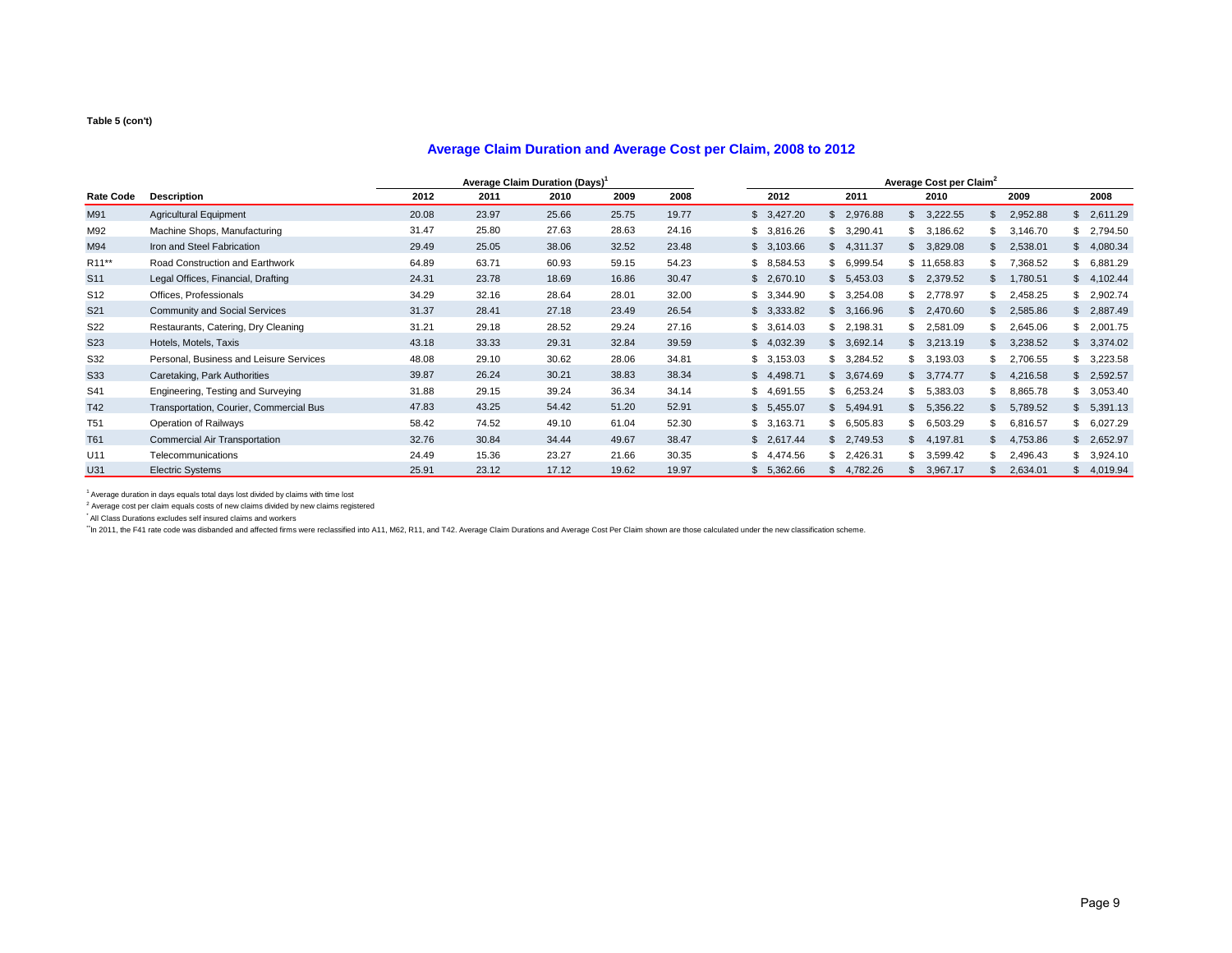**Table 5 (con't)**

## Average Claim Duration and Average Cost per Claim, 2008 to 2012

| | | Average Claim Duration (Days)[1] | | | | | Average Cost per Claim[2] | | | | |
|---|---|---|---|---|---|---|---|---|---|---|---|
| Rate Code | Description | 2012 | 2011 | 2010 | 2009 | 2008 | 2012 | 2011 | 2010 | 2009 | 2008 |
| M91 | Agricultural Equipment | 20.08 | 23.97 | 25.66 | 25.75 | 19.77 | $ 3,427.20 | $ 2,976.88 | $ 3,222.55 | $ 2,952.88 | $ 2,611.29 |
| M92 | Machine Shops, Manufacturing | 31.47 | 25.80 | 27.63 | 28.63 | 24.16 | $ 3,816.26 | $ 3,290.41 | $ 3,186.62 | $ 3,146.70 | $ 2,794.50 |
| M94 | Iron and Steel Fabrication | 29.49 | 25.05 | 38.06 | 32.52 | 23.48 | $ 3,103.66 | $ 4,311.37 | $ 3,829.08 | $ 2,538.01 | $ 4,080.34 |
| R11** | Road Construction and Earthwork | 64.89 | 63.71 | 60.93 | 59.15 | 54.23 | $ 8,584.53 | $ 6,999.54 | $ 11,658.83 | $ 7,368.52 | $ 6,881.29 |
| S11 | Legal Offices, Financial, Drafting | 24.31 | 23.78 | 18.69 | 16.86 | 30.47 | $ 2,670.10 | $ 5,453.03 | $ 2,379.52 | $ 1,780.51 | $ 4,102.44 |
| S12 | Offices, Professionals | 34.29 | 32.16 | 28.64 | 28.01 | 32.00 | $ 3,344.90 | $ 3,254.08 | $ 2,778.97 | $ 2,458.25 | $ 2,902.74 |
| S21 | Community and Social Services | 31.37 | 28.41 | 27.18 | 23.49 | 26.54 | $ 3,333.82 | $ 3,166.96 | $ 2,470.60 | $ 2,585.86 | $ 2,887.49 |
| S22 | Restaurants, Catering, Dry Cleaning | 31.21 | 29.18 | 28.52 | 29.24 | 27.16 | $ 3,614.03 | $ 2,198.31 | $ 2,581.09 | $ 2,645.06 | $ 2,001.75 |
| S23 | Hotels, Motels, Taxis | 43.18 | 33.33 | 29.31 | 32.84 | 39.59 | $ 4,032.39 | $ 3,692.14 | $ 3,213.19 | $ 3,238.52 | $ 3,374.02 |
| S32 | Personal, Business and Leisure Services | 48.08 | 29.10 | 30.62 | 28.06 | 34.81 | $ 3,153.03 | $ 3,284.52 | $ 3,193.03 | $ 2,706.55 | $ 3,223.58 |
| S33 | Caretaking, Park Authorities | 39.87 | 26.24 | 30.21 | 38.83 | 38.34 | $ 4,498.71 | $ 3,674.69 | $ 3,774.77 | $ 4,216.58 | $ 2,592.57 |
| S41 | Engineering, Testing and Surveying | 31.88 | 29.15 | 39.24 | 36.34 | 34.14 | $ 4,691.55 | $ 6,253.24 | $ 5,383.03 | $ 8,865.78 | $ 3,053.40 |
| T42 | Transportation, Courier, Commercial Bus | 47.83 | 43.25 | 54.42 | 51.20 | 52.91 | $ 5,455.07 | $ 5,494.91 | $ 5,356.22 | $ 5,789.52 | $ 5,391.13 |
| T51 | Operation of Railways | 58.42 | 74.52 | 49.10 | 61.04 | 52.30 | $ 3,163.71 | $ 6,505.83 | $ 6,503.29 | $ 6,816.57 | $ 6,027.29 |
| T61 | Commercial Air Transportation | 32.76 | 30.84 | 34.44 | 49.67 | 38.47 | $ 2,617.44 | $ 2,749.53 | $ 4,197.81 | $ 4,753.86 | $ 2,652.97 |
| U11 | Telecommunications | 24.49 | 15.36 | 23.27 | 21.66 | 30.35 | $ 4,474.56 | $ 2,426.31 | $ 3,599.42 | $ 2,496.43 | $ 3,924.10 |
| U31 | Electric Systems | 25.91 | 23.12 | 17.12 | 19.62 | 19.97 | $ 5,362.66 | $ 4,782.26 | $ 3,967.17 | $ 2,634.01 | $ 4,019.94 |

[1] Average duration in days equals total days lost divided by claims with time lost

[2] Average cost per claim equals costs of new claims divided by new claims registered

[*] All Class Durations excludes self insured claims and workers

[**] In 2011, the F41 rate code was disbanded and affected firms were reclassified into A11, M62, R11, and T42. Average Claim Durations and Average Cost Per Claim shown are those calculated under the new classification scheme.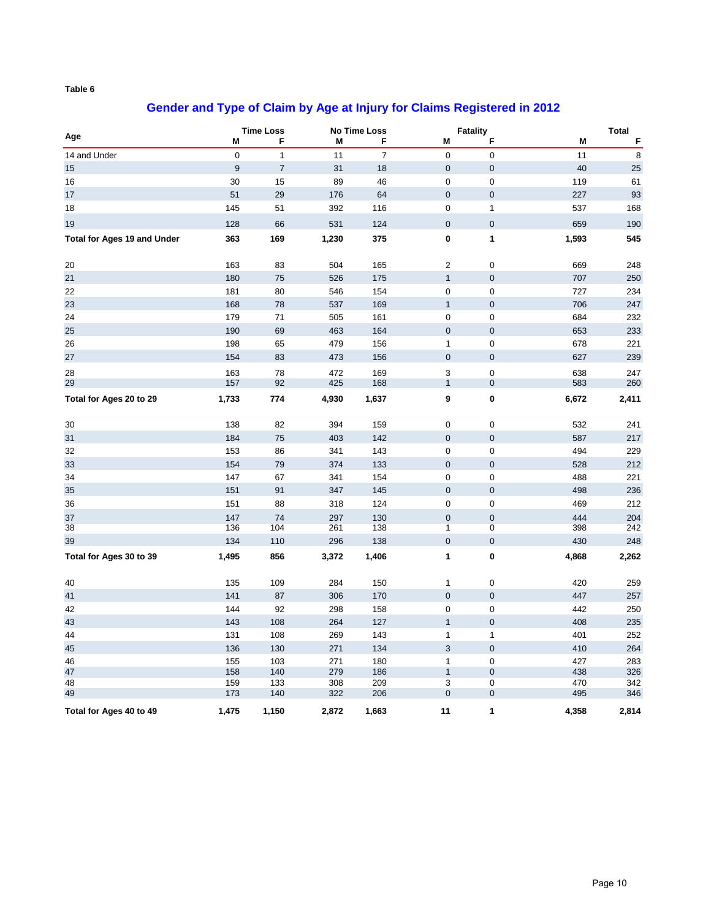**Table 6**

## Gender and Type of Claim by Age at Injury for Claims Registered in 2012

| Age | Time Loss | | No Time Loss | | Fatality | | Total | |
|---|---|---|---|---|---|---|---|---|
| | M | F | M | F | M | F | M | F |
| 14 and Under | 0 | 1 | 11 | 7 | 0 | 0 | 11 | 8 |
| 15 | 9 | 7 | 31 | 18 | 0 | 0 | 40 | 25 |
| 16 | 30 | 15 | 89 | 46 | 0 | 0 | 119 | 61 |
| 17 | 51 | 29 | 176 | 64 | 0 | 0 | 227 | 93 |
| 18 | 145 | 51 | 392 | 116 | 0 | 1 | 537 | 168 |
| 19 | 128 | 66 | 531 | 124 | 0 | 0 | 659 | 190 |
| **Total for Ages 19 and Under** | **363** | **169** | **1,230** | **375** | **0** | **1** | **1,593** | **545** |
| 20 | 163 | 83 | 504 | 165 | 2 | 0 | 669 | 248 |
| 21 | 180 | 75 | 526 | 175 | 1 | 0 | 707 | 250 |
| 22 | 181 | 80 | 546 | 154 | 0 | 0 | 727 | 234 |
| 23 | 168 | 78 | 537 | 169 | 1 | 0 | 706 | 247 |
| 24 | 179 | 71 | 505 | 161 | 0 | 0 | 684 | 232 |
| 25 | 190 | 69 | 463 | 164 | 0 | 0 | 653 | 233 |
| 26 | 198 | 65 | 479 | 156 | 1 | 0 | 678 | 221 |
| 27 | 154 | 83 | 473 | 156 | 0 | 0 | 627 | 239 |
| 28 | 163 | 78 | 472 | 169 | 3 | 0 | 638 | 247 |
| 29 | 157 | 92 | 425 | 168 | 1 | 0 | 583 | 260 |
| **Total for Ages 20 to 29** | **1,733** | **774** | **4,930** | **1,637** | **9** | **0** | **6,672** | **2,411** |
| 30 | 138 | 82 | 394 | 159 | 0 | 0 | 532 | 241 |
| 31 | 184 | 75 | 403 | 142 | 0 | 0 | 587 | 217 |
| 32 | 153 | 86 | 341 | 143 | 0 | 0 | 494 | 229 |
| 33 | 154 | 79 | 374 | 133 | 0 | 0 | 528 | 212 |
| 34 | 147 | 67 | 341 | 154 | 0 | 0 | 488 | 221 |
| 35 | 151 | 91 | 347 | 145 | 0 | 0 | 498 | 236 |
| 36 | 151 | 88 | 318 | 124 | 0 | 0 | 469 | 212 |
| 37 | 147 | 74 | 297 | 130 | 0 | 0 | 444 | 204 |
| 38 | 136 | 104 | 261 | 138 | 1 | 0 | 398 | 242 |
| 39 | 134 | 110 | 296 | 138 | 0 | 0 | 430 | 248 |
| **Total for Ages 30 to 39** | **1,495** | **856** | **3,372** | **1,406** | **1** | **0** | **4,868** | **2,262** |
| 40 | 135 | 109 | 284 | 150 | 1 | 0 | 420 | 259 |
| 41 | 141 | 87 | 306 | 170 | 0 | 0 | 447 | 257 |
| 42 | 144 | 92 | 298 | 158 | 0 | 0 | 442 | 250 |
| 43 | 143 | 108 | 264 | 127 | 1 | 0 | 408 | 235 |
| 44 | 131 | 108 | 269 | 143 | 1 | 1 | 401 | 252 |
| 45 | 136 | 130 | 271 | 134 | 3 | 0 | 410 | 264 |
| 46 | 155 | 103 | 271 | 180 | 1 | 0 | 427 | 283 |
| 47 | 158 | 140 | 279 | 186 | 1 | 0 | 438 | 326 |
| 48 | 159 | 133 | 308 | 209 | 3 | 0 | 470 | 342 |
| 49 | 173 | 140 | 322 | 206 | 0 | 0 | 495 | 346 |
| **Total for Ages 40 to 49** | **1,475** | **1,150** | **2,872** | **1,663** | **11** | **1** | **4,358** | **2,814** |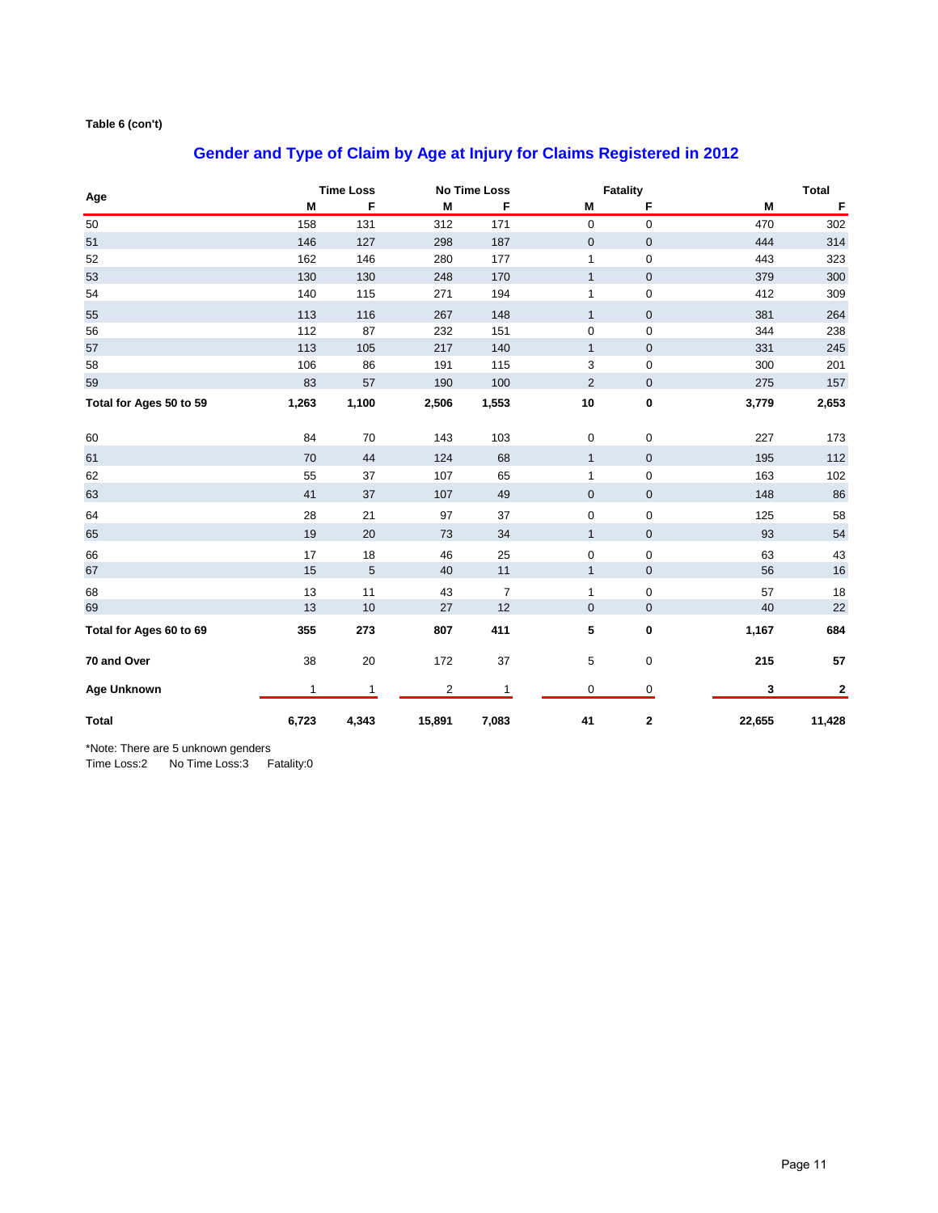**Table 6 (con't)**

## Gender and Type of Claim by Age at Injury for Claims Registered in 2012

| Age | Time Loss | | No Time Loss | | Fatality | | Total | |
|---|---|---|---|---|---|---|---|---|
| | M | F | M | F | M | F | M | F |
| 50 | 158 | 131 | 312 | 171 | 0 | 0 | 470 | 302 |
| 51 | 146 | 127 | 298 | 187 | 0 | 0 | 444 | 314 |
| 52 | 162 | 146 | 280 | 177 | 1 | 0 | 443 | 323 |
| 53 | 130 | 130 | 248 | 170 | 1 | 0 | 379 | 300 |
| 54 | 140 | 115 | 271 | 194 | 1 | 0 | 412 | 309 |
| 55 | 113 | 116 | 267 | 148 | 1 | 0 | 381 | 264 |
| 56 | 112 | 87 | 232 | 151 | 0 | 0 | 344 | 238 |
| 57 | 113 | 105 | 217 | 140 | 1 | 0 | 331 | 245 |
| 58 | 106 | 86 | 191 | 115 | 3 | 0 | 300 | 201 |
| 59 | 83 | 57 | 190 | 100 | 2 | 0 | 275 | 157 |
| **Total for Ages 50 to 59** | **1,263** | **1,100** | **2,506** | **1,553** | **10** | **0** | **3,779** | **2,653** |
| 60 | 84 | 70 | 143 | 103 | 0 | 0 | 227 | 173 |
| 61 | 70 | 44 | 124 | 68 | 1 | 0 | 195 | 112 |
| 62 | 55 | 37 | 107 | 65 | 1 | 0 | 163 | 102 |
| 63 | 41 | 37 | 107 | 49 | 0 | 0 | 148 | 86 |
| 64 | 28 | 21 | 97 | 37 | 0 | 0 | 125 | 58 |
| 65 | 19 | 20 | 73 | 34 | 1 | 0 | 93 | 54 |
| 66 | 17 | 18 | 46 | 25 | 0 | 0 | 63 | 43 |
| 67 | 15 | 5 | 40 | 11 | 1 | 0 | 56 | 16 |
| 68 | 13 | 11 | 43 | 7 | 1 | 0 | 57 | 18 |
| 69 | 13 | 10 | 27 | 12 | 0 | 0 | 40 | 22 |
| **Total for Ages 60 to 69** | **355** | **273** | **807** | **411** | **5** | **0** | **1,167** | **684** |
| **70 and Over** | 38 | 20 | 172 | 37 | 5 | 0 | **215** | **57** |
| **Age Unknown** | 1 | 1 | 2 | 1 | 0 | 0 | **3** | **2** |
| **Total** | **6,723** | **4,343** | **15,891** | **7,083** | **41** | **2** | **22,655** | **11,428** |

*Note: There are 5 unknown genders
Time Loss:2 No Time Loss:3 Fatality:0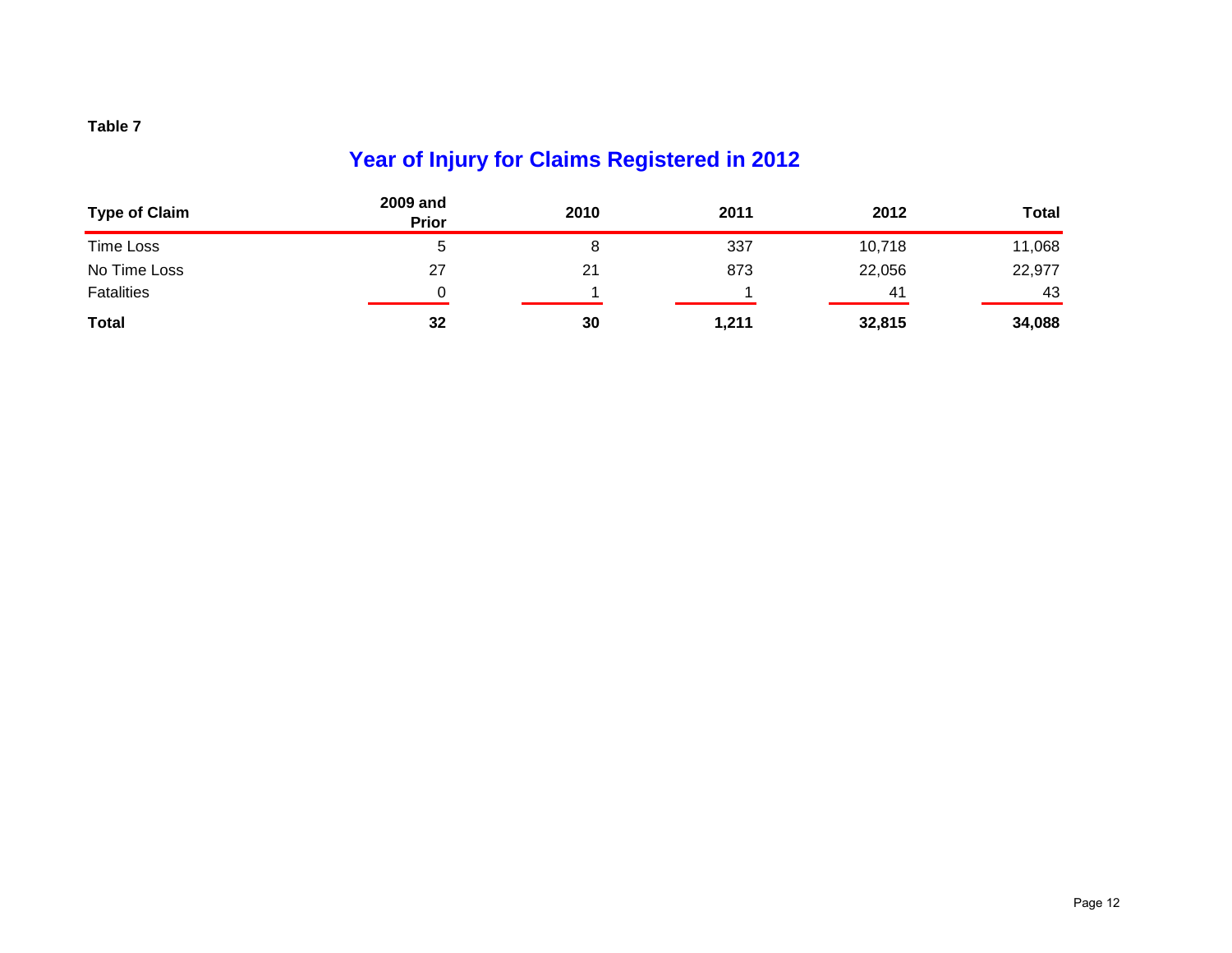**Table 7**

## Year of Injury for Claims Registered in 2012

| Type of Claim | 2009 and Prior | 2010 | 2011 | 2012 | Total |
|---|---|---|---|---|---|
| Time Loss | 5 | 8 | 337 | 10,718 | 11,068 |
| No Time Loss | 27 | 21 | 873 | 22,056 | 22,977 |
| Fatalities | 0 | 1 | 1 | 41 | 43 |
| **Total** | **32** | **30** | **1,211** | **32,815** | **34,088** |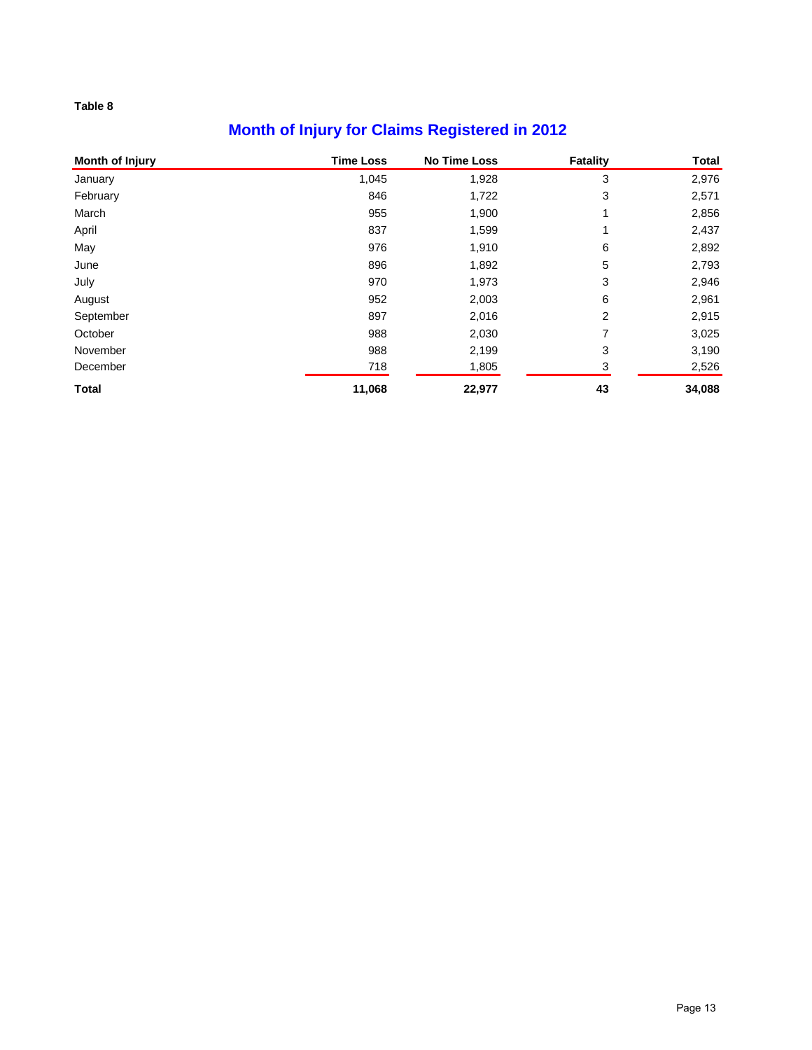**Table 8**

## Month of Injury for Claims Registered in 2012

| Month of Injury | Time Loss | No Time Loss | Fatality | Total |
|---|---|---|---|---|
| January | 1,045 | 1,928 | 3 | 2,976 |
| February | 846 | 1,722 | 3 | 2,571 |
| March | 955 | 1,900 | 1 | 2,856 |
| April | 837 | 1,599 | 1 | 2,437 |
| May | 976 | 1,910 | 6 | 2,892 |
| June | 896 | 1,892 | 5 | 2,793 |
| July | 970 | 1,973 | 3 | 2,946 |
| August | 952 | 2,003 | 6 | 2,961 |
| September | 897 | 2,016 | 2 | 2,915 |
| October | 988 | 2,030 | 7 | 3,025 |
| November | 988 | 2,199 | 3 | 3,190 |
| December | 718 | 1,805 | 3 | 2,526 |
| **Total** | **11,068** | **22,977** | **43** | **34,088** |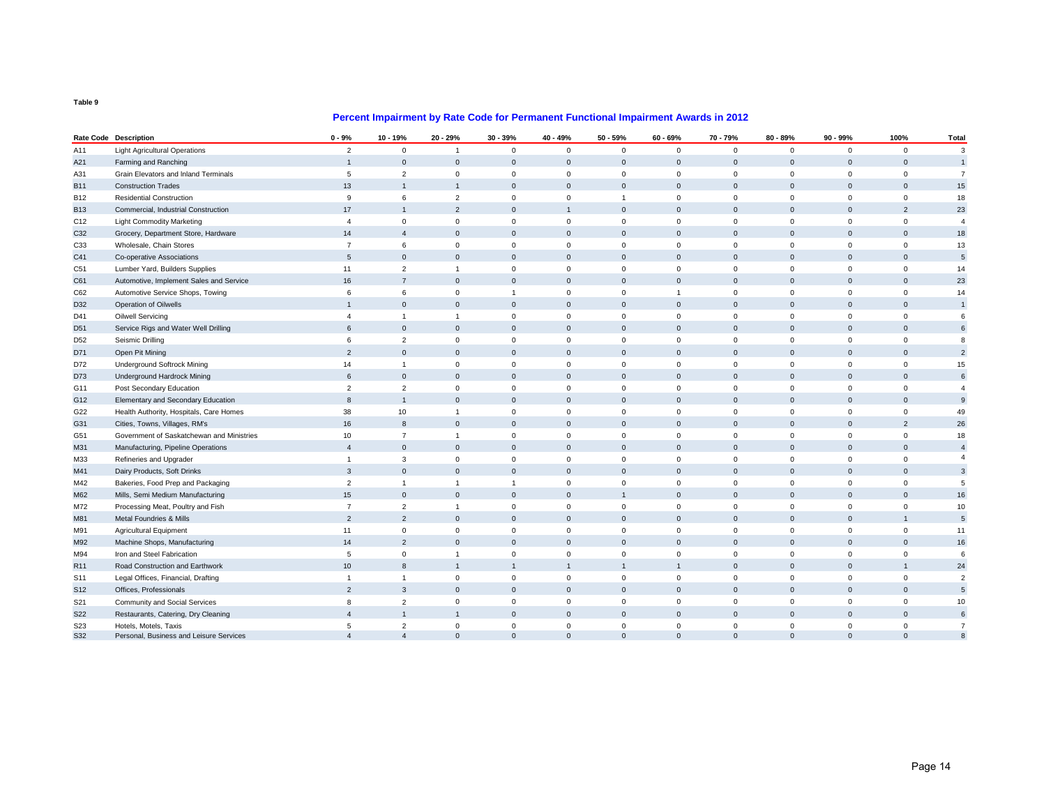**Table 9**

## Percent Impairment by Rate Code for Permanent Functional Impairment Awards in 2012

| Rate Code | Description | 0 - 9% | 10 - 19% | 20 - 29% | 30 - 39% | 40 - 49% | 50 - 59% | 60 - 69% | 70 - 79% | 80 - 89% | 90 - 99% | 100% | Total |
|---|---|---|---|---|---|---|---|---|---|---|---|---|---|
| A11 | Light Agricultural Operations | 2 | 0 | 1 | 0 | 0 | 0 | 0 | 0 | 0 | 0 | 0 | 3 |
| A21 | Farming and Ranching | 1 | 0 | 0 | 0 | 0 | 0 | 0 | 0 | 0 | 0 | 0 | 1 |
| A31 | Grain Elevators and Inland Terminals | 5 | 2 | 0 | 0 | 0 | 0 | 0 | 0 | 0 | 0 | 0 | 7 |
| B11 | Construction Trades | 13 | 1 | 1 | 0 | 0 | 0 | 0 | 0 | 0 | 0 | 0 | 15 |
| B12 | Residential Construction | 9 | 6 | 2 | 0 | 0 | 1 | 0 | 0 | 0 | 0 | 0 | 18 |
| B13 | Commercial, Industrial Construction | 17 | 1 | 2 | 0 | 1 | 0 | 0 | 0 | 0 | 0 | 2 | 23 |
| C12 | Light Commodity Marketing | 4 | 0 | 0 | 0 | 0 | 0 | 0 | 0 | 0 | 0 | 0 | 4 |
| C32 | Grocery, Department Store, Hardware | 14 | 4 | 0 | 0 | 0 | 0 | 0 | 0 | 0 | 0 | 0 | 18 |
| C33 | Wholesale, Chain Stores | 7 | 6 | 0 | 0 | 0 | 0 | 0 | 0 | 0 | 0 | 0 | 13 |
| C41 | Co-operative Associations | 5 | 0 | 0 | 0 | 0 | 0 | 0 | 0 | 0 | 0 | 0 | 5 |
| C51 | Lumber Yard, Builders Supplies | 11 | 2 | 1 | 0 | 0 | 0 | 0 | 0 | 0 | 0 | 0 | 14 |
| C61 | Automotive, Implement Sales and Service | 16 | 7 | 0 | 0 | 0 | 0 | 0 | 0 | 0 | 0 | 0 | 23 |
| C62 | Automotive Service Shops, Towing | 6 | 6 | 0 | 1 | 0 | 0 | 1 | 0 | 0 | 0 | 0 | 14 |
| D32 | Operation of Oilwells | 1 | 0 | 0 | 0 | 0 | 0 | 0 | 0 | 0 | 0 | 0 | 1 |
| D41 | Oilwell Servicing | 4 | 1 | 1 | 0 | 0 | 0 | 0 | 0 | 0 | 0 | 0 | 6 |
| D51 | Service Rigs and Water Well Drilling | 6 | 0 | 0 | 0 | 0 | 0 | 0 | 0 | 0 | 0 | 0 | 6 |
| D52 | Seismic Drilling | 6 | 2 | 0 | 0 | 0 | 0 | 0 | 0 | 0 | 0 | 0 | 8 |
| D71 | Open Pit Mining | 2 | 0 | 0 | 0 | 0 | 0 | 0 | 0 | 0 | 0 | 0 | 2 |
| D72 | Underground Softrock Mining | 14 | 1 | 0 | 0 | 0 | 0 | 0 | 0 | 0 | 0 | 0 | 15 |
| D73 | Underground Hardrock Mining | 6 | 0 | 0 | 0 | 0 | 0 | 0 | 0 | 0 | 0 | 0 | 6 |
| G11 | Post Secondary Education | 2 | 2 | 0 | 0 | 0 | 0 | 0 | 0 | 0 | 0 | 0 | 4 |
| G12 | Elementary and Secondary Education | 8 | 1 | 0 | 0 | 0 | 0 | 0 | 0 | 0 | 0 | 0 | 9 |
| G22 | Health Authority, Hospitals, Care Homes | 38 | 10 | 1 | 0 | 0 | 0 | 0 | 0 | 0 | 0 | 0 | 49 |
| G31 | Cities, Towns, Villages, RM's | 16 | 8 | 0 | 0 | 0 | 0 | 0 | 0 | 0 | 0 | 2 | 26 |
| G51 | Government of Saskatchewan and Ministries | 10 | 7 | 1 | 0 | 0 | 0 | 0 | 0 | 0 | 0 | 0 | 18 |
| M31 | Manufacturing, Pipeline Operations | 4 | 0 | 0 | 0 | 0 | 0 | 0 | 0 | 0 | 0 | 0 | 4 |
| M33 | Refineries and Upgrader | 1 | 3 | 0 | 0 | 0 | 0 | 0 | 0 | 0 | 0 | 0 | 4 |
| M41 | Dairy Products, Soft Drinks | 3 | 0 | 0 | 0 | 0 | 0 | 0 | 0 | 0 | 0 | 0 | 3 |
| M42 | Bakeries, Food Prep and Packaging | 2 | 1 | 1 | 1 | 0 | 0 | 0 | 0 | 0 | 0 | 0 | 5 |
| M62 | Mills, Semi Medium Manufacturing | 15 | 0 | 0 | 0 | 0 | 1 | 0 | 0 | 0 | 0 | 0 | 16 |
| M72 | Processing Meat, Poultry and Fish | 7 | 2 | 1 | 0 | 0 | 0 | 0 | 0 | 0 | 0 | 0 | 10 |
| M81 | Metal Foundries & Mills | 2 | 2 | 0 | 0 | 0 | 0 | 0 | 0 | 0 | 0 | 1 | 5 |
| M91 | Agricultural Equipment | 11 | 0 | 0 | 0 | 0 | 0 | 0 | 0 | 0 | 0 | 0 | 11 |
| M92 | Machine Shops, Manufacturing | 14 | 2 | 0 | 0 | 0 | 0 | 0 | 0 | 0 | 0 | 0 | 16 |
| M94 | Iron and Steel Fabrication | 5 | 0 | 1 | 0 | 0 | 0 | 0 | 0 | 0 | 0 | 0 | 6 |
| R11 | Road Construction and Earthwork | 10 | 8 | 1 | 1 | 1 | 1 | 1 | 0 | 0 | 0 | 1 | 24 |
| S11 | Legal Offices, Financial, Drafting | 1 | 1 | 0 | 0 | 0 | 0 | 0 | 0 | 0 | 0 | 0 | 2 |
| S12 | Offices, Professionals | 2 | 3 | 0 | 0 | 0 | 0 | 0 | 0 | 0 | 0 | 0 | 5 |
| S21 | Community and Social Services | 8 | 2 | 0 | 0 | 0 | 0 | 0 | 0 | 0 | 0 | 0 | 10 |
| S22 | Restaurants, Catering, Dry Cleaning | 4 | 1 | 1 | 0 | 0 | 0 | 0 | 0 | 0 | 0 | 0 | 6 |
| S23 | Hotels, Motels, Taxis | 5 | 2 | 0 | 0 | 0 | 0 | 0 | 0 | 0 | 0 | 0 | 7 |
| S32 | Personal, Business and Leisure Services | 4 | 4 | 0 | 0 | 0 | 0 | 0 | 0 | 0 | 0 | 0 | 8 |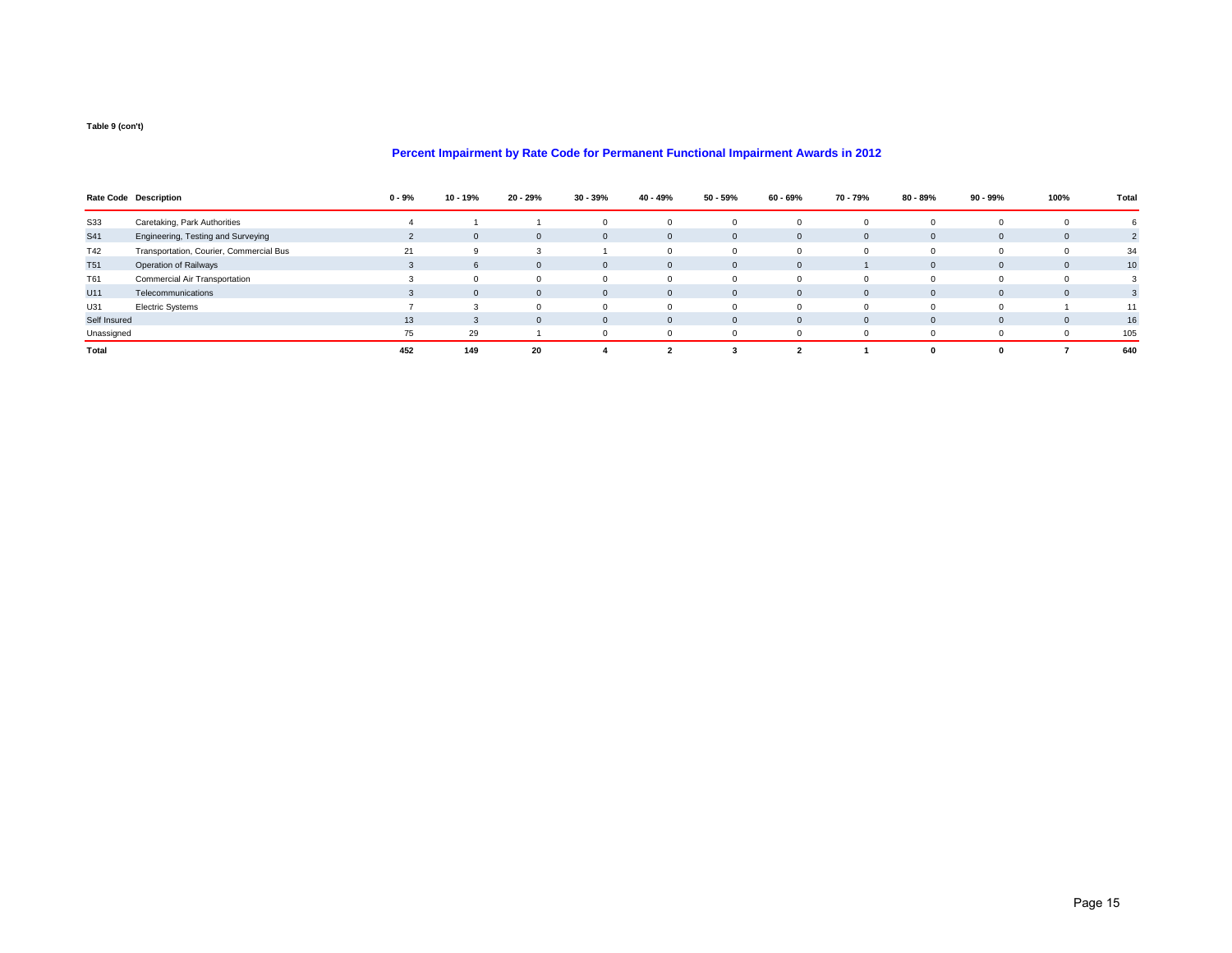Table 9 (con't)

## Percent Impairment by Rate Code for Permanent Functional Impairment Awards in 2012

| Rate Code | Description | 0 - 9% | 10 - 19% | 20 - 29% | 30 - 39% | 40 - 49% | 50 - 59% | 60 - 69% | 70 - 79% | 80 - 89% | 90 - 99% | 100% | Total |
|---|---|---|---|---|---|---|---|---|---|---|---|---|---|
| S33 | Caretaking, Park Authorities | 4 | 1 | 1 | 0 | 0 | 0 | 0 | 0 | 0 | 0 | 0 | 6 |
| S41 | Engineering, Testing and Surveying | 2 | 0 | 0 | 0 | 0 | 0 | 0 | 0 | 0 | 0 | 0 | 2 |
| T42 | Transportation, Courier, Commercial Bus | 21 | 9 | 3 | 1 | 0 | 0 | 0 | 0 | 0 | 0 | 0 | 34 |
| T51 | Operation of Railways | 3 | 6 | 0 | 0 | 0 | 0 | 0 | 1 | 0 | 0 | 0 | 10 |
| T61 | Commercial Air Transportation | 3 | 0 | 0 | 0 | 0 | 0 | 0 | 0 | 0 | 0 | 0 | 3 |
| U11 | Telecommunications | 3 | 0 | 0 | 0 | 0 | 0 | 0 | 0 | 0 | 0 | 0 | 3 |
| U31 | Electric Systems | 7 | 3 | 0 | 0 | 0 | 0 | 0 | 0 | 0 | 0 | 1 | 11 |
| Self Insured | | 13 | 3 | 0 | 0 | 0 | 0 | 0 | 0 | 0 | 0 | 0 | 16 |
| Unassigned | | 75 | 29 | 1 | 0 | 0 | 0 | 0 | 0 | 0 | 0 | 0 | 105 |
| **Total** | | **452** | **149** | **20** | **4** | **2** | **3** | **2** | **1** | **0** | **0** | **7** | **640** |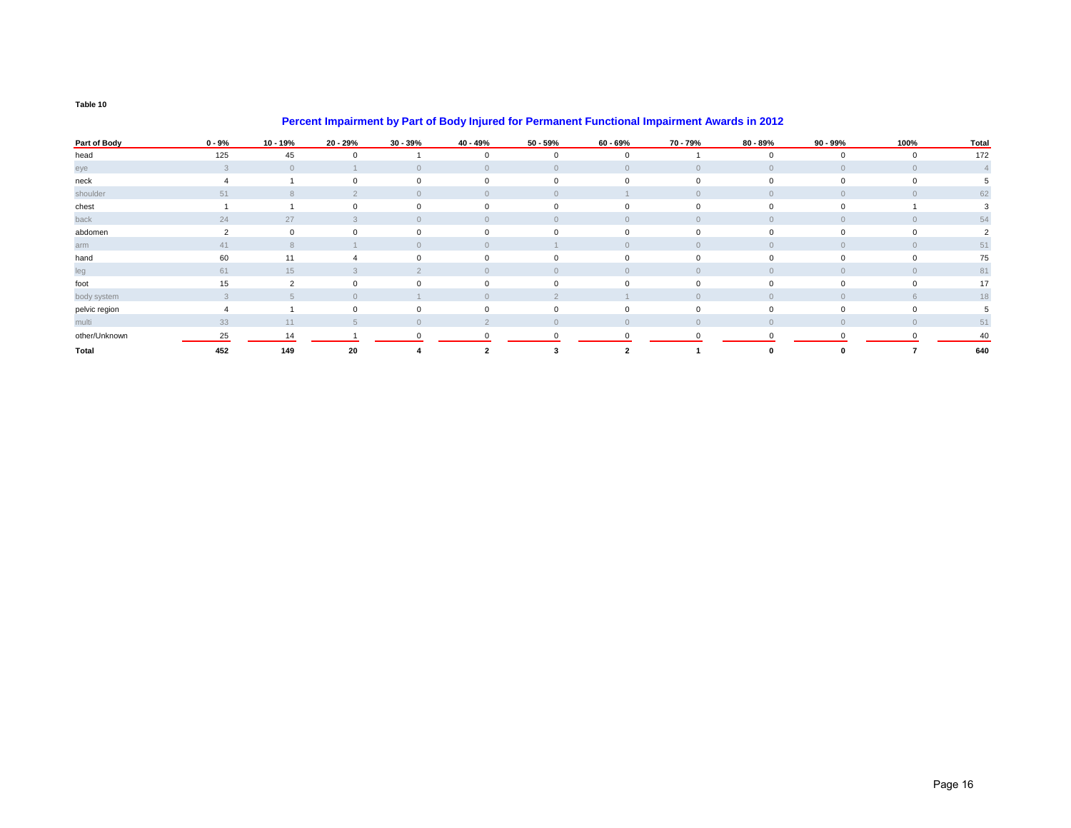**Table 10**

## Percent Impairment by Part of Body Injured for Permanent Functional Impairment Awards in 2012

| Part of Body | 0 - 9% | 10 - 19% | 20 - 29% | 30 - 39% | 40 - 49% | 50 - 59% | 60 - 69% | 70 - 79% | 80 - 89% | 90 - 99% | 100% | Total |
|---|---|---|---|---|---|---|---|---|---|---|---|---|
| head | 125 | 45 | 0 | 1 | 0 | 0 | 0 | 1 | 0 | 0 | 0 | 172 |
| eye | 3 | 0 | 1 | 0 | 0 | 0 | 0 | 0 | 0 | 0 | 0 | 4 |
| neck | 4 | 1 | 0 | 0 | 0 | 0 | 0 | 0 | 0 | 0 | 0 | 5 |
| shoulder | 51 | 8 | 2 | 0 | 0 | 0 | 1 | 0 | 0 | 0 | 0 | 62 |
| chest | 1 | 1 | 0 | 0 | 0 | 0 | 0 | 0 | 0 | 0 | 1 | 3 |
| back | 24 | 27 | 3 | 0 | 0 | 0 | 0 | 0 | 0 | 0 | 0 | 54 |
| abdomen | 2 | 0 | 0 | 0 | 0 | 0 | 0 | 0 | 0 | 0 | 0 | 2 |
| arm | 41 | 8 | 1 | 0 | 0 | 1 | 0 | 0 | 0 | 0 | 0 | 51 |
| hand | 60 | 11 | 4 | 0 | 0 | 0 | 0 | 0 | 0 | 0 | 0 | 75 |
| leg | 61 | 15 | 3 | 2 | 0 | 0 | 0 | 0 | 0 | 0 | 0 | 81 |
| foot | 15 | 2 | 0 | 0 | 0 | 0 | 0 | 0 | 0 | 0 | 0 | 17 |
| body system | 3 | 5 | 0 | 1 | 0 | 2 | 1 | 0 | 0 | 0 | 6 | 18 |
| pelvic region | 4 | 1 | 0 | 0 | 0 | 0 | 0 | 0 | 0 | 0 | 0 | 5 |
| multi | 33 | 11 | 5 | 0 | 2 | 0 | 0 | 0 | 0 | 0 | 0 | 51 |
| other/Unknown | 25 | 14 | 1 | 0 | 0 | 0 | 0 | 0 | 0 | 0 | 0 | 40 |
| **Total** | **452** | **149** | **20** | **4** | **2** | **3** | **2** | **1** | **0** | **0** | **7** | **640** |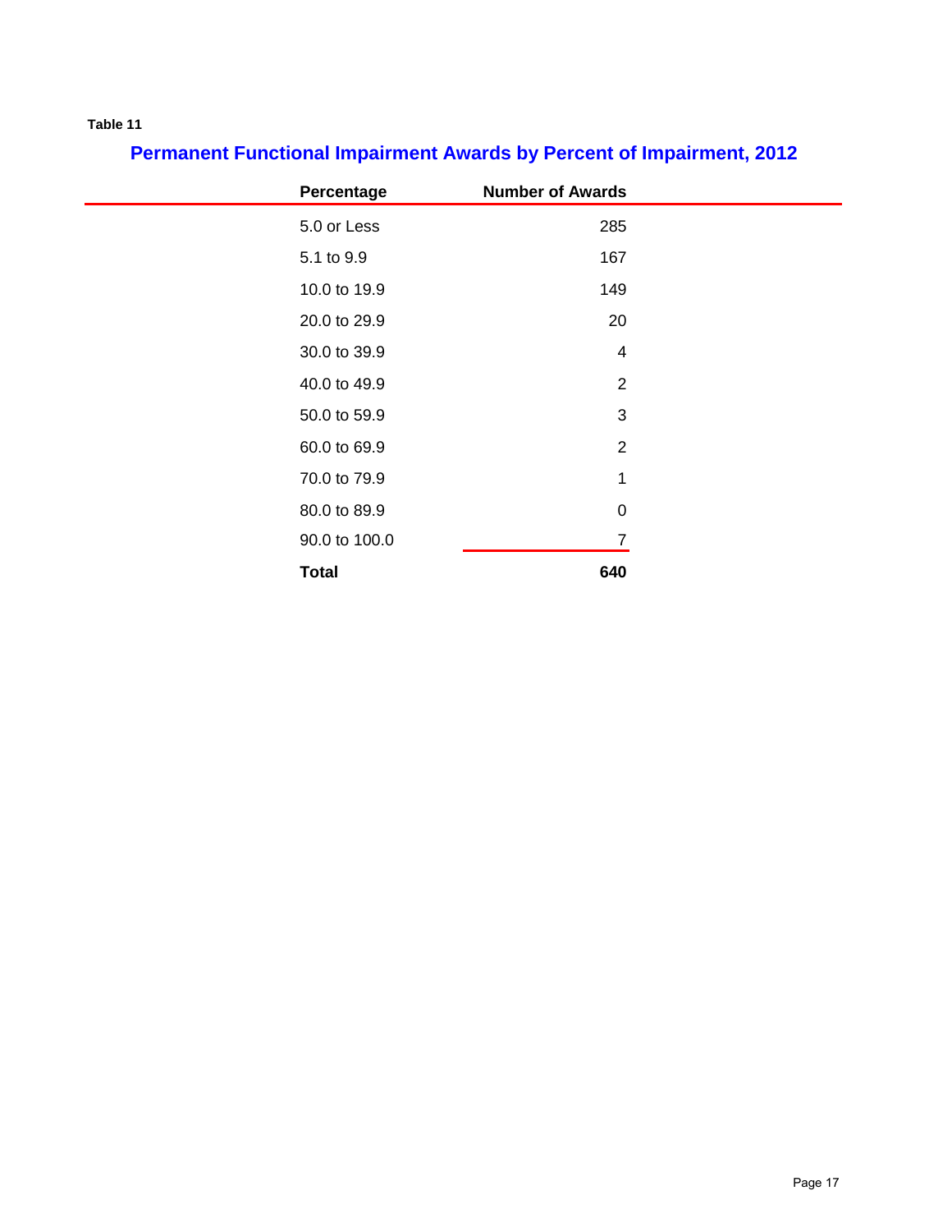Table 11

## Permanent Functional Impairment Awards by Percent of Impairment, 2012

| Percentage | Number of Awards |
|---|---|
| 5.0 or Less | 285 |
| 5.1 to 9.9 | 167 |
| 10.0 to 19.9 | 149 |
| 20.0 to 29.9 | 20 |
| 30.0 to 39.9 | 4 |
| 40.0 to 49.9 | 2 |
| 50.0 to 59.9 | 3 |
| 60.0 to 69.9 | 2 |
| 70.0 to 79.9 | 1 |
| 80.0 to 89.9 | 0 |
| 90.0 to 100.0 | 7 |
| **Total** | **640** |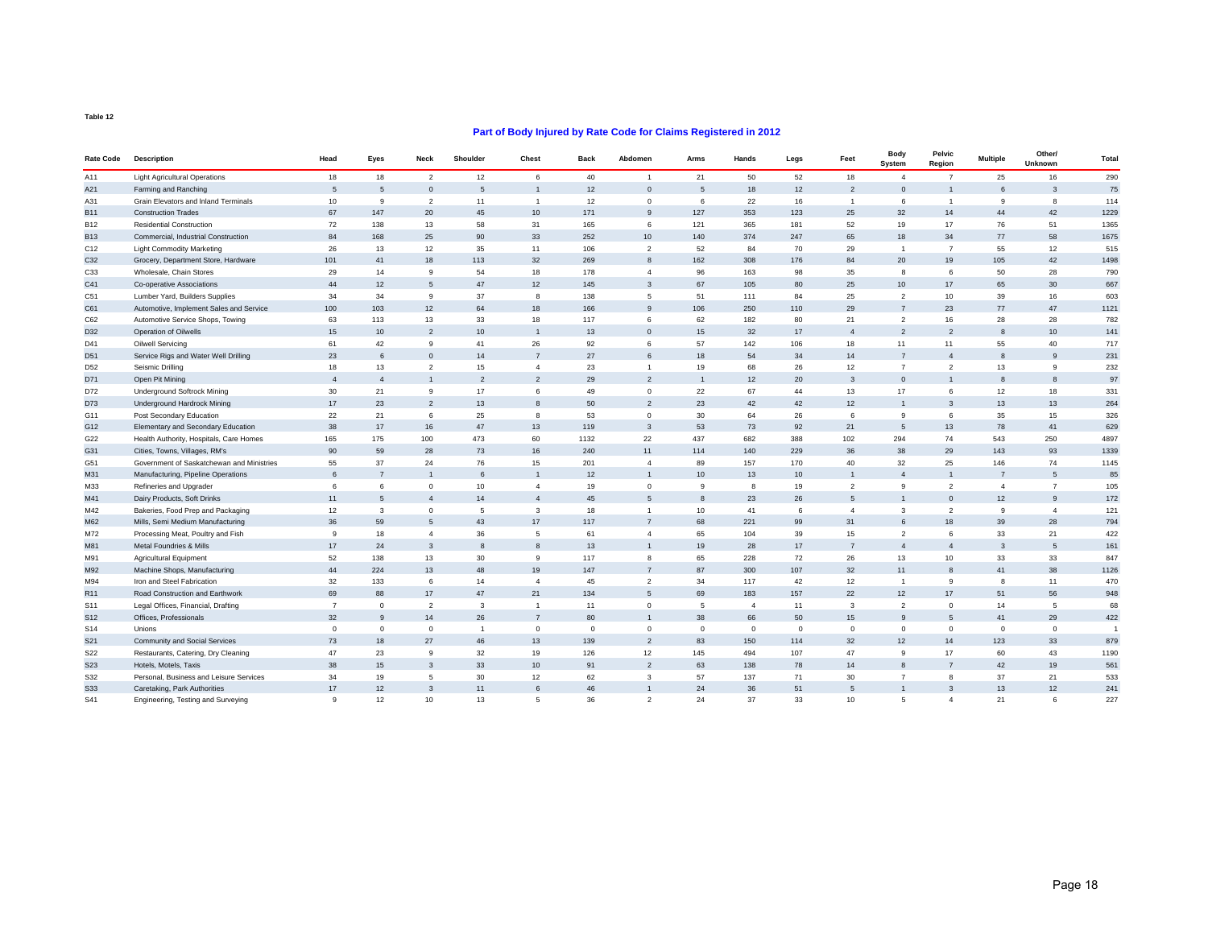Table 12

## Part of Body Injured by Rate Code for Claims Registered in 2012

| Rate Code | Description | Head | Eyes | Neck | Shoulder | Chest | Back | Abdomen | Arms | Hands | Legs | Feet | Body System | Pelvic Region | Multiple | Other/ Unknown | Total |
|---|---|---|---|---|---|---|---|---|---|---|---|---|---|---|---|---|---|
| A11 | Light Agricultural Operations | 18 | 18 | 2 | 12 | 6 | 40 | 1 | 21 | 50 | 52 | 18 | 4 | 7 | 25 | 16 | 290 |
| A21 | Farming and Ranching | 5 | 5 | 0 | 5 | 1 | 12 | 0 | 5 | 18 | 12 | 2 | 0 | 1 | 6 | 3 | 75 |
| A31 | Grain Elevators and Inland Terminals | 10 | 9 | 2 | 11 | 1 | 12 | 0 | 6 | 22 | 16 | 1 | 6 | 1 | 9 | 8 | 114 |
| B11 | Construction Trades | 67 | 147 | 20 | 45 | 10 | 171 | 9 | 127 | 353 | 123 | 25 | 32 | 14 | 44 | 42 | 1229 |
| B12 | Residential Construction | 72 | 138 | 13 | 58 | 31 | 165 | 6 | 121 | 365 | 181 | 52 | 19 | 17 | 76 | 51 | 1365 |
| B13 | Commercial, Industrial Construction | 84 | 168 | 25 | 90 | 33 | 252 | 10 | 140 | 374 | 247 | 65 | 18 | 34 | 77 | 58 | 1675 |
| C12 | Light Commodity Marketing | 26 | 13 | 12 | 35 | 11 | 106 | 2 | 52 | 84 | 70 | 29 | 1 | 7 | 55 | 12 | 515 |
| C32 | Grocery, Department Store, Hardware | 101 | 41 | 18 | 113 | 32 | 269 | 8 | 162 | 308 | 176 | 84 | 20 | 19 | 105 | 42 | 1498 |
| C33 | Wholesale, Chain Stores | 29 | 14 | 9 | 54 | 18 | 178 | 4 | 96 | 163 | 98 | 35 | 8 | 6 | 50 | 28 | 790 |
| C41 | Co-operative Associations | 44 | 12 | 5 | 47 | 12 | 145 | 3 | 67 | 105 | 80 | 25 | 10 | 17 | 65 | 30 | 667 |
| C51 | Lumber Yard, Builders Supplies | 34 | 34 | 9 | 37 | 8 | 138 | 5 | 51 | 111 | 84 | 25 | 2 | 10 | 39 | 16 | 603 |
| C61 | Automotive, Implement Sales and Service | 100 | 103 | 12 | 64 | 18 | 166 | 9 | 106 | 250 | 110 | 29 | 7 | 23 | 77 | 47 | 1121 |
| C62 | Automotive Service Shops, Towing | 63 | 113 | 13 | 33 | 18 | 117 | 6 | 62 | 182 | 80 | 21 | 2 | 16 | 28 | 28 | 782 |
| D32 | Operation of Oilwells | 15 | 10 | 2 | 10 | 1 | 13 | 0 | 15 | 32 | 17 | 4 | 2 | 2 | 8 | 10 | 141 |
| D41 | Oilwell Servicing | 61 | 42 | 9 | 41 | 26 | 92 | 6 | 57 | 142 | 106 | 18 | 11 | 11 | 55 | 40 | 717 |
| D51 | Service Rigs and Water Well Drilling | 23 | 6 | 0 | 14 | 7 | 27 | 6 | 18 | 54 | 34 | 14 | 7 | 4 | 8 | 9 | 231 |
| D52 | Seismic Drilling | 18 | 13 | 2 | 15 | 4 | 23 | 1 | 19 | 68 | 26 | 12 | 7 | 2 | 13 | 9 | 232 |
| D71 | Open Pit Mining | 4 | 4 | 1 | 2 | 2 | 29 | 2 | 1 | 12 | 20 | 3 | 0 | 1 | 8 | 8 | 97 |
| D72 | Underground Softrock Mining | 30 | 21 | 9 | 17 | 6 | 49 | 0 | 22 | 67 | 44 | 13 | 17 | 6 | 12 | 18 | 331 |
| D73 | Underground Hardrock Mining | 17 | 23 | 2 | 13 | 8 | 50 | 2 | 23 | 42 | 42 | 12 | 1 | 3 | 13 | 13 | 264 |
| G11 | Post Secondary Education | 22 | 21 | 6 | 25 | 8 | 53 | 0 | 30 | 64 | 26 | 6 | 9 | 6 | 35 | 15 | 326 |
| G12 | Elementary and Secondary Education | 38 | 17 | 16 | 47 | 13 | 119 | 3 | 53 | 73 | 92 | 21 | 5 | 13 | 78 | 41 | 629 |
| G22 | Health Authority, Hospitals, Care Homes | 165 | 175 | 100 | 473 | 60 | 1132 | 22 | 437 | 682 | 388 | 102 | 294 | 74 | 543 | 250 | 4897 |
| G31 | Cities, Towns, Villages, RM's | 90 | 59 | 28 | 73 | 16 | 240 | 11 | 114 | 140 | 229 | 36 | 38 | 29 | 143 | 93 | 1339 |
| G51 | Government of Saskatchewan and Ministries | 55 | 37 | 24 | 76 | 15 | 201 | 4 | 89 | 157 | 170 | 40 | 32 | 25 | 146 | 74 | 1145 |
| M31 | Manufacturing, Pipeline Operations | 6 | 7 | 1 | 6 | 1 | 12 | 1 | 10 | 13 | 10 | 1 | 4 | 1 | 7 | 5 | 85 |
| M33 | Refineries and Upgrader | 6 | 6 | 0 | 10 | 4 | 19 | 0 | 9 | 8 | 19 | 2 | 9 | 2 | 4 | 7 | 105 |
| M41 | Dairy Products, Soft Drinks | 11 | 5 | 4 | 14 | 4 | 45 | 5 | 8 | 23 | 26 | 5 | 1 | 0 | 12 | 9 | 172 |
| M42 | Bakeries, Food Prep and Packaging | 12 | 3 | 0 | 5 | 3 | 18 | 1 | 10 | 41 | 6 | 4 | 3 | 2 | 9 | 4 | 121 |
| M62 | Mills, Semi Medium Manufacturing | 36 | 59 | 5 | 43 | 17 | 117 | 7 | 68 | 221 | 99 | 31 | 6 | 18 | 39 | 28 | 794 |
| M72 | Processing Meat, Poultry and Fish | 9 | 18 | 4 | 36 | 5 | 61 | 4 | 65 | 104 | 39 | 15 | 2 | 6 | 33 | 21 | 422 |
| M81 | Metal Foundries & Mills | 17 | 24 | 3 | 8 | 8 | 13 | 1 | 19 | 28 | 17 | 7 | 4 | 4 | 3 | 5 | 161 |
| M91 | Agricultural Equipment | 52 | 138 | 13 | 30 | 9 | 117 | 8 | 65 | 228 | 72 | 26 | 13 | 10 | 33 | 33 | 847 |
| M92 | Machine Shops, Manufacturing | 44 | 224 | 13 | 48 | 19 | 147 | 7 | 87 | 300 | 107 | 32 | 11 | 8 | 41 | 38 | 1126 |
| M94 | Iron and Steel Fabrication | 32 | 133 | 6 | 14 | 4 | 45 | 2 | 34 | 117 | 42 | 12 | 1 | 9 | 8 | 11 | 470 |
| R11 | Road Construction and Earthwork | 69 | 88 | 17 | 47 | 21 | 134 | 5 | 69 | 183 | 157 | 22 | 12 | 17 | 51 | 56 | 948 |
| S11 | Legal Offices, Financial, Drafting | 7 | 0 | 2 | 3 | 1 | 11 | 0 | 5 | 4 | 11 | 3 | 2 | 0 | 14 | 5 | 68 |
| S12 | Offices, Professionals | 32 | 9 | 14 | 26 | 7 | 80 | 1 | 38 | 66 | 50 | 15 | 9 | 5 | 41 | 29 | 422 |
| S14 | Unions | 0 | 0 | 0 | 1 | 0 | 0 | 0 | 0 | 0 | 0 | 0 | 0 | 0 | 0 | 0 | 1 |
| S21 | Community and Social Services | 73 | 18 | 27 | 46 | 13 | 139 | 2 | 83 | 150 | 114 | 32 | 12 | 14 | 123 | 33 | 879 |
| S22 | Restaurants, Catering, Dry Cleaning | 47 | 23 | 9 | 32 | 19 | 126 | 12 | 145 | 494 | 107 | 47 | 9 | 17 | 60 | 43 | 1190 |
| S23 | Hotels, Motels, Taxis | 38 | 15 | 3 | 33 | 10 | 91 | 2 | 63 | 138 | 78 | 14 | 8 | 7 | 42 | 19 | 561 |
| S32 | Personal, Business and Leisure Services | 34 | 19 | 5 | 30 | 12 | 62 | 3 | 57 | 137 | 71 | 30 | 7 | 8 | 37 | 21 | 533 |
| S33 | Caretaking, Park Authorities | 17 | 12 | 3 | 11 | 6 | 46 | 1 | 24 | 36 | 51 | 5 | 1 | 3 | 13 | 12 | 241 |
| S41 | Engineering, Testing and Surveying | 9 | 12 | 10 | 13 | 5 | 36 | 2 | 24 | 37 | 33 | 10 | 5 | 4 | 21 | 6 | 227 |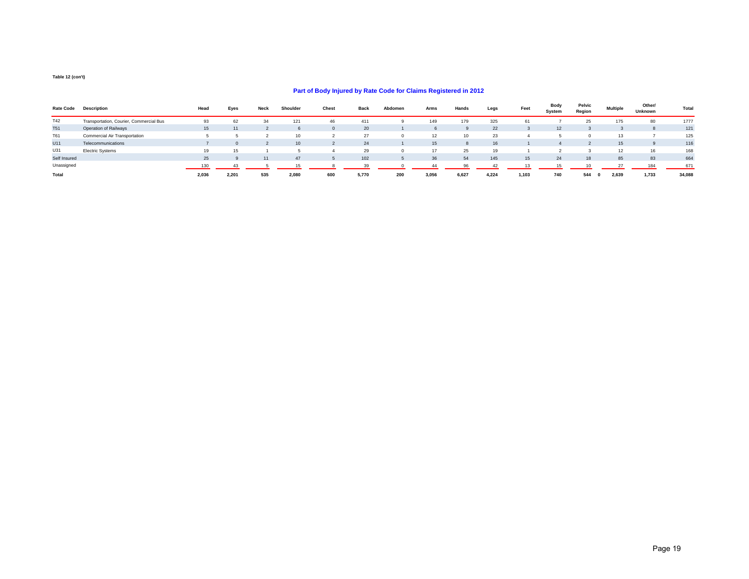**Table 12 (con't)**

## Part of Body Injured by Rate Code for Claims Registered in 2012

| Rate Code | Description | Head | Eyes | Neck | Shoulder | Chest | Back | Abdomen | Arms | Hands | Legs | Feet | Body System | Pelvic Region | Multiple | Other/ Unknown | Total |
|---|---|---|---|---|---|---|---|---|---|---|---|---|---|---|---|---|---|
| T42 | Transportation, Courier, Commercial Bus | 93 | 62 | 34 | 121 | 46 | 411 | 9 | 149 | 179 | 325 | 61 | 7 | 25 | 175 | 80 | 1777 |
| T51 | Operation of Railways | 15 | 11 | 2 | 6 | 0 | 20 | 1 | 6 | 9 | 22 | 3 | 12 | 3 | 3 | 8 | 121 |
| T61 | Commercial Air Transportation | 5 | 5 | 2 | 10 | 2 | 27 | 0 | 12 | 10 | 23 | 4 | 5 | 0 | 13 | 7 | 125 |
| U11 | Telecommunications | 7 | 0 | 2 | 10 | 2 | 24 | 1 | 15 | 8 | 16 | 1 | 4 | 2 | 15 | 9 | 116 |
| U31 | Electric Systems | 19 | 15 | 1 | 5 | 4 | 29 | 0 | 17 | 25 | 19 | 1 | 2 | 3 | 12 | 16 | 168 |
| Self Insured | | 25 | 9 | 11 | 47 | 5 | 102 | 5 | 36 | 54 | 145 | 15 | 24 | 18 | 85 | 83 | 664 |
| Unassigned | | 130 | 43 | 5 | 15 | 8 | 39 | 0 | 44 | 96 | 42 | 13 | 15 | 10 | 27 | 184 | 671 |
| **Total** | | **2,036** | **2,201** | **535** | **2,080** | **600** | **5,770** | **200** | **3,056** | **6,627** | **4,224** | **1,103** | **740** | **544 0** | **2,639** | **1,733** | **34,088** |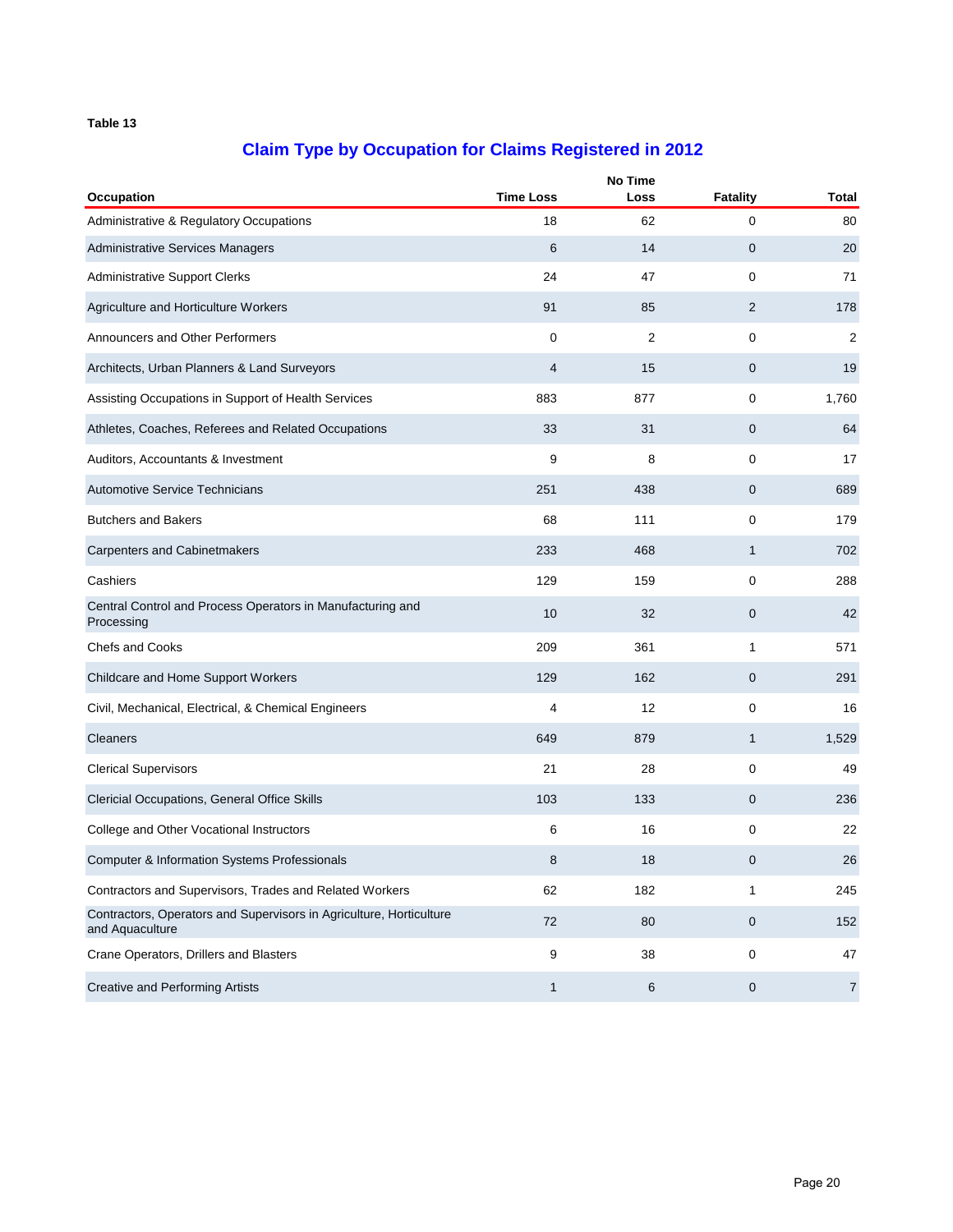Table 13

## Claim Type by Occupation for Claims Registered in 2012

| Occupation | Time Loss | No Time Loss | Fatality | Total |
|---|---|---|---|---|
| Administrative & Regulatory Occupations | 18 | 62 | 0 | 80 |
| Administrative Services Managers | 6 | 14 | 0 | 20 |
| Administrative Support Clerks | 24 | 47 | 0 | 71 |
| Agriculture and Horticulture Workers | 91 | 85 | 2 | 178 |
| Announcers and Other Performers | 0 | 2 | 0 | 2 |
| Architects, Urban Planners & Land Surveyors | 4 | 15 | 0 | 19 |
| Assisting Occupations in Support of Health Services | 883 | 877 | 0 | 1,760 |
| Athletes, Coaches, Referees and Related Occupations | 33 | 31 | 0 | 64 |
| Auditors, Accountants & Investment | 9 | 8 | 0 | 17 |
| Automotive Service Technicians | 251 | 438 | 0 | 689 |
| Butchers and Bakers | 68 | 111 | 0 | 179 |
| Carpenters and Cabinetmakers | 233 | 468 | 1 | 702 |
| Cashiers | 129 | 159 | 0 | 288 |
| Central Control and Process Operators in Manufacturing and Processing | 10 | 32 | 0 | 42 |
| Chefs and Cooks | 209 | 361 | 1 | 571 |
| Childcare and Home Support Workers | 129 | 162 | 0 | 291 |
| Civil, Mechanical, Electrical, & Chemical Engineers | 4 | 12 | 0 | 16 |
| Cleaners | 649 | 879 | 1 | 1,529 |
| Clerical Supervisors | 21 | 28 | 0 | 49 |
| Clericial Occupations, General Office Skills | 103 | 133 | 0 | 236 |
| College and Other Vocational Instructors | 6 | 16 | 0 | 22 |
| Computer & Information Systems Professionals | 8 | 18 | 0 | 26 |
| Contractors and Supervisors, Trades and Related Workers | 62 | 182 | 1 | 245 |
| Contractors, Operators and Supervisors in Agriculture, Horticulture and Aquaculture | 72 | 80 | 0 | 152 |
| Crane Operators, Drillers and Blasters | 9 | 38 | 0 | 47 |
| Creative and Performing Artists | 1 | 6 | 0 | 7 |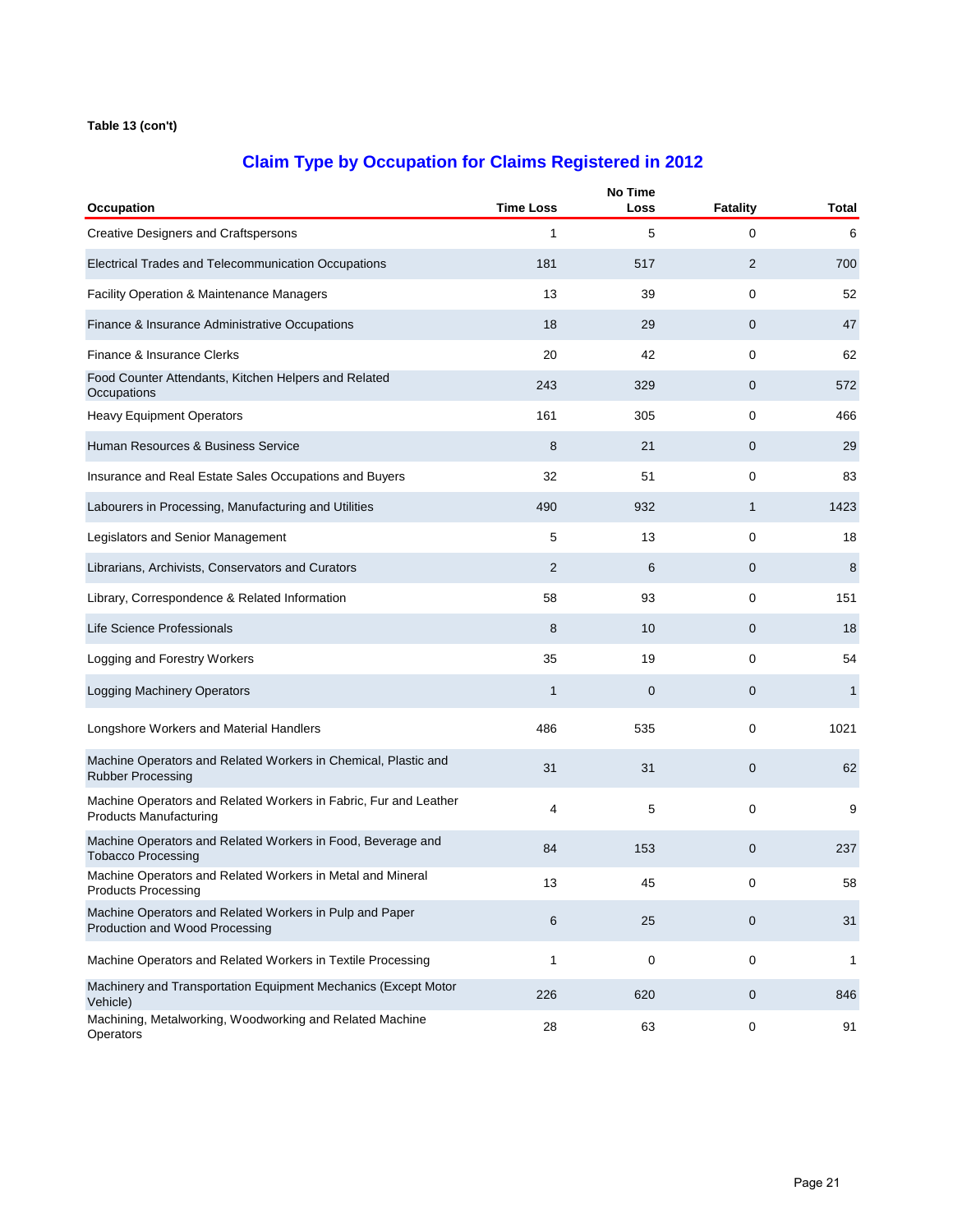**Table 13 (con't)**

## Claim Type by Occupation for Claims Registered in 2012

| Occupation | Time Loss | No Time Loss | Fatality | Total |
|---|---|---|---|---|
| Creative Designers and Craftspersons | 1 | 5 | 0 | 6 |
| Electrical Trades and Telecommunication Occupations | 181 | 517 | 2 | 700 |
| Facility Operation & Maintenance Managers | 13 | 39 | 0 | 52 |
| Finance & Insurance Administrative Occupations | 18 | 29 | 0 | 47 |
| Finance & Insurance Clerks | 20 | 42 | 0 | 62 |
| Food Counter Attendants, Kitchen Helpers and Related Occupations | 243 | 329 | 0 | 572 |
| Heavy Equipment Operators | 161 | 305 | 0 | 466 |
| Human Resources & Business Service | 8 | 21 | 0 | 29 |
| Insurance and Real Estate Sales Occupations and Buyers | 32 | 51 | 0 | 83 |
| Labourers in Processing, Manufacturing and Utilities | 490 | 932 | 1 | 1423 |
| Legislators and Senior Management | 5 | 13 | 0 | 18 |
| Librarians, Archivists, Conservators and Curators | 2 | 6 | 0 | 8 |
| Library, Correspondence & Related Information | 58 | 93 | 0 | 151 |
| Life Science Professionals | 8 | 10 | 0 | 18 |
| Logging and Forestry Workers | 35 | 19 | 0 | 54 |
| Logging Machinery Operators | 1 | 0 | 0 | 1 |
| Longshore Workers and Material Handlers | 486 | 535 | 0 | 1021 |
| Machine Operators and Related Workers in Chemical, Plastic and Rubber Processing | 31 | 31 | 0 | 62 |
| Machine Operators and Related Workers in Fabric, Fur and Leather Products Manufacturing | 4 | 5 | 0 | 9 |
| Machine Operators and Related Workers in Food, Beverage and Tobacco Processing | 84 | 153 | 0 | 237 |
| Machine Operators and Related Workers in Metal and Mineral Products Processing | 13 | 45 | 0 | 58 |
| Machine Operators and Related Workers in Pulp and Paper Production and Wood Processing | 6 | 25 | 0 | 31 |
| Machine Operators and Related Workers in Textile Processing | 1 | 0 | 0 | 1 |
| Machinery and Transportation Equipment Mechanics (Except Motor Vehicle) | 226 | 620 | 0 | 846 |
| Machining, Metalworking, Woodworking and Related Machine Operators | 28 | 63 | 0 | 91 |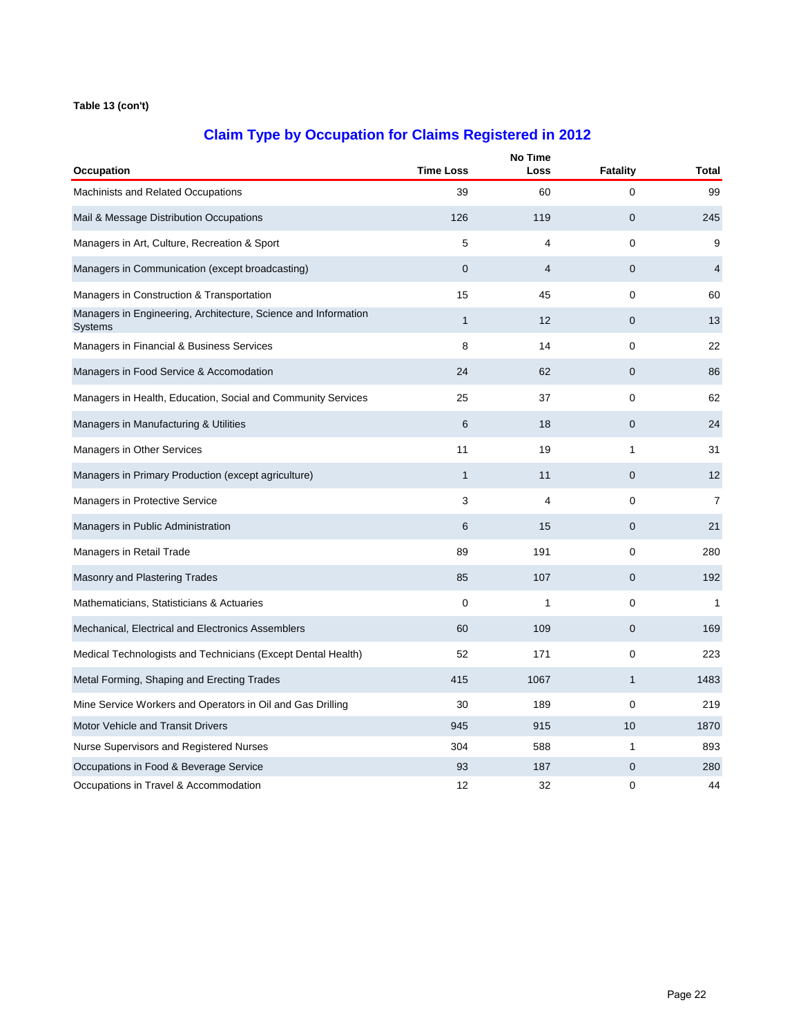**Table 13 (con't)**

## Claim Type by Occupation for Claims Registered in 2012

| Occupation | Time Loss | No Time Loss | Fatality | Total |
|---|---|---|---|---|
| Machinists and Related Occupations | 39 | 60 | 0 | 99 |
| Mail & Message Distribution Occupations | 126 | 119 | 0 | 245 |
| Managers in Art, Culture, Recreation & Sport | 5 | 4 | 0 | 9 |
| Managers in Communication (except broadcasting) | 0 | 4 | 0 | 4 |
| Managers in Construction & Transportation | 15 | 45 | 0 | 60 |
| Managers in Engineering, Architecture, Science and Information Systems | 1 | 12 | 0 | 13 |
| Managers in Financial & Business Services | 8 | 14 | 0 | 22 |
| Managers in Food Service & Accomodation | 24 | 62 | 0 | 86 |
| Managers in Health, Education, Social and Community Services | 25 | 37 | 0 | 62 |
| Managers in Manufacturing & Utilities | 6 | 18 | 0 | 24 |
| Managers in Other Services | 11 | 19 | 1 | 31 |
| Managers in Primary Production (except agriculture) | 1 | 11 | 0 | 12 |
| Managers in Protective Service | 3 | 4 | 0 | 7 |
| Managers in Public Administration | 6 | 15 | 0 | 21 |
| Managers in Retail Trade | 89 | 191 | 0 | 280 |
| Masonry and Plastering Trades | 85 | 107 | 0 | 192 |
| Mathematicians, Statisticians & Actuaries | 0 | 1 | 0 | 1 |
| Mechanical, Electrical and Electronics Assemblers | 60 | 109 | 0 | 169 |
| Medical Technologists and Technicians (Except Dental Health) | 52 | 171 | 0 | 223 |
| Metal Forming, Shaping and Erecting Trades | 415 | 1067 | 1 | 1483 |
| Mine Service Workers and Operators in Oil and Gas Drilling | 30 | 189 | 0 | 219 |
| Motor Vehicle and Transit Drivers | 945 | 915 | 10 | 1870 |
| Nurse Supervisors and Registered Nurses | 304 | 588 | 1 | 893 |
| Occupations in Food & Beverage Service | 93 | 187 | 0 | 280 |
| Occupations in Travel & Accommodation | 12 | 32 | 0 | 44 |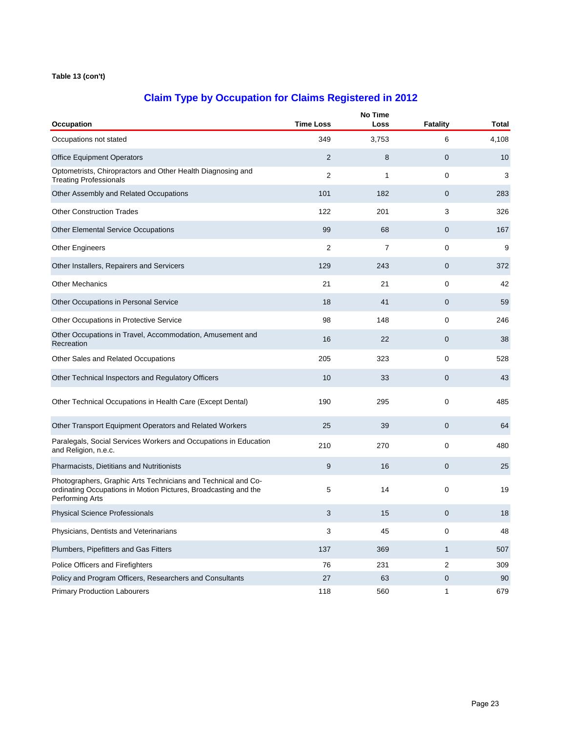**Table 13 (con't)**

## Claim Type by Occupation for Claims Registered in 2012

| Occupation | Time Loss | No Time Loss | Fatality | Total |
|---|---|---|---|---|
| Occupations not stated | 349 | 3,753 | 6 | 4,108 |
| Office Equipment Operators | 2 | 8 | 0 | 10 |
| Optometrists, Chiropractors and Other Health Diagnosing and Treating Professionals | 2 | 1 | 0 | 3 |
| Other Assembly and Related Occupations | 101 | 182 | 0 | 283 |
| Other Construction Trades | 122 | 201 | 3 | 326 |
| Other Elemental Service Occupations | 99 | 68 | 0 | 167 |
| Other Engineers | 2 | 7 | 0 | 9 |
| Other Installers, Repairers and Servicers | 129 | 243 | 0 | 372 |
| Other Mechanics | 21 | 21 | 0 | 42 |
| Other Occupations in Personal Service | 18 | 41 | 0 | 59 |
| Other Occupations in Protective Service | 98 | 148 | 0 | 246 |
| Other Occupations in Travel, Accommodation, Amusement and Recreation | 16 | 22 | 0 | 38 |
| Other Sales and Related Occupations | 205 | 323 | 0 | 528 |
| Other Technical Inspectors and Regulatory Officers | 10 | 33 | 0 | 43 |
| Other Technical Occupations in Health Care (Except Dental) | 190 | 295 | 0 | 485 |
| Other Transport Equipment Operators and Related Workers | 25 | 39 | 0 | 64 |
| Paralegals, Social Services Workers and Occupations in Education and Religion, n.e.c. | 210 | 270 | 0 | 480 |
| Pharmacists, Dietitians and Nutritionists | 9 | 16 | 0 | 25 |
| Photographers, Graphic Arts Technicians and Technical and Co-ordinating Occupations in Motion Pictures, Broadcasting and the Performing Arts | 5 | 14 | 0 | 19 |
| Physical Science Professionals | 3 | 15 | 0 | 18 |
| Physicians, Dentists and Veterinarians | 3 | 45 | 0 | 48 |
| Plumbers, Pipefitters and Gas Fitters | 137 | 369 | 1 | 507 |
| Police Officers and Firefighters | 76 | 231 | 2 | 309 |
| Policy and Program Officers, Researchers and Consultants | 27 | 63 | 0 | 90 |
| Primary Production Labourers | 118 | 560 | 1 | 679 |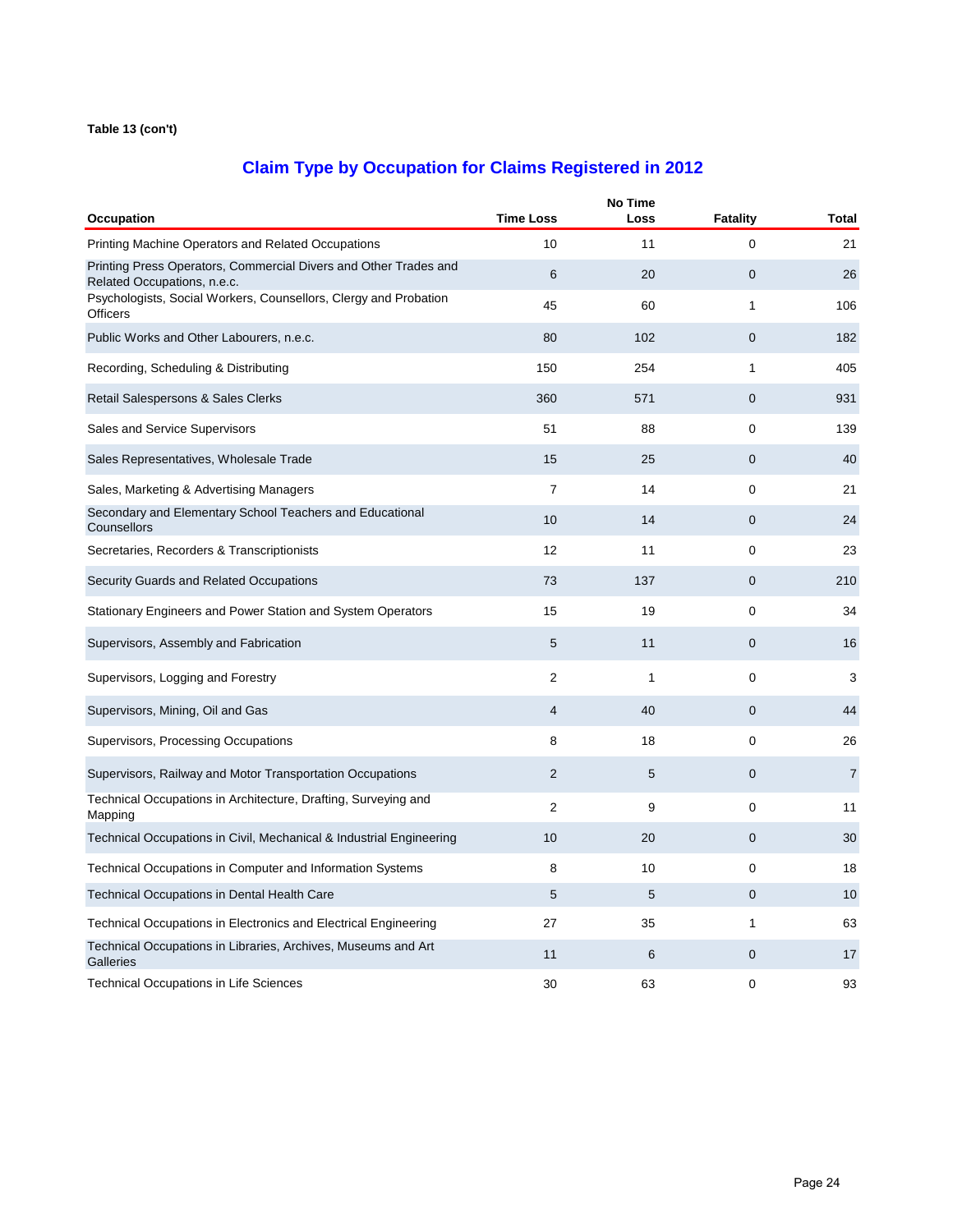**Table 13 (con't)**

## Claim Type by Occupation for Claims Registered in 2012

| Occupation | Time Loss | No Time Loss | Fatality | Total |
|---|---|---|---|---|
| Printing Machine Operators and Related Occupations | 10 | 11 | 0 | 21 |
| Printing Press Operators, Commercial Divers and Other Trades and Related Occupations, n.e.c. | 6 | 20 | 0 | 26 |
| Psychologists, Social Workers, Counsellors, Clergy and Probation Officers | 45 | 60 | 1 | 106 |
| Public Works and Other Labourers, n.e.c. | 80 | 102 | 0 | 182 |
| Recording, Scheduling & Distributing | 150 | 254 | 1 | 405 |
| Retail Salespersons & Sales Clerks | 360 | 571 | 0 | 931 |
| Sales and Service Supervisors | 51 | 88 | 0 | 139 |
| Sales Representatives, Wholesale Trade | 15 | 25 | 0 | 40 |
| Sales, Marketing & Advertising Managers | 7 | 14 | 0 | 21 |
| Secondary and Elementary School Teachers and Educational Counsellors | 10 | 14 | 0 | 24 |
| Secretaries, Recorders & Transcriptionists | 12 | 11 | 0 | 23 |
| Security Guards and Related Occupations | 73 | 137 | 0 | 210 |
| Stationary Engineers and Power Station and System Operators | 15 | 19 | 0 | 34 |
| Supervisors, Assembly and Fabrication | 5 | 11 | 0 | 16 |
| Supervisors, Logging and Forestry | 2 | 1 | 0 | 3 |
| Supervisors, Mining, Oil and Gas | 4 | 40 | 0 | 44 |
| Supervisors, Processing Occupations | 8 | 18 | 0 | 26 |
| Supervisors, Railway and Motor Transportation Occupations | 2 | 5 | 0 | 7 |
| Technical Occupations in Architecture, Drafting, Surveying and Mapping | 2 | 9 | 0 | 11 |
| Technical Occupations in Civil, Mechanical & Industrial Engineering | 10 | 20 | 0 | 30 |
| Technical Occupations in Computer and Information Systems | 8 | 10 | 0 | 18 |
| Technical Occupations in Dental Health Care | 5 | 5 | 0 | 10 |
| Technical Occupations in Electronics and Electrical Engineering | 27 | 35 | 1 | 63 |
| Technical Occupations in Libraries, Archives, Museums and Art Galleries | 11 | 6 | 0 | 17 |
| Technical Occupations in Life Sciences | 30 | 63 | 0 | 93 |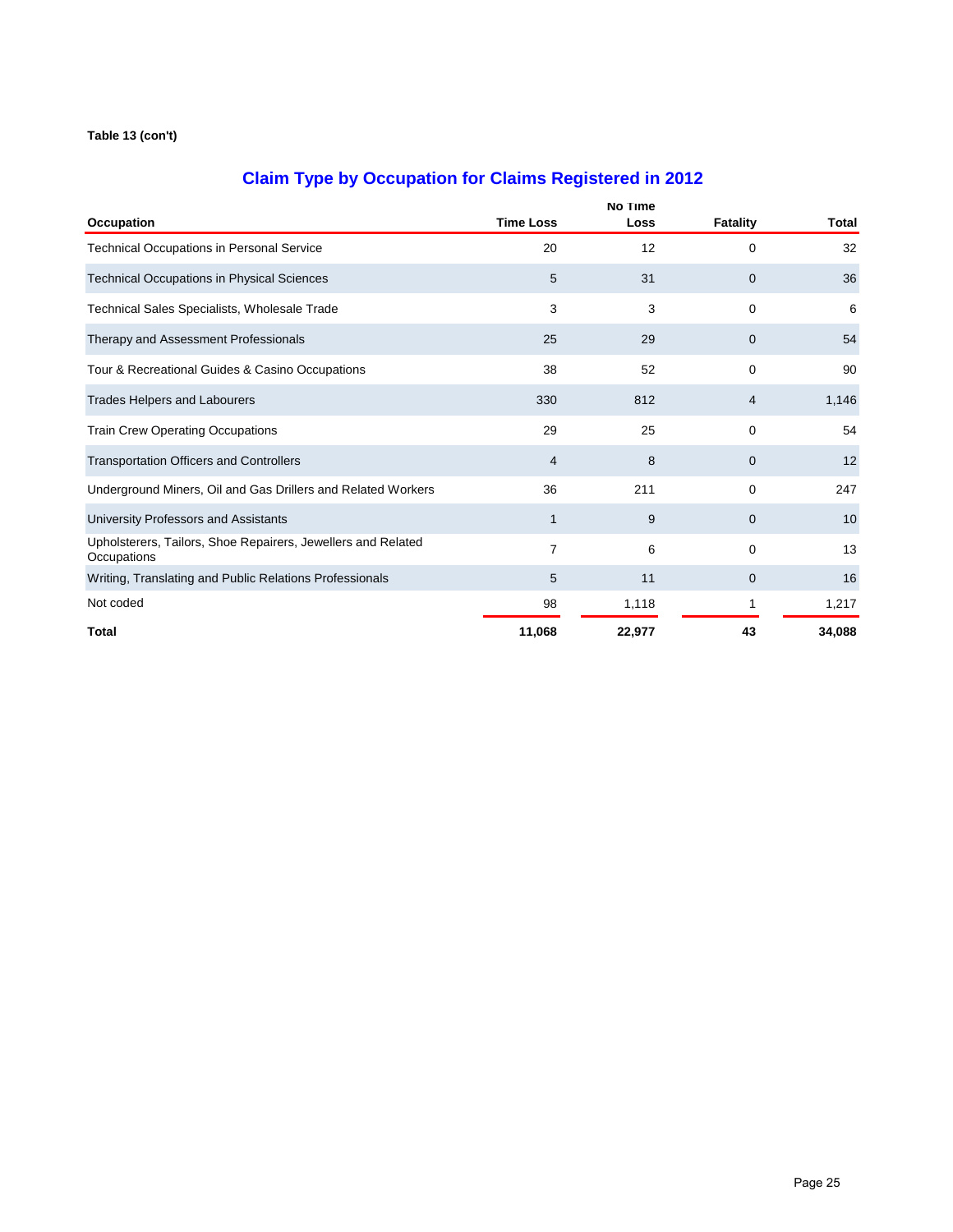**Table 13 (con't)**

## Claim Type by Occupation for Claims Registered in 2012

| Occupation | Time Loss | No Time Loss | Fatality | Total |
|---|---|---|---|---|
| Technical Occupations in Personal Service | 20 | 12 | 0 | 32 |
| Technical Occupations in Physical Sciences | 5 | 31 | 0 | 36 |
| Technical Sales Specialists, Wholesale Trade | 3 | 3 | 0 | 6 |
| Therapy and Assessment Professionals | 25 | 29 | 0 | 54 |
| Tour & Recreational Guides & Casino Occupations | 38 | 52 | 0 | 90 |
| Trades Helpers and Labourers | 330 | 812 | 4 | 1,146 |
| Train Crew Operating Occupations | 29 | 25 | 0 | 54 |
| Transportation Officers and Controllers | 4 | 8 | 0 | 12 |
| Underground Miners, Oil and Gas Drillers and Related Workers | 36 | 211 | 0 | 247 |
| University Professors and Assistants | 1 | 9 | 0 | 10 |
| Upholsterers, Tailors, Shoe Repairers, Jewellers and Related Occupations | 7 | 6 | 0 | 13 |
| Writing, Translating and Public Relations Professionals | 5 | 11 | 0 | 16 |
| Not coded | 98 | 1,118 | 1 | 1,217 |
| **Total** | **11,068** | **22,977** | **43** | **34,088** |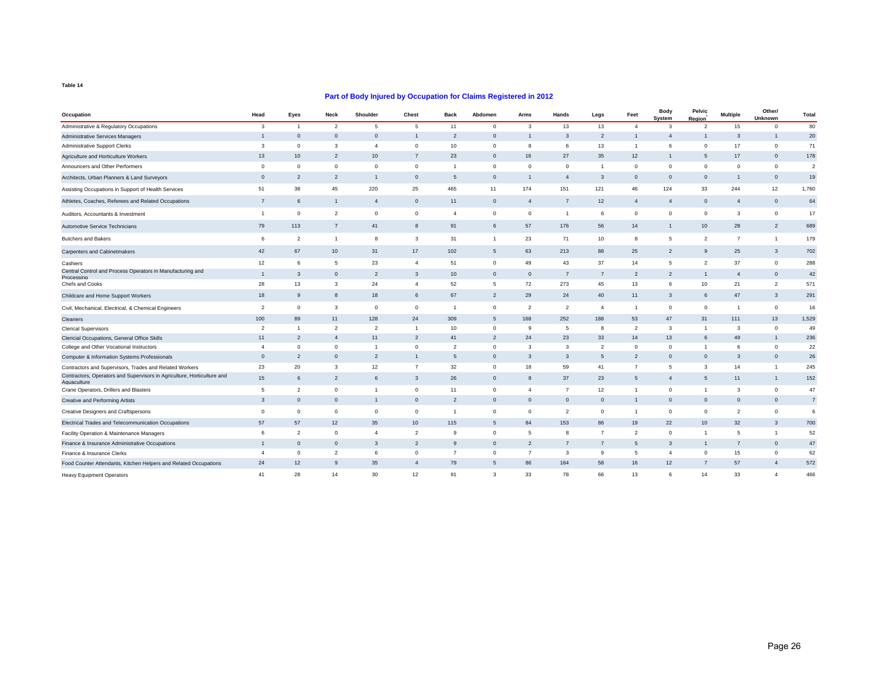Table 14

## Part of Body Injured by Occupation for Claims Registered in 2012

| Occupation | Head | Eyes | Neck | Shoulder | Chest | Back | Abdomen | Arms | Hands | Legs | Feet | Body System | Pelvic Region* | Multiple | Other/ Unknown | Total |
|---|---|---|---|---|---|---|---|---|---|---|---|---|---|---|---|---|
| Administrative & Regulatory Occupations | 3 | 1 | 2 | 5 | 5 | 11 | 0 | 3 | 13 | 13 | 4 | 3 | 2 | 15 | 0 | 80 |
| Administrative Services Managers | 1 | 0 | 0 | 0 | 1 | 2 | 0 | 1 | 3 | 2 | 1 | 4 | 1 | 3 | 1 | 20 |
| Administrative Support Clerks | 3 | 0 | 3 | 4 | 0 | 10 | 0 | 8 | 6 | 13 | 1 | 6 | 0 | 17 | 0 | 71 |
| Agriculture and Horticulture Workers | 13 | 10 | 2 | 10 | 7 | 23 | 0 | 16 | 27 | 35 | 12 | 1 | 5 | 17 | 0 | 178 |
| Announcers and Other Performers | 0 | 0 | 0 | 0 | 0 | 1 | 0 | 0 | 0 | 1 | 0 | 0 | 0 | 0 | 0 | 2 |
| Architects, Urban Planners & Land Surveyors | 0 | 2 | 2 | 1 | 0 | 5 | 0 | 1 | 4 | 3 | 0 | 0 | 0 | 1 | 0 | 19 |
| Assisting Occupations in Support of Health Services | 51 | 38 | 45 | 220 | 25 | 465 | 11 | 174 | 151 | 121 | 46 | 124 | 33 | 244 | 12 | 1,760 |
| Athletes, Coaches, Referees and Related Occupations | 7 | 6 | 1 | 4 | 0 | 11 | 0 | 4 | 7 | 12 | 4 | 4 | 0 | 4 | 0 | 64 |
| Auditors, Accountants & Investment | 1 | 0 | 2 | 0 | 0 | 4 | 0 | 0 | 1 | 6 | 0 | 0 | 0 | 3 | 0 | 17 |
| Automotive Service Technicians | 79 | 113 | 7 | 41 | 8 | 91 | 6 | 57 | 176 | 56 | 14 | 1 | 10 | 28 | 2 | 689 |
| Butchers and Bakers | 6 | 2 | 1 | 8 | 3 | 31 | 1 | 23 | 71 | 10 | 8 | 5 | 2 | 7 | 1 | 179 |
| Carpenters and Cabinetmakers | 42 | 67 | 10 | 31 | 17 | 102 | 5 | 63 | 213 | 88 | 25 | 2 | 9 | 25 | 3 | 702 |
| Cashiers | 12 | 6 | 5 | 23 | 4 | 51 | 0 | 49 | 43 | 37 | 14 | 5 | 2 | 37 | 0 | 288 |
| Central Control and Process Operators in Manufacturing and Processing | 1 | 3 | 0 | 2 | 3 | 10 | 0 | 0 | 7 | 7 | 2 | 2 | 1 | 4 | 0 | 42 |
| Chefs and Cooks | 28 | 13 | 3 | 24 | 4 | 52 | 5 | 72 | 273 | 45 | 13 | 6 | 10 | 21 | 2 | 571 |
| Childcare and Home Support Workers | 18 | 9 | 8 | 18 | 6 | 67 | 2 | 29 | 24 | 40 | 11 | 3 | 6 | 47 | 3 | 291 |
| Civil, Mechanical, Electrical, & Chemical Engineers | 2 | 0 | 3 | 0 | 0 | 1 | 0 | 2 | 2 | 4 | 1 | 0 | 0 | 1 | 0 | 16 |
| Cleaners | 100 | 89 | 11 | 128 | 24 | 309 | 5 | 168 | 252 | 188 | 53 | 47 | 31 | 111 | 13 | 1,529 |
| Clerical Supervisors | 2 | 1 | 2 | 2 | 1 | 10 | 0 | 9 | 5 | 8 | 2 | 3 | 1 | 3 | 0 | 49 |
| Clericial Occupations, General Office Skills | 11 | 2 | 4 | 11 | 2 | 41 | 2 | 24 | 23 | 33 | 14 | 13 | 6 | 49 | 1 | 236 |
| College and Other Vocational Instructors | 4 | 0 | 0 | 1 | 0 | 2 | 0 | 3 | 3 | 2 | 0 | 0 | 1 | 6 | 0 | 22 |
| Computer & Information Systems Professionals | 0 | 2 | 0 | 2 | 1 | 5 | 0 | 3 | 3 | 5 | 2 | 0 | 0 | 3 | 0 | 26 |
| Contractors and Supervisors, Trades and Related Workers | 23 | 20 | 3 | 12 | 7 | 32 | 0 | 18 | 59 | 41 | 7 | 5 | 3 | 14 | 1 | 245 |
| Contractors, Operators and Supervisors in Agriculture, Horticulture and Aquaculture | 15 | 6 | 2 | 6 | 3 | 26 | 0 | 8 | 37 | 23 | 5 | 4 | 5 | 11 | 1 | 152 |
| Crane Operators, Drillers and Blasters | 5 | 2 | 0 | 1 | 0 | 11 | 0 | 4 | 7 | 12 | 1 | 0 | 1 | 3 | 0 | 47 |
| Creative and Performing Artists | 3 | 0 | 0 | 1 | 0 | 2 | 0 | 0 | 0 | 0 | 1 | 0 | 0 | 0 | 0 | 7 |
| Creative Designers and Craftspersons | 0 | 0 | 0 | 0 | 0 | 1 | 0 | 0 | 2 | 0 | 1 | 0 | 0 | 2 | 0 | 6 |
| Electrical Trades and Telecommunication Occupations | 57 | 57 | 12 | 35 | 10 | 115 | 5 | 84 | 153 | 86 | 19 | 22 | 10 | 32 | 3 | 700 |
| Facility Operation & Maintenance Managers | 6 | 2 | 0 | 4 | 2 | 9 | 0 | 5 | 8 | 7 | 2 | 0 | 1 | 5 | 1 | 52 |
| Finance & Insurance Administrative Occupations | 1 | 0 | 0 | 3 | 2 | 9 | 0 | 2 | 7 | 7 | 5 | 3 | 1 | 7 | 0 | 47 |
| Finance & Insurance Clerks | 4 | 0 | 2 | 6 | 0 | 7 | 0 | 7 | 3 | 9 | 5 | 4 | 0 | 15 | 0 | 62 |
| Food Counter Attendants, Kitchen Helpers and Related Occupations | 24 | 12 | 9 | 35 | 4 | 79 | 5 | 86 | 164 | 58 | 16 | 12 | 7 | 57 | 4 | 572 |
| Heavy Equipment Operators | 41 | 28 | 14 | 30 | 12 | 91 | 3 | 33 | 78 | 66 | 13 | 6 | 14 | 33 | 4 | 466 |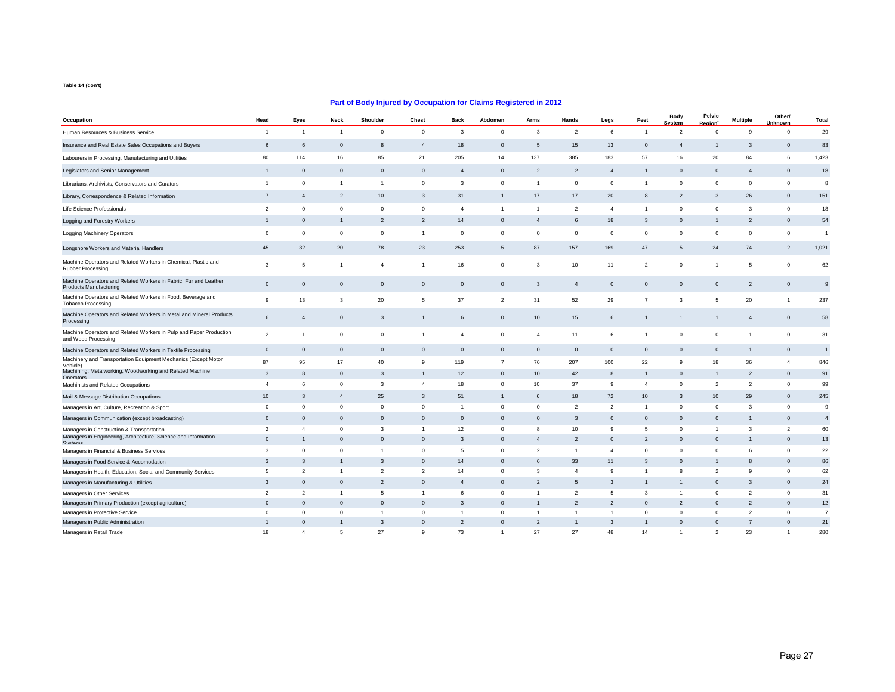**Table 14 (con't)**

## Part of Body Injured by Occupation for Claims Registered in 2012

| Occupation | Head | Eyes | Neck | Shoulder | Chest | Back | Abdomen | Arms | Hands | Legs | Feet | Body System | Pelvic Region* | Multiple | Other/ Unknown | Total |
|---|---|---|---|---|---|---|---|---|---|---|---|---|---|---|---|---|
| Human Resources & Business Service | 1 | 1 | 1 | 0 | 0 | 3 | 0 | 3 | 2 | 6 | 1 | 2 | 0 | 9 | 0 | 29 |
| Insurance and Real Estate Sales Occupations and Buyers | 6 | 6 | 0 | 8 | 4 | 18 | 0 | 5 | 15 | 13 | 0 | 4 | 1 | 3 | 0 | 83 |
| Labourers in Processing, Manufacturing and Utilities | 80 | 114 | 16 | 85 | 21 | 205 | 14 | 137 | 385 | 183 | 57 | 16 | 20 | 84 | 6 | 1,423 |
| Legislators and Senior Management | 1 | 0 | 0 | 0 | 0 | 4 | 0 | 2 | 2 | 4 | 1 | 0 | 0 | 4 | 0 | 18 |
| Librarians, Archivists, Conservators and Curators | 1 | 0 | 1 | 1 | 0 | 3 | 0 | 1 | 0 | 0 | 1 | 0 | 0 | 0 | 0 | 8 |
| Library, Correspondence & Related Information | 7 | 4 | 2 | 10 | 3 | 31 | 1 | 17 | 17 | 20 | 8 | 2 | 3 | 26 | 0 | 151 |
| Life Science Professionals | 2 | 0 | 0 | 0 | 0 | 4 | 1 | 1 | 2 | 4 | 1 | 0 | 0 | 3 | 0 | 18 |
| Logging and Forestry Workers | 1 | 0 | 1 | 2 | 2 | 14 | 0 | 4 | 6 | 18 | 3 | 0 | 1 | 2 | 0 | 54 |
| Logging Machinery Operators | 0 | 0 | 0 | 0 | 1 | 0 | 0 | 0 | 0 | 0 | 0 | 0 | 0 | 0 | 0 | 1 |
| Longshore Workers and Material Handlers | 45 | 32 | 20 | 78 | 23 | 253 | 5 | 87 | 157 | 169 | 47 | 5 | 24 | 74 | 2 | 1,021 |
| Machine Operators and Related Workers in Chemical, Plastic and Rubber Processing | 3 | 5 | 1 | 4 | 1 | 16 | 0 | 3 | 10 | 11 | 2 | 0 | 1 | 5 | 0 | 62 |
| Machine Operators and Related Workers in Fabric, Fur and Leather Products Manufacturing | 0 | 0 | 0 | 0 | 0 | 0 | 0 | 3 | 4 | 0 | 0 | 0 | 0 | 2 | 0 | 9 |
| Machine Operators and Related Workers in Food, Beverage and Tobacco Processing | 9 | 13 | 3 | 20 | 5 | 37 | 2 | 31 | 52 | 29 | 7 | 3 | 5 | 20 | 1 | 237 |
| Machine Operators and Related Workers in Metal and Mineral Products Processing | 6 | 4 | 0 | 3 | 1 | 6 | 0 | 10 | 15 | 6 | 1 | 1 | 1 | 4 | 0 | 58 |
| Machine Operators and Related Workers in Pulp and Paper Production and Wood Processing | 2 | 1 | 0 | 0 | 1 | 4 | 0 | 4 | 11 | 6 | 1 | 0 | 0 | 1 | 0 | 31 |
| Machine Operators and Related Workers in Textile Processing | 0 | 0 | 0 | 0 | 0 | 0 | 0 | 0 | 0 | 0 | 0 | 0 | 0 | 1 | 0 | 1 |
| Machinery and Transportation Equipment Mechanics (Except Motor Vehicle) | 87 | 95 | 17 | 40 | 9 | 119 | 7 | 76 | 207 | 100 | 22 | 9 | 18 | 36 | 4 | 846 |
| Machining, Metalworking, Woodworking and Related Machine Operators | 3 | 8 | 0 | 3 | 1 | 12 | 0 | 10 | 42 | 8 | 1 | 0 | 1 | 2 | 0 | 91 |
| Machinists and Related Occupations | 4 | 6 | 0 | 3 | 4 | 18 | 0 | 10 | 37 | 9 | 4 | 0 | 2 | 2 | 0 | 99 |
| Mail & Message Distribution Occupations | 10 | 3 | 4 | 25 | 3 | 51 | 1 | 6 | 18 | 72 | 10 | 3 | 10 | 29 | 0 | 245 |
| Managers in Art, Culture, Recreation & Sport | 0 | 0 | 0 | 0 | 0 | 1 | 0 | 0 | 2 | 2 | 1 | 0 | 0 | 3 | 0 | 9 |
| Managers in Communication (except broadcasting) | 0 | 0 | 0 | 0 | 0 | 0 | 0 | 0 | 3 | 0 | 0 | 0 | 0 | 1 | 0 | 4 |
| Managers in Construction & Transportation | 2 | 4 | 0 | 3 | 1 | 12 | 0 | 8 | 10 | 9 | 5 | 0 | 1 | 3 | 2 | 60 |
| Managers in Engineering, Architecture, Science and Information Systems | 0 | 1 | 0 | 0 | 0 | 3 | 0 | 4 | 2 | 0 | 2 | 0 | 0 | 1 | 0 | 13 |
| Managers in Financial & Business Services | 3 | 0 | 0 | 1 | 0 | 5 | 0 | 2 | 1 | 4 | 0 | 0 | 0 | 6 | 0 | 22 |
| Managers in Food Service & Accomodation | 3 | 3 | 1 | 3 | 0 | 14 | 0 | 6 | 33 | 11 | 3 | 0 | 1 | 8 | 0 | 86 |
| Managers in Health, Education, Social and Community Services | 5 | 2 | 1 | 2 | 2 | 14 | 0 | 3 | 4 | 9 | 1 | 8 | 2 | 9 | 0 | 62 |
| Managers in Manufacturing & Utilities | 3 | 0 | 0 | 2 | 0 | 4 | 0 | 2 | 5 | 3 | 1 | 1 | 0 | 3 | 0 | 24 |
| Managers in Other Services | 2 | 2 | 1 | 5 | 1 | 6 | 0 | 1 | 2 | 5 | 3 | 1 | 0 | 2 | 0 | 31 |
| Managers in Primary Production (except agriculture) | 0 | 0 | 0 | 0 | 0 | 3 | 0 | 1 | 2 | 2 | 0 | 2 | 0 | 2 | 0 | 12 |
| Managers in Protective Service | 0 | 0 | 0 | 1 | 0 | 1 | 0 | 1 | 1 | 1 | 0 | 0 | 0 | 2 | 0 | 7 |
| Managers in Public Administration | 1 | 0 | 1 | 3 | 0 | 2 | 0 | 2 | 1 | 3 | 1 | 0 | 0 | 7 | 0 | 21 |
| Managers in Retail Trade | 18 | 4 | 5 | 27 | 9 | 73 | 1 | 27 | 27 | 48 | 14 | 1 | 2 | 23 | 1 | 280 |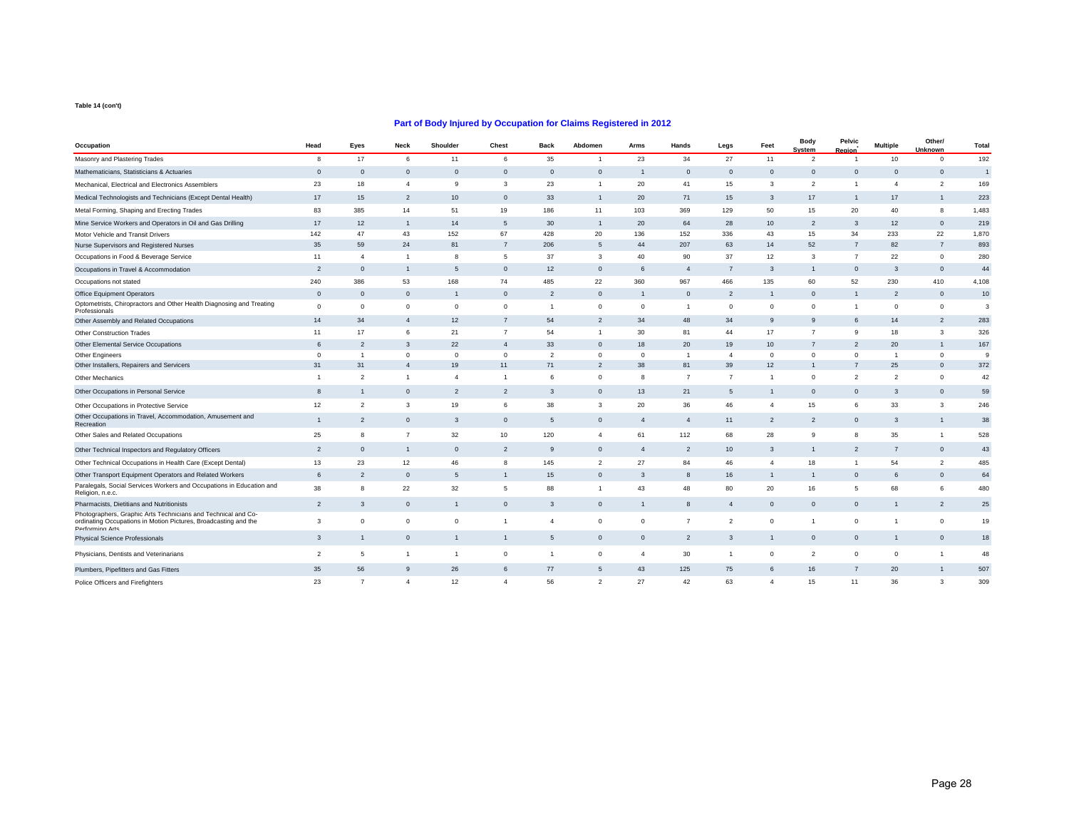Table 14 (con't)

## Part of Body Injured by Occupation for Claims Registered in 2012

| Occupation | Head | Eyes | Neck | Shoulder | Chest | Back | Abdomen | Arms | Hands | Legs | Feet | Body System | Pelvic Region | Multiple | Other/ Unknown | Total |
|---|---|---|---|---|---|---|---|---|---|---|---|---|---|---|---|---|
| Masonry and Plastering Trades | 8 | 17 | 6 | 11 | 6 | 35 | 1 | 23 | 34 | 27 | 11 | 2 | 1 | 10 | 0 | 192 |
| Mathematicians, Statisticians & Actuaries | 0 | 0 | 0 | 0 | 0 | 0 | 0 | 1 | 0 | 0 | 0 | 0 | 0 | 0 | 0 | 1 |
| Mechanical, Electrical and Electronics Assemblers | 23 | 18 | 4 | 9 | 3 | 23 | 1 | 20 | 41 | 15 | 3 | 2 | 1 | 4 | 2 | 169 |
| Medical Technologists and Technicians (Except Dental Health) | 17 | 15 | 2 | 10 | 0 | 33 | 1 | 20 | 71 | 15 | 3 | 17 | 1 | 17 | 1 | 223 |
| Metal Forming, Shaping and Erecting Trades | 83 | 385 | 14 | 51 | 19 | 186 | 11 | 103 | 369 | 129 | 50 | 15 | 20 | 40 | 8 | 1,483 |
| Mine Service Workers and Operators in Oil and Gas Drilling | 17 | 12 | 1 | 14 | 5 | 30 | 1 | 20 | 64 | 28 | 10 | 2 | 3 | 12 | 0 | 219 |
| Motor Vehicle and Transit Drivers | 142 | 47 | 43 | 152 | 67 | 428 | 20 | 136 | 152 | 336 | 43 | 15 | 34 | 233 | 22 | 1,870 |
| Nurse Supervisors and Registered Nurses | 35 | 59 | 24 | 81 | 7 | 206 | 5 | 44 | 207 | 63 | 14 | 52 | 7 | 82 | 7 | 893 |
| Occupations in Food & Beverage Service | 11 | 4 | 1 | 8 | 5 | 37 | 3 | 40 | 90 | 37 | 12 | 3 | 7 | 22 | 0 | 280 |
| Occupations in Travel & Accommodation | 2 | 0 | 1 | 5 | 0 | 12 | 0 | 6 | 4 | 7 | 3 | 1 | 0 | 3 | 0 | 44 |
| Occupations not stated | 240 | 386 | 53 | 168 | 74 | 485 | 22 | 360 | 967 | 466 | 135 | 60 | 52 | 230 | 410 | 4,108 |
| Office Equipment Operators | 0 | 0 | 0 | 1 | 0 | 2 | 0 | 1 | 0 | 2 | 1 | 0 | 1 | 2 | 0 | 10 |
| Optometrists, Chiropractors and Other Health Diagnosing and Treating Professionals | 0 | 0 | 0 | 0 | 0 | 1 | 0 | 0 | 1 | 0 | 0 | 0 | 1 | 0 | 0 | 3 |
| Other Assembly and Related Occupations | 14 | 34 | 4 | 12 | 7 | 54 | 2 | 34 | 48 | 34 | 9 | 9 | 6 | 14 | 2 | 283 |
| Other Construction Trades | 11 | 17 | 6 | 21 | 7 | 54 | 1 | 30 | 81 | 44 | 17 | 7 | 9 | 18 | 3 | 326 |
| Other Elemental Service Occupations | 6 | 2 | 3 | 22 | 4 | 33 | 0 | 18 | 20 | 19 | 10 | 7 | 2 | 20 | 1 | 167 |
| Other Engineers | 0 | 1 | 0 | 0 | 0 | 2 | 0 | 0 | 1 | 4 | 0 | 0 | 0 | 1 | 0 | 9 |
| Other Installers, Repairers and Servicers | 31 | 31 | 4 | 19 | 11 | 71 | 2 | 38 | 81 | 39 | 12 | 1 | 7 | 25 | 0 | 372 |
| Other Mechanics | 1 | 2 | 1 | 4 | 1 | 6 | 0 | 8 | 7 | 7 | 1 | 0 | 2 | 2 | 0 | 42 |
| Other Occupations in Personal Service | 8 | 1 | 0 | 2 | 2 | 3 | 0 | 13 | 21 | 5 | 1 | 0 | 0 | 3 | 0 | 59 |
| Other Occupations in Protective Service | 12 | 2 | 3 | 19 | 6 | 38 | 3 | 20 | 36 | 46 | 4 | 15 | 6 | 33 | 3 | 246 |
| Other Occupations in Travel, Accommodation, Amusement and Recreation | 1 | 2 | 0 | 3 | 0 | 5 | 0 | 4 | 4 | 11 | 2 | 2 | 0 | 3 | 1 | 38 |
| Other Sales and Related Occupations | 25 | 8 | 7 | 32 | 10 | 120 | 4 | 61 | 112 | 68 | 28 | 9 | 8 | 35 | 1 | 528 |
| Other Technical Inspectors and Regulatory Officers | 2 | 0 | 1 | 0 | 2 | 9 | 0 | 4 | 2 | 10 | 3 | 1 | 2 | 7 | 0 | 43 |
| Other Technical Occupations in Health Care (Except Dental) | 13 | 23 | 12 | 46 | 8 | 145 | 2 | 27 | 84 | 46 | 4 | 18 | 1 | 54 | 2 | 485 |
| Other Transport Equipment Operators and Related Workers | 6 | 2 | 0 | 5 | 1 | 15 | 0 | 3 | 8 | 16 | 1 | 1 | 0 | 6 | 0 | 64 |
| Paralegals, Social Services Workers and Occupations in Education and Religion, n.e.c. | 38 | 8 | 22 | 32 | 5 | 88 | 1 | 43 | 48 | 80 | 20 | 16 | 5 | 68 | 6 | 480 |
| Pharmacists, Dietitians and Nutritionists | 2 | 3 | 0 | 1 | 0 | 3 | 0 | 1 | 8 | 4 | 0 | 0 | 0 | 1 | 2 | 25 |
| Photographers, Graphic Arts Technicians and Technical and Co-ordinating Occupations in Motion Pictures, Broadcasting and the Performing Arts | 3 | 0 | 0 | 0 | 1 | 4 | 0 | 0 | 7 | 2 | 0 | 1 | 0 | 1 | 0 | 19 |
| Physical Science Professionals | 3 | 1 | 0 | 1 | 1 | 5 | 0 | 0 | 2 | 3 | 1 | 0 | 0 | 1 | 0 | 18 |
| Physicians, Dentists and Veterinarians | 2 | 5 | 1 | 1 | 0 | 1 | 0 | 4 | 30 | 1 | 0 | 2 | 0 | 0 | 1 | 48 |
| Plumbers, Pipefitters and Gas Fitters | 35 | 56 | 9 | 26 | 6 | 77 | 5 | 43 | 125 | 75 | 6 | 16 | 7 | 20 | 1 | 507 |
| Police Officers and Firefighters | 23 | 7 | 4 | 12 | 4 | 56 | 2 | 27 | 42 | 63 | 4 | 15 | 11 | 36 | 3 | 309 |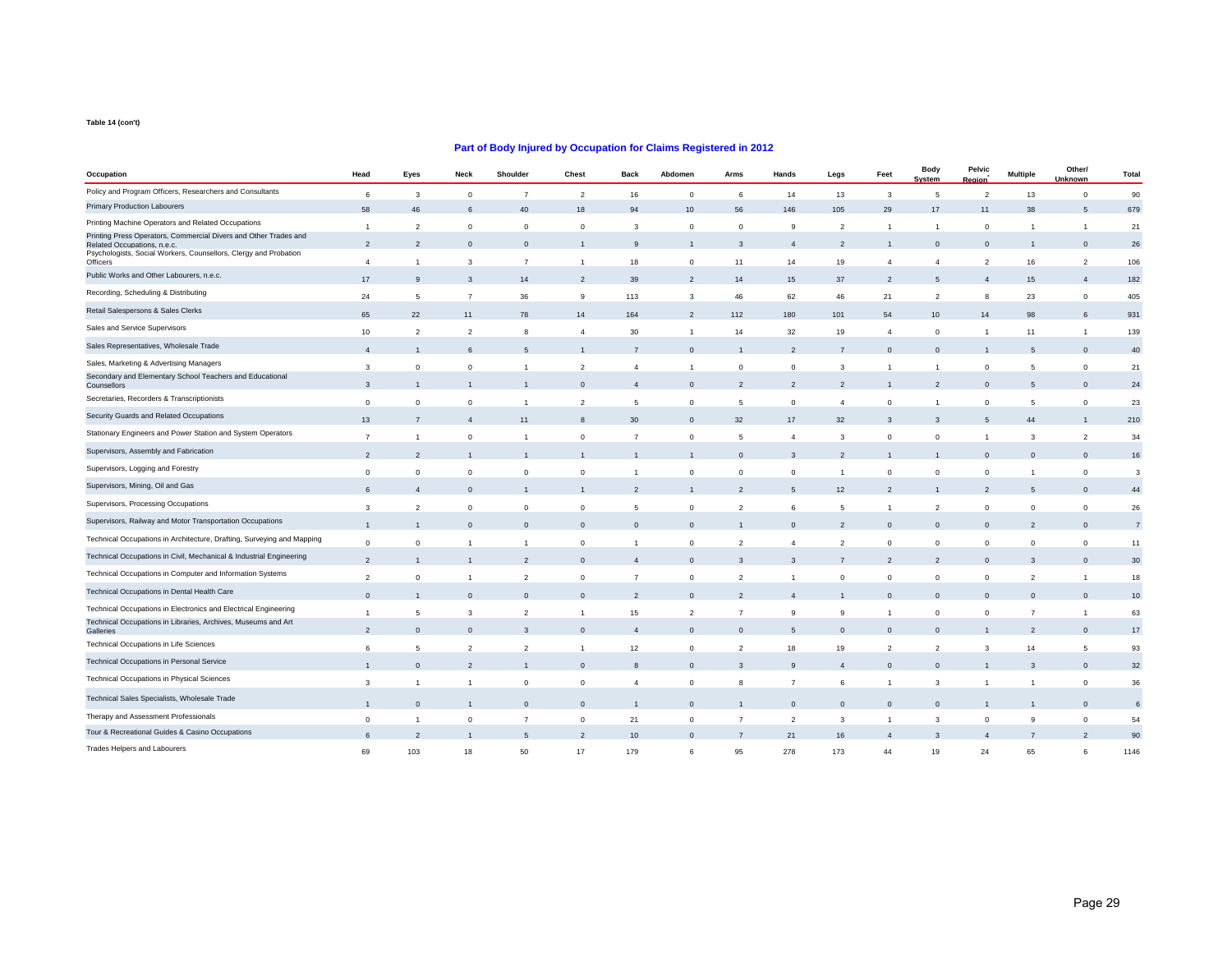Table 14 (con't)

## Part of Body Injured by Occupation for Claims Registered in 2012

| Occupation | Head | Eyes | Neck | Shoulder | Chest | Back | Abdomen | Arms | Hands | Legs | Feet | Body System | Pelvic Region | Multiple | Other/ Unknown | Total |
|---|---|---|---|---|---|---|---|---|---|---|---|---|---|---|---|---|
| Policy and Program Officers, Researchers and Consultants | 6 | 3 | 0 | 7 | 2 | 16 | 0 | 6 | 14 | 13 | 3 | 5 | 2 | 13 | 0 | 90 |
| Primary Production Labourers | 58 | 46 | 6 | 40 | 18 | 94 | 10 | 56 | 146 | 105 | 29 | 17 | 11 | 38 | 5 | 679 |
| Printing Machine Operators and Related Occupations | 1 | 2 | 0 | 0 | 0 | 3 | 0 | 0 | 9 | 2 | 1 | 1 | 0 | 1 | 1 | 21 |
| Printing Press Operators, Commercial Divers and Other Trades and Related Occupations, n.e.c. | 2 | 2 | 0 | 0 | 1 | 9 | 1 | 3 | 4 | 2 | 1 | 0 | 0 | 1 | 0 | 26 |
| Psychologists, Social Workers, Counsellors, Clergy and Probation Officers | 4 | 1 | 3 | 7 | 1 | 18 | 0 | 11 | 14 | 19 | 4 | 4 | 2 | 16 | 2 | 106 |
| Public Works and Other Labourers, n.e.c. | 17 | 9 | 3 | 14 | 2 | 39 | 2 | 14 | 15 | 37 | 2 | 5 | 4 | 15 | 4 | 182 |
| Recording, Scheduling & Distributing | 24 | 5 | 7 | 36 | 9 | 113 | 3 | 46 | 62 | 46 | 21 | 2 | 8 | 23 | 0 | 405 |
| Retail Salespersons & Sales Clerks | 65 | 22 | 11 | 78 | 14 | 164 | 2 | 112 | 180 | 101 | 54 | 10 | 14 | 98 | 6 | 931 |
| Sales and Service Supervisors | 10 | 2 | 2 | 8 | 4 | 30 | 1 | 14 | 32 | 19 | 4 | 0 | 1 | 11 | 1 | 139 |
| Sales Representatives, Wholesale Trade | 4 | 1 | 6 | 5 | 1 | 7 | 0 | 1 | 2 | 7 | 0 | 0 | 1 | 5 | 0 | 40 |
| Sales, Marketing & Advertising Managers | 3 | 0 | 0 | 1 | 2 | 4 | 1 | 0 | 0 | 3 | 1 | 1 | 0 | 5 | 0 | 21 |
| Secondary and Elementary School Teachers and Educational Counsellors | 3 | 1 | 1 | 1 | 0 | 4 | 0 | 2 | 2 | 2 | 1 | 2 | 0 | 5 | 0 | 24 |
| Secretaries, Recorders & Transcriptionists | 0 | 0 | 0 | 1 | 2 | 5 | 0 | 5 | 0 | 4 | 0 | 1 | 0 | 5 | 0 | 23 |
| Security Guards and Related Occupations | 13 | 7 | 4 | 11 | 8 | 30 | 0 | 32 | 17 | 32 | 3 | 3 | 5 | 44 | 1 | 210 |
| Stationary Engineers and Power Station and System Operators | 7 | 1 | 0 | 1 | 0 | 7 | 0 | 5 | 4 | 3 | 0 | 0 | 1 | 3 | 2 | 34 |
| Supervisors, Assembly and Fabrication | 2 | 2 | 1 | 1 | 1 | 1 | 1 | 0 | 3 | 2 | 1 | 1 | 0 | 0 | 0 | 16 |
| Supervisors, Logging and Forestry | 0 | 0 | 0 | 0 | 0 | 1 | 0 | 0 | 0 | 1 | 0 | 0 | 0 | 1 | 0 | 3 |
| Supervisors, Mining, Oil and Gas | 6 | 4 | 0 | 1 | 1 | 2 | 1 | 2 | 5 | 12 | 2 | 1 | 2 | 5 | 0 | 44 |
| Supervisors, Processing Occupations | 3 | 2 | 0 | 0 | 0 | 5 | 0 | 2 | 6 | 5 | 1 | 2 | 0 | 0 | 0 | 26 |
| Supervisors, Railway and Motor Transportation Occupations | 1 | 1 | 0 | 0 | 0 | 0 | 0 | 1 | 0 | 2 | 0 | 0 | 0 | 2 | 0 | 7 |
| Technical Occupations in Architecture, Drafting, Surveying and Mapping | 0 | 0 | 1 | 1 | 0 | 1 | 0 | 2 | 4 | 2 | 0 | 0 | 0 | 0 | 0 | 11 |
| Technical Occupations in Civil, Mechanical & Industrial Engineering | 2 | 1 | 1 | 2 | 0 | 4 | 0 | 3 | 3 | 7 | 2 | 2 | 0 | 3 | 0 | 30 |
| Technical Occupations in Computer and Information Systems | 2 | 0 | 1 | 2 | 0 | 7 | 0 | 2 | 1 | 0 | 0 | 0 | 0 | 2 | 1 | 18 |
| Technical Occupations in Dental Health Care | 0 | 1 | 0 | 0 | 0 | 2 | 0 | 2 | 4 | 1 | 0 | 0 | 0 | 0 | 0 | 10 |
| Technical Occupations in Electronics and Electrical Engineering | 1 | 5 | 3 | 2 | 1 | 15 | 2 | 7 | 9 | 9 | 1 | 0 | 0 | 7 | 1 | 63 |
| Technical Occupations in Libraries, Archives, Museums and Art Galleries | 2 | 0 | 0 | 3 | 0 | 4 | 0 | 0 | 5 | 0 | 0 | 0 | 1 | 2 | 0 | 17 |
| Technical Occupations in Life Sciences | 6 | 5 | 2 | 2 | 1 | 12 | 0 | 2 | 18 | 19 | 2 | 2 | 3 | 14 | 5 | 93 |
| Technical Occupations in Personal Service | 1 | 0 | 2 | 1 | 0 | 8 | 0 | 3 | 9 | 4 | 0 | 0 | 1 | 3 | 0 | 32 |
| Technical Occupations in Physical Sciences | 3 | 1 | 1 | 0 | 0 | 4 | 0 | 8 | 7 | 6 | 1 | 3 | 1 | 1 | 0 | 36 |
| Technical Sales Specialists, Wholesale Trade | 1 | 0 | 1 | 0 | 0 | 1 | 0 | 1 | 0 | 0 | 0 | 0 | 1 | 1 | 0 | 6 |
| Therapy and Assessment Professionals | 0 | 1 | 0 | 7 | 0 | 21 | 0 | 7 | 2 | 3 | 1 | 3 | 0 | 9 | 0 | 54 |
| Tour & Recreational Guides & Casino Occupations | 6 | 2 | 1 | 5 | 2 | 10 | 0 | 7 | 21 | 16 | 4 | 3 | 4 | 7 | 2 | 90 |
| Trades Helpers and Labourers | 69 | 103 | 18 | 50 | 17 | 179 | 6 | 95 | 278 | 173 | 44 | 19 | 24 | 65 | 6 | 1146 |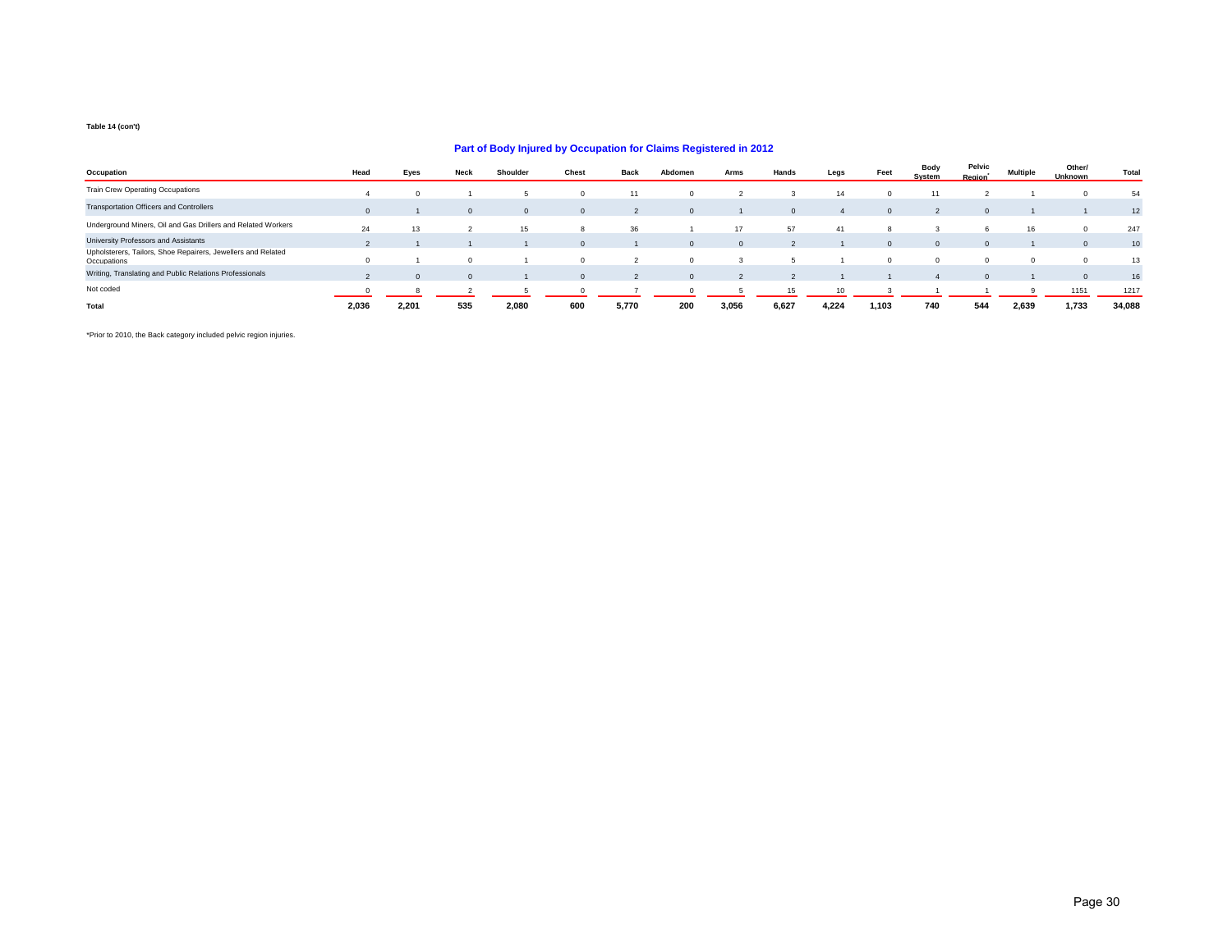**Table 14 (con't)**

## Part of Body Injured by Occupation for Claims Registered in 2012

| Occupation | Head | Eyes | Neck | Shoulder | Chest | Back | Abdomen | Arms | Hands | Legs | Feet | Body System | Pelvic Region* | Multiple | Other/ Unknown | Total |
|---|---|---|---|---|---|---|---|---|---|---|---|---|---|---|---|---|
| Train Crew Operating Occupations | 4 | 0 | 1 | 5 | 0 | 11 | 0 | 2 | 3 | 14 | 0 | 11 | 2 | 1 | 0 | 54 |
| Transportation Officers and Controllers | 0 | 1 | 0 | 0 | 0 | 2 | 0 | 1 | 0 | 4 | 0 | 2 | 0 | 1 | 1 | 12 |
| Underground Miners, Oil and Gas Drillers and Related Workers | 24 | 13 | 2 | 15 | 8 | 36 | 1 | 17 | 57 | 41 | 8 | 3 | 6 | 16 | 0 | 247 |
| University Professors and Assistants | 2 | 1 | 1 | 1 | 0 | 1 | 0 | 0 | 2 | 1 | 0 | 0 | 0 | 1 | 0 | 10 |
| Upholsterers, Tailors, Shoe Repairers, Jewellers and Related Occupations | 0 | 1 | 0 | 1 | 0 | 2 | 0 | 3 | 5 | 1 | 0 | 0 | 0 | 0 | 0 | 13 |
| Writing, Translating and Public Relations Professionals | 2 | 0 | 0 | 1 | 0 | 2 | 0 | 2 | 2 | 1 | 1 | 4 | 0 | 1 | 0 | 16 |
| Not coded | 0 | 8 | 2 | 5 | 0 | 7 | 0 | 5 | 15 | 10 | 3 | 1 | 1 | 9 | 1151 | 1217 |
| **Total** | **2,036** | **2,201** | **535** | **2,080** | **600** | **5,770** | **200** | **3,056** | **6,627** | **4,224** | **1,103** | **740** | **544** | **2,639** | **1,733** | **34,088** |

*Prior to 2010, the Back category included pelvic region injuries.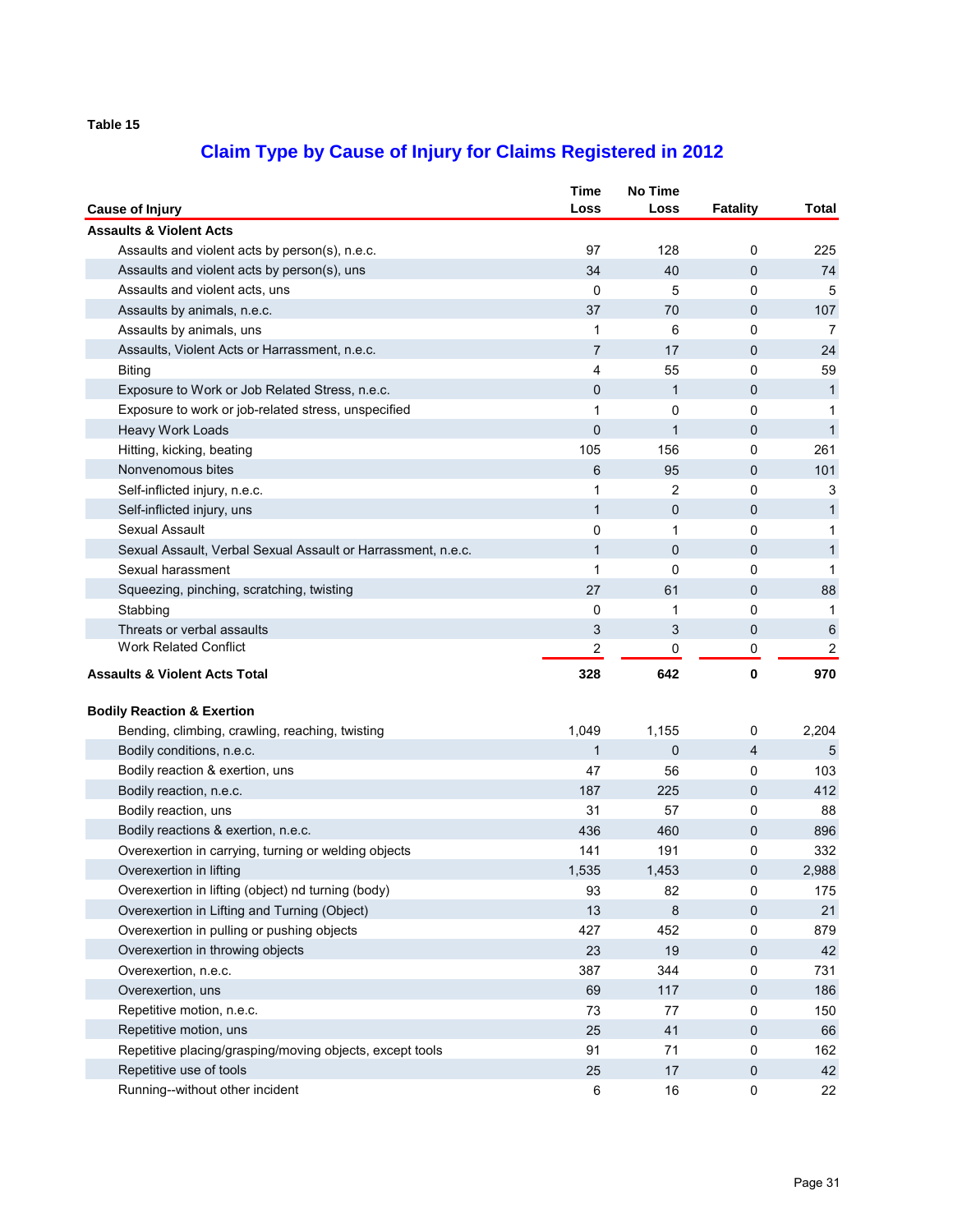Table 15

## Claim Type by Cause of Injury for Claims Registered in 2012

| Cause of Injury | Time Loss | No Time Loss | Fatality | Total |
|---|---|---|---|---|
| **Assaults & Violent Acts** | | | | |
| Assaults and violent acts by person(s), n.e.c. | 97 | 128 | 0 | 225 |
| Assaults and violent acts by person(s), uns | 34 | 40 | 0 | 74 |
| Assaults and violent acts, uns | 0 | 5 | 0 | 5 |
| Assaults by animals, n.e.c. | 37 | 70 | 0 | 107 |
| Assaults by animals, uns | 1 | 6 | 0 | 7 |
| Assaults, Violent Acts or Harrassment, n.e.c. | 7 | 17 | 0 | 24 |
| Biting | 4 | 55 | 0 | 59 |
| Exposure to Work or Job Related Stress, n.e.c. | 0 | 1 | 0 | 1 |
| Exposure to work or job-related stress, unspecified | 1 | 0 | 0 | 1 |
| Heavy Work Loads | 0 | 1 | 0 | 1 |
| Hitting, kicking, beating | 105 | 156 | 0 | 261 |
| Nonvenomous bites | 6 | 95 | 0 | 101 |
| Self-inflicted injury, n.e.c. | 1 | 2 | 0 | 3 |
| Self-inflicted injury, uns | 1 | 0 | 0 | 1 |
| Sexual Assault | 0 | 1 | 0 | 1 |
| Sexual Assault, Verbal Sexual Assault or Harrassment, n.e.c. | 1 | 0 | 0 | 1 |
| Sexual harassment | 1 | 0 | 0 | 1 |
| Squeezing, pinching, scratching, twisting | 27 | 61 | 0 | 88 |
| Stabbing | 0 | 1 | 0 | 1 |
| Threats or verbal assaults | 3 | 3 | 0 | 6 |
| Work Related Conflict | 2 | 0 | 0 | 2 |
| **Assaults & Violent Acts Total** | **328** | **642** | **0** | **970** |
| **Bodily Reaction & Exertion** | | | | |
| Bending, climbing, crawling, reaching, twisting | 1,049 | 1,155 | 0 | 2,204 |
| Bodily conditions, n.e.c. | 1 | 0 | 4 | 5 |
| Bodily reaction & exertion, uns | 47 | 56 | 0 | 103 |
| Bodily reaction, n.e.c. | 187 | 225 | 0 | 412 |
| Bodily reaction, uns | 31 | 57 | 0 | 88 |
| Bodily reactions & exertion, n.e.c. | 436 | 460 | 0 | 896 |
| Overexertion in carrying, turning or welding objects | 141 | 191 | 0 | 332 |
| Overexertion in lifting | 1,535 | 1,453 | 0 | 2,988 |
| Overexertion in lifting (object) nd turning (body) | 93 | 82 | 0 | 175 |
| Overexertion in Lifting and Turning (Object) | 13 | 8 | 0 | 21 |
| Overexertion in pulling or pushing objects | 427 | 452 | 0 | 879 |
| Overexertion in throwing objects | 23 | 19 | 0 | 42 |
| Overexertion, n.e.c. | 387 | 344 | 0 | 731 |
| Overexertion, uns | 69 | 117 | 0 | 186 |
| Repetitive motion, n.e.c. | 73 | 77 | 0 | 150 |
| Repetitive motion, uns | 25 | 41 | 0 | 66 |
| Repetitive placing/grasping/moving objects, except tools | 91 | 71 | 0 | 162 |
| Repetitive use of tools | 25 | 17 | 0 | 42 |
| Running--without other incident | 6 | 16 | 0 | 22 |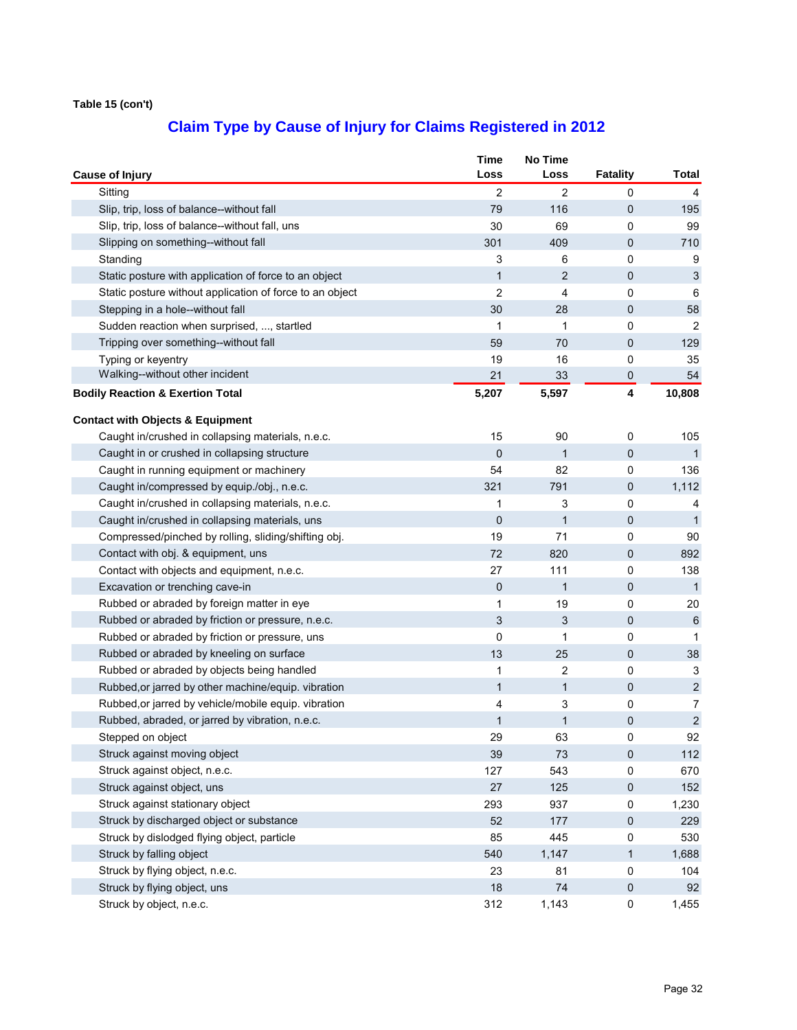**Table 15 (con't)**

## Claim Type by Cause of Injury for Claims Registered in 2012

| Cause of Injury | Time Loss | No Time Loss | Fatality | Total |
|---|---|---|---|---|
| Sitting | 2 | 2 | 0 | 4 |
| Slip, trip, loss of balance--without fall | 79 | 116 | 0 | 195 |
| Slip, trip, loss of balance--without fall, uns | 30 | 69 | 0 | 99 |
| Slipping on something--without fall | 301 | 409 | 0 | 710 |
| Standing | 3 | 6 | 0 | 9 |
| Static posture with application of force to an object | 1 | 2 | 0 | 3 |
| Static posture without application of force to an object | 2 | 4 | 0 | 6 |
| Stepping in a hole--without fall | 30 | 28 | 0 | 58 |
| Sudden reaction when surprised, ..., startled | 1 | 1 | 0 | 2 |
| Tripping over something--without fall | 59 | 70 | 0 | 129 |
| Typing or keyentry | 19 | 16 | 0 | 35 |
| Walking--without other incident | 21 | 33 | 0 | 54 |
| **Bodily Reaction & Exertion Total** | **5,207** | **5,597** | **4** | **10,808** |
| **Contact with Objects & Equipment** | | | | |
| Caught in/crushed in collapsing materials, n.e.c. | 15 | 90 | 0 | 105 |
| Caught in or crushed in collapsing structure | 0 | 1 | 0 | 1 |
| Caught in running equipment or machinery | 54 | 82 | 0 | 136 |
| Caught in/compressed by equip./obj., n.e.c. | 321 | 791 | 0 | 1,112 |
| Caught in/crushed in collapsing materials, n.e.c. | 1 | 3 | 0 | 4 |
| Caught in/crushed in collapsing materials, uns | 0 | 1 | 0 | 1 |
| Compressed/pinched by rolling, sliding/shifting obj. | 19 | 71 | 0 | 90 |
| Contact with obj. & equipment, uns | 72 | 820 | 0 | 892 |
| Contact with objects and equipment, n.e.c. | 27 | 111 | 0 | 138 |
| Excavation or trenching cave-in | 0 | 1 | 0 | 1 |
| Rubbed or abraded by foreign matter in eye | 1 | 19 | 0 | 20 |
| Rubbed or abraded by friction or pressure, n.e.c. | 3 | 3 | 0 | 6 |
| Rubbed or abraded by friction or pressure, uns | 0 | 1 | 0 | 1 |
| Rubbed or abraded by kneeling on surface | 13 | 25 | 0 | 38 |
| Rubbed or abraded by objects being handled | 1 | 2 | 0 | 3 |
| Rubbed,or jarred by other machine/equip. vibration | 1 | 1 | 0 | 2 |
| Rubbed,or jarred by vehicle/mobile equip. vibration | 4 | 3 | 0 | 7 |
| Rubbed, abraded, or jarred by vibration, n.e.c. | 1 | 1 | 0 | 2 |
| Stepped on object | 29 | 63 | 0 | 92 |
| Struck against moving object | 39 | 73 | 0 | 112 |
| Struck against object, n.e.c. | 127 | 543 | 0 | 670 |
| Struck against object, uns | 27 | 125 | 0 | 152 |
| Struck against stationary object | 293 | 937 | 0 | 1,230 |
| Struck by discharged object or substance | 52 | 177 | 0 | 229 |
| Struck by dislodged flying object, particle | 85 | 445 | 0 | 530 |
| Struck by falling object | 540 | 1,147 | 1 | 1,688 |
| Struck by flying object, n.e.c. | 23 | 81 | 0 | 104 |
| Struck by flying object, uns | 18 | 74 | 0 | 92 |
| Struck by object, n.e.c. | 312 | 1,143 | 0 | 1,455 |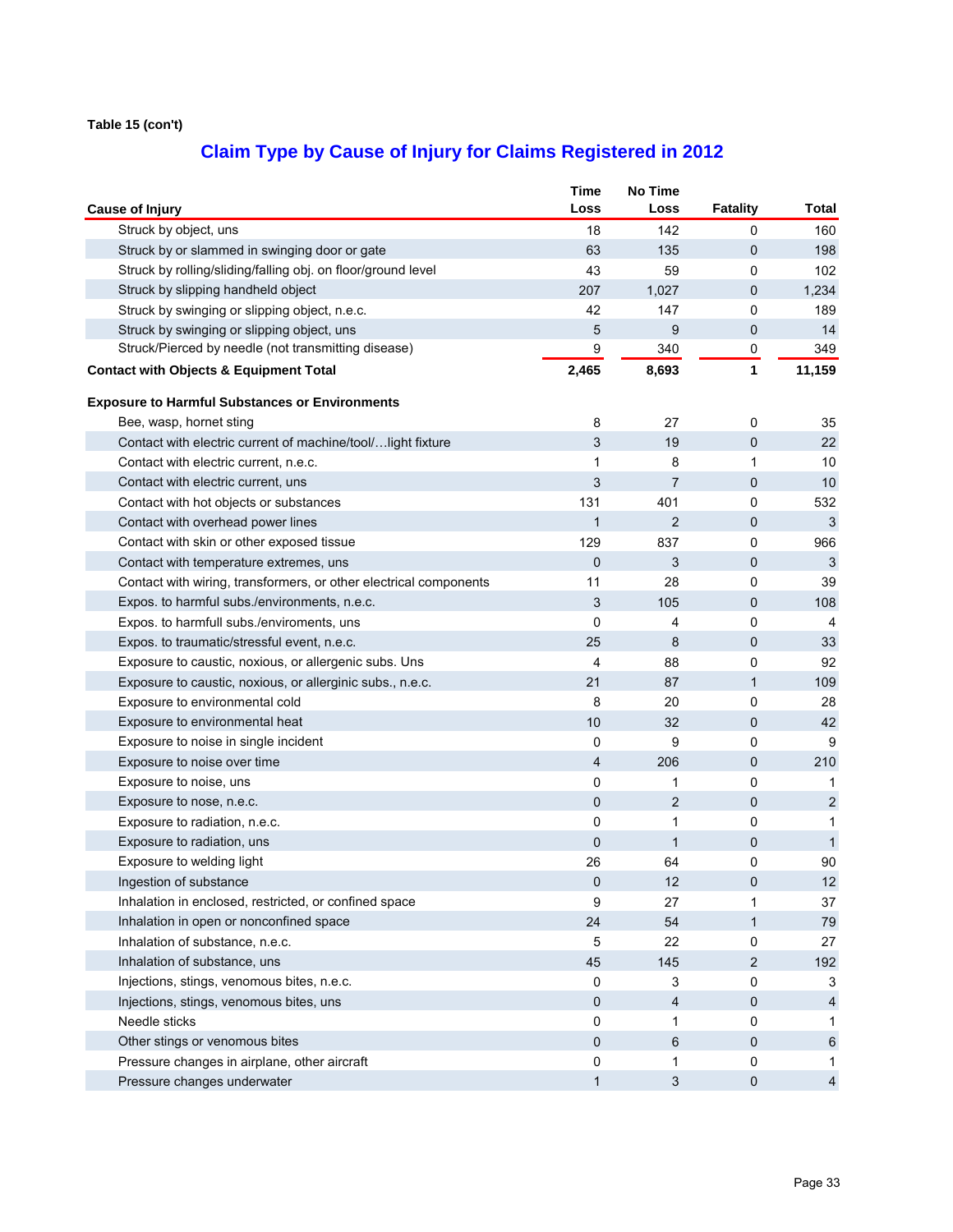**Table 15 (con't)**

## Claim Type by Cause of Injury for Claims Registered in 2012

| Cause of Injury | Time Loss | No Time Loss | Fatality | Total |
|---|---|---|---|---|
| Struck by object, uns | 18 | 142 | 0 | 160 |
| Struck by or slammed in swinging door or gate | 63 | 135 | 0 | 198 |
| Struck by rolling/sliding/falling obj. on floor/ground level | 43 | 59 | 0 | 102 |
| Struck by slipping handheld object | 207 | 1,027 | 0 | 1,234 |
| Struck by swinging or slipping object, n.e.c. | 42 | 147 | 0 | 189 |
| Struck by swinging or slipping object, uns | 5 | 9 | 0 | 14 |
| Struck/Pierced by needle (not transmitting disease) | 9 | 340 | 0 | 349 |
| **Contact with Objects & Equipment Total** | **2,465** | **8,693** | **1** | **11,159** |
| **Exposure to Harmful Substances or Environments** | | | | |
| Bee, wasp, hornet sting | 8 | 27 | 0 | 35 |
| Contact with electric current of machine/tool/…light fixture | 3 | 19 | 0 | 22 |
| Contact with electric current, n.e.c. | 1 | 8 | 1 | 10 |
| Contact with electric current, uns | 3 | 7 | 0 | 10 |
| Contact with hot objects or substances | 131 | 401 | 0 | 532 |
| Contact with overhead power lines | 1 | 2 | 0 | 3 |
| Contact with skin or other exposed tissue | 129 | 837 | 0 | 966 |
| Contact with temperature extremes, uns | 0 | 3 | 0 | 3 |
| Contact with wiring, transformers, or other electrical components | 11 | 28 | 0 | 39 |
| Expos. to harmful subs./environments, n.e.c. | 3 | 105 | 0 | 108 |
| Expos. to harmfull subs./enviroments, uns | 0 | 4 | 0 | 4 |
| Expos. to traumatic/stressful event, n.e.c. | 25 | 8 | 0 | 33 |
| Exposure to caustic, noxious, or allergenic subs. Uns | 4 | 88 | 0 | 92 |
| Exposure to caustic, noxious, or allerginic subs., n.e.c. | 21 | 87 | 1 | 109 |
| Exposure to environmental cold | 8 | 20 | 0 | 28 |
| Exposure to environmental heat | 10 | 32 | 0 | 42 |
| Exposure to noise in single incident | 0 | 9 | 0 | 9 |
| Exposure to noise over time | 4 | 206 | 0 | 210 |
| Exposure to noise, uns | 0 | 1 | 0 | 1 |
| Exposure to nose, n.e.c. | 0 | 2 | 0 | 2 |
| Exposure to radiation, n.e.c. | 0 | 1 | 0 | 1 |
| Exposure to radiation, uns | 0 | 1 | 0 | 1 |
| Exposure to welding light | 26 | 64 | 0 | 90 |
| Ingestion of substance | 0 | 12 | 0 | 12 |
| Inhalation in enclosed, restricted, or confined space | 9 | 27 | 1 | 37 |
| Inhalation in open or nonconfined space | 24 | 54 | 1 | 79 |
| Inhalation of substance, n.e.c. | 5 | 22 | 0 | 27 |
| Inhalation of substance, uns | 45 | 145 | 2 | 192 |
| Injections, stings, venomous bites, n.e.c. | 0 | 3 | 0 | 3 |
| Injections, stings, venomous bites, uns | 0 | 4 | 0 | 4 |
| Needle sticks | 0 | 1 | 0 | 1 |
| Other stings or venomous bites | 0 | 6 | 0 | 6 |
| Pressure changes in airplane, other aircraft | 0 | 1 | 0 | 1 |
| Pressure changes underwater | 1 | 3 | 0 | 4 |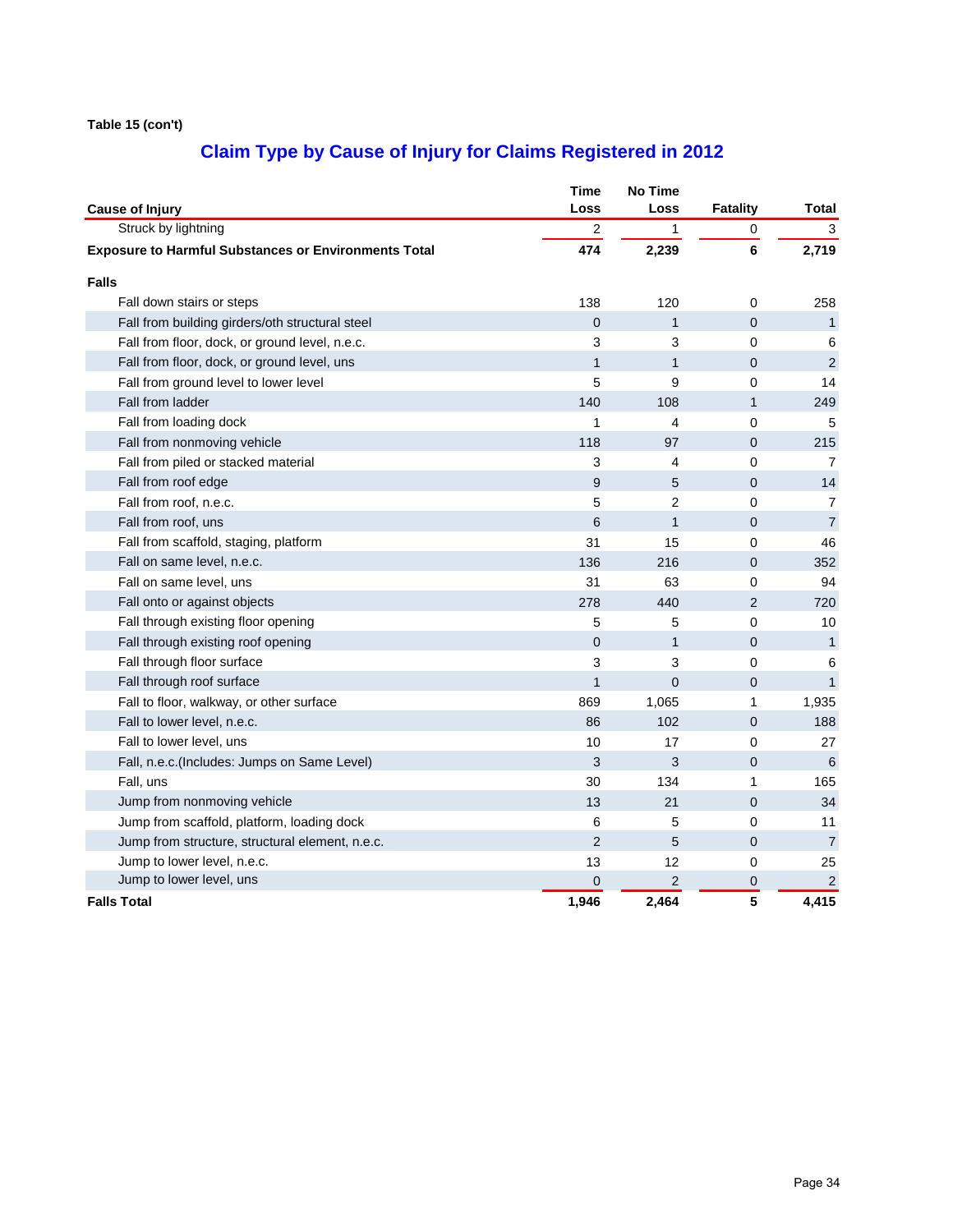**Table 15 (con't)**

## Claim Type by Cause of Injury for Claims Registered in 2012

| Cause of Injury | Time Loss | No Time Loss | Fatality | Total |
|---|---|---|---|---|
| Struck by lightning | 2 | 1 | 0 | 3 |
| **Exposure to Harmful Substances or Environments Total** | **474** | **2,239** | **6** | **2,719** |
| **Falls** | | | | |
| Fall down stairs or steps | 138 | 120 | 0 | 258 |
| Fall from building girders/oth structural steel | 0 | 1 | 0 | 1 |
| Fall from floor, dock, or ground level, n.e.c. | 3 | 3 | 0 | 6 |
| Fall from floor, dock, or ground level, uns | 1 | 1 | 0 | 2 |
| Fall from ground level to lower level | 5 | 9 | 0 | 14 |
| Fall from ladder | 140 | 108 | 1 | 249 |
| Fall from loading dock | 1 | 4 | 0 | 5 |
| Fall from nonmoving vehicle | 118 | 97 | 0 | 215 |
| Fall from piled or stacked material | 3 | 4 | 0 | 7 |
| Fall from roof edge | 9 | 5 | 0 | 14 |
| Fall from roof, n.e.c. | 5 | 2 | 0 | 7 |
| Fall from roof, uns | 6 | 1 | 0 | 7 |
| Fall from scaffold, staging, platform | 31 | 15 | 0 | 46 |
| Fall on same level, n.e.c. | 136 | 216 | 0 | 352 |
| Fall on same level, uns | 31 | 63 | 0 | 94 |
| Fall onto or against objects | 278 | 440 | 2 | 720 |
| Fall through existing floor opening | 5 | 5 | 0 | 10 |
| Fall through existing roof opening | 0 | 1 | 0 | 1 |
| Fall through floor surface | 3 | 3 | 0 | 6 |
| Fall through roof surface | 1 | 0 | 0 | 1 |
| Fall to floor, walkway, or other surface | 869 | 1,065 | 1 | 1,935 |
| Fall to lower level, n.e.c. | 86 | 102 | 0 | 188 |
| Fall to lower level, uns | 10 | 17 | 0 | 27 |
| Fall, n.e.c.(Includes: Jumps on Same Level) | 3 | 3 | 0 | 6 |
| Fall, uns | 30 | 134 | 1 | 165 |
| Jump from nonmoving vehicle | 13 | 21 | 0 | 34 |
| Jump from scaffold, platform, loading dock | 6 | 5 | 0 | 11 |
| Jump from structure, structural element, n.e.c. | 2 | 5 | 0 | 7 |
| Jump to lower level, n.e.c. | 13 | 12 | 0 | 25 |
| Jump to lower level, uns | 0 | 2 | 0 | 2 |
| **Falls Total** | **1,946** | **2,464** | **5** | **4,415** |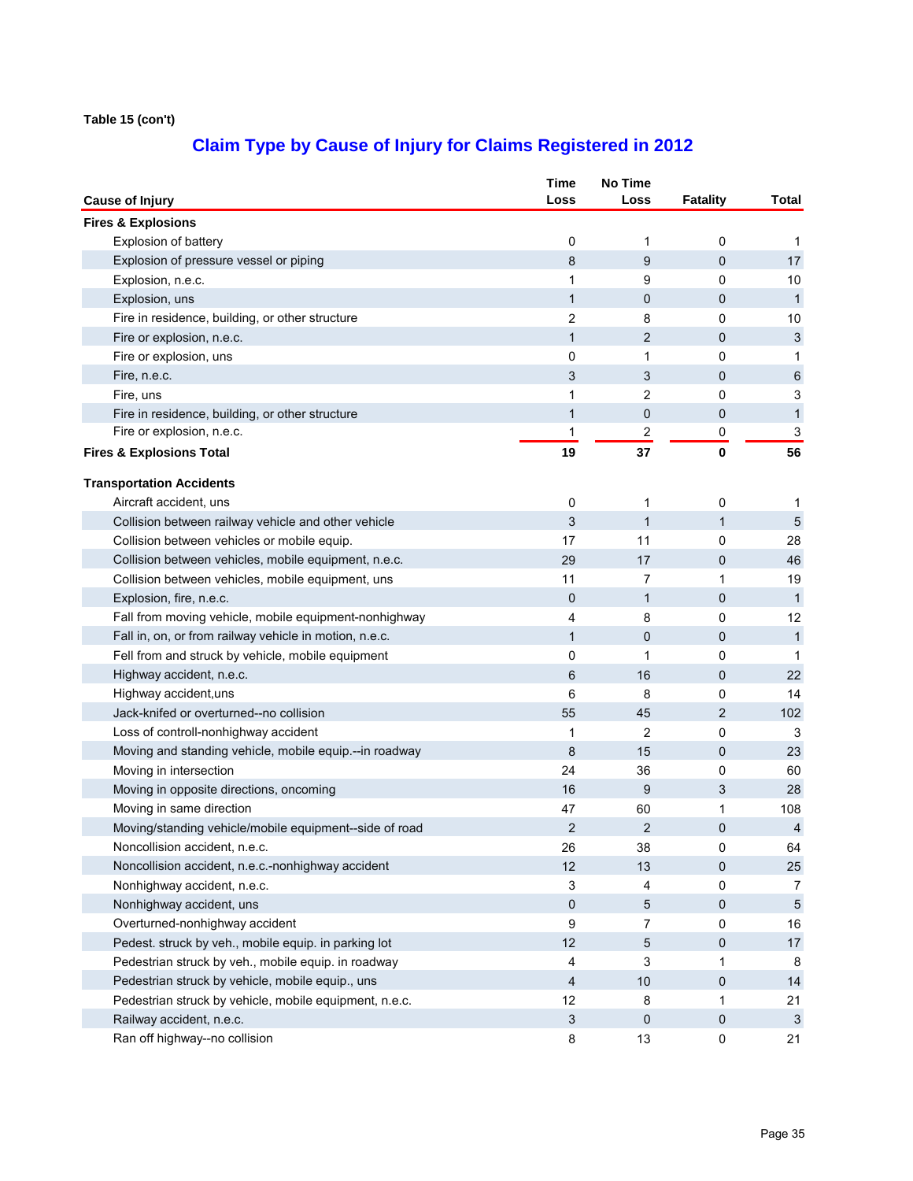**Table 15 (con't)**

## Claim Type by Cause of Injury for Claims Registered in 2012

| Cause of Injury | Time Loss | No Time Loss | Fatality | Total |
|---|---|---|---|---|
| **Fires & Explosions** | | | | |
| Explosion of battery | 0 | 1 | 0 | 1 |
| Explosion of pressure vessel or piping | 8 | 9 | 0 | 17 |
| Explosion, n.e.c. | 1 | 9 | 0 | 10 |
| Explosion, uns | 1 | 0 | 0 | 1 |
| Fire in residence, building, or other structure | 2 | 8 | 0 | 10 |
| Fire or explosion, n.e.c. | 1 | 2 | 0 | 3 |
| Fire or explosion, uns | 0 | 1 | 0 | 1 |
| Fire, n.e.c. | 3 | 3 | 0 | 6 |
| Fire, uns | 1 | 2 | 0 | 3 |
| Fire in residence, building, or other structure | 1 | 0 | 0 | 1 |
| Fire or explosion, n.e.c. | 1 | 2 | 0 | 3 |
| **Fires & Explosions Total** | **19** | **37** | **0** | **56** |
| **Transportation Accidents** | | | | |
| Aircraft accident, uns | 0 | 1 | 0 | 1 |
| Collision between railway vehicle and other vehicle | 3 | 1 | 1 | 5 |
| Collision between vehicles or mobile equip. | 17 | 11 | 0 | 28 |
| Collision between vehicles, mobile equipment, n.e.c. | 29 | 17 | 0 | 46 |
| Collision between vehicles, mobile equipment, uns | 11 | 7 | 1 | 19 |
| Explosion, fire, n.e.c. | 0 | 1 | 0 | 1 |
| Fall from moving vehicle, mobile equipment-nonhighway | 4 | 8 | 0 | 12 |
| Fall in, on, or from railway vehicle in motion, n.e.c. | 1 | 0 | 0 | 1 |
| Fell from and struck by vehicle, mobile equipment | 0 | 1 | 0 | 1 |
| Highway accident, n.e.c. | 6 | 16 | 0 | 22 |
| Highway accident,uns | 6 | 8 | 0 | 14 |
| Jack-knifed or overturned--no collision | 55 | 45 | 2 | 102 |
| Loss of controll-nonhighway accident | 1 | 2 | 0 | 3 |
| Moving and standing vehicle, mobile equip.--in roadway | 8 | 15 | 0 | 23 |
| Moving in intersection | 24 | 36 | 0 | 60 |
| Moving in opposite directions, oncoming | 16 | 9 | 3 | 28 |
| Moving in same direction | 47 | 60 | 1 | 108 |
| Moving/standing vehicle/mobile equipment--side of road | 2 | 2 | 0 | 4 |
| Noncollision accident, n.e.c. | 26 | 38 | 0 | 64 |
| Noncollision accident, n.e.c.-nonhighway accident | 12 | 13 | 0 | 25 |
| Nonhighway accident, n.e.c. | 3 | 4 | 0 | 7 |
| Nonhighway accident, uns | 0 | 5 | 0 | 5 |
| Overturned-nonhighway accident | 9 | 7 | 0 | 16 |
| Pedest. struck by veh., mobile equip. in parking lot | 12 | 5 | 0 | 17 |
| Pedestrian struck by veh., mobile equip. in roadway | 4 | 3 | 1 | 8 |
| Pedestrian struck by vehicle, mobile equip., uns | 4 | 10 | 0 | 14 |
| Pedestrian struck by vehicle, mobile equipment, n.e.c. | 12 | 8 | 1 | 21 |
| Railway accident, n.e.c. | 3 | 0 | 0 | 3 |
| Ran off highway--no collision | 8 | 13 | 0 | 21 |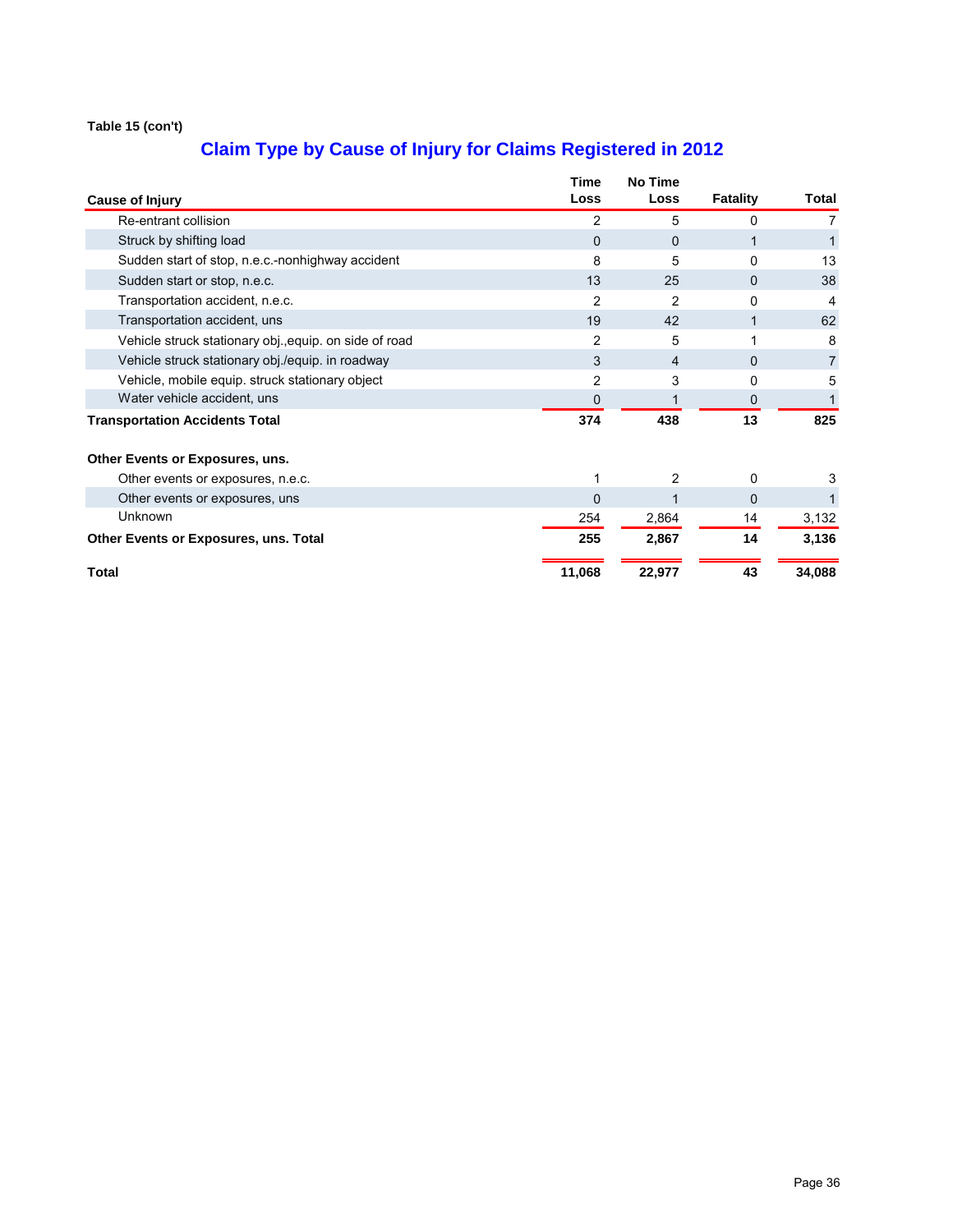**Table 15 (con't)**

## Claim Type by Cause of Injury for Claims Registered in 2012

| Cause of Injury | Time Loss | No Time Loss | Fatality | Total |
|---|---|---|---|---|
| Re-entrant collision | 2 | 5 | 0 | 7 |
| Struck by shifting load | 0 | 0 | 1 | 1 |
| Sudden start of stop, n.e.c.-nonhighway accident | 8 | 5 | 0 | 13 |
| Sudden start or stop, n.e.c. | 13 | 25 | 0 | 38 |
| Transportation accident, n.e.c. | 2 | 2 | 0 | 4 |
| Transportation accident, uns | 19 | 42 | 1 | 62 |
| Vehicle struck stationary obj.,equip. on side of road | 2 | 5 | 1 | 8 |
| Vehicle struck stationary obj./equip. in roadway | 3 | 4 | 0 | 7 |
| Vehicle, mobile equip. struck stationary object | 2 | 3 | 0 | 5 |
| Water vehicle accident, uns | 0 | 1 | 0 | 1 |
| **Transportation Accidents Total** | **374** | **438** | **13** | **825** |
| **Other Events or Exposures, uns.** | | | | |
| Other events or exposures, n.e.c. | 1 | 2 | 0 | 3 |
| Other events or exposures, uns | 0 | 1 | 0 | 1 |
| Unknown | 254 | 2,864 | 14 | 3,132 |
| **Other Events or Exposures, uns. Total** | **255** | **2,867** | **14** | **3,136** |
| **Total** | **11,068** | **22,977** | **43** | **34,088** |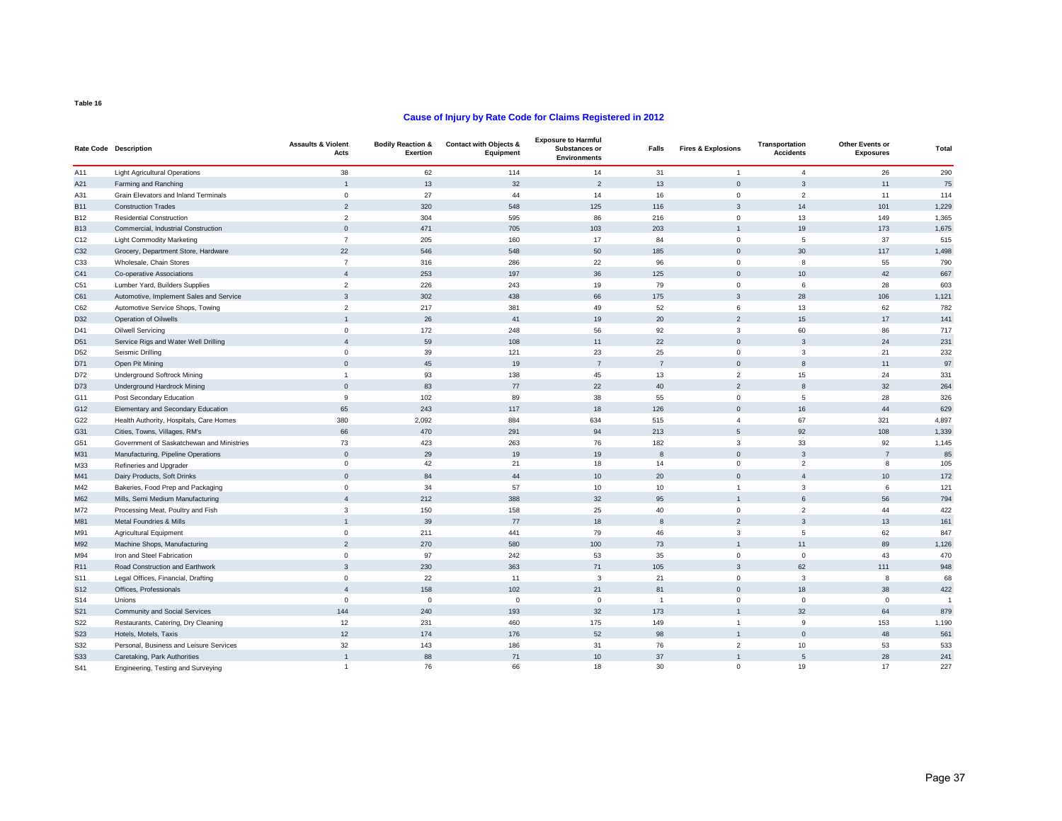Table 16

## Cause of Injury by Rate Code for Claims Registered in 2012

| Rate Code | Description | Assaults & Violent Acts | Bodily Reaction & Exertion | Contact with Objects & Equipment | Exposure to Harmful Substances or Environments | Falls | Fires & Explosions | Transportation Accidents | Other Events or Exposures | Total |
|---|---|---|---|---|---|---|---|---|---|---|
| A11 | Light Agricultural Operations | 38 | 62 | 114 | 14 | 31 | 1 | 4 | 26 | 290 |
| A21 | Farming and Ranching | 1 | 13 | 32 | 2 | 13 | 0 | 3 | 11 | 75 |
| A31 | Grain Elevators and Inland Terminals | 0 | 27 | 44 | 14 | 16 | 0 | 2 | 11 | 114 |
| B11 | Construction Trades | 2 | 320 | 548 | 125 | 116 | 3 | 14 | 101 | 1,229 |
| B12 | Residential Construction | 2 | 304 | 595 | 86 | 216 | 0 | 13 | 149 | 1,365 |
| B13 | Commercial, Industrial Construction | 0 | 471 | 705 | 103 | 203 | 1 | 19 | 173 | 1,675 |
| C12 | Light Commodity Marketing | 7 | 205 | 160 | 17 | 84 | 0 | 5 | 37 | 515 |
| C32 | Grocery, Department Store, Hardware | 22 | 546 | 548 | 50 | 185 | 0 | 30 | 117 | 1,498 |
| C33 | Wholesale, Chain Stores | 7 | 316 | 286 | 22 | 96 | 0 | 8 | 55 | 790 |
| C41 | Co-operative Associations | 4 | 253 | 197 | 36 | 125 | 0 | 10 | 42 | 667 |
| C51 | Lumber Yard, Builders Supplies | 2 | 226 | 243 | 19 | 79 | 0 | 6 | 28 | 603 |
| C61 | Automotive, Implement Sales and Service | 3 | 302 | 438 | 66 | 175 | 3 | 28 | 106 | 1,121 |
| C62 | Automotive Service Shops, Towing | 2 | 217 | 381 | 49 | 52 | 6 | 13 | 62 | 782 |
| D32 | Operation of Oilwells | 1 | 26 | 41 | 19 | 20 | 2 | 15 | 17 | 141 |
| D41 | Oilwell Servicing | 0 | 172 | 248 | 56 | 92 | 3 | 60 | 86 | 717 |
| D51 | Service Rigs and Water Well Drilling | 4 | 59 | 108 | 11 | 22 | 0 | 3 | 24 | 231 |
| D52 | Seismic Drilling | 0 | 39 | 121 | 23 | 25 | 0 | 3 | 21 | 232 |
| D71 | Open Pit Mining | 0 | 45 | 19 | 7 | 7 | 0 | 8 | 11 | 97 |
| D72 | Underground Softrock Mining | 1 | 93 | 138 | 45 | 13 | 2 | 15 | 24 | 331 |
| D73 | Underground Hardrock Mining | 0 | 83 | 77 | 22 | 40 | 2 | 8 | 32 | 264 |
| G11 | Post Secondary Education | 9 | 102 | 89 | 38 | 55 | 0 | 5 | 28 | 326 |
| G12 | Elementary and Secondary Education | 65 | 243 | 117 | 18 | 126 | 0 | 16 | 44 | 629 |
| G22 | Health Authority, Hospitals, Care Homes | 380 | 2,092 | 884 | 634 | 515 | 4 | 67 | 321 | 4,897 |
| G31 | Cities, Towns, Villages, RM's | 66 | 470 | 291 | 94 | 213 | 5 | 92 | 108 | 1,339 |
| G51 | Government of Saskatchewan and Ministries | 73 | 423 | 263 | 76 | 182 | 3 | 33 | 92 | 1,145 |
| M31 | Manufacturing, Pipeline Operations | 0 | 29 | 19 | 19 | 8 | 0 | 3 | 7 | 85 |
| M33 | Refineries and Upgrader | 0 | 42 | 21 | 18 | 14 | 0 | 2 | 8 | 105 |
| M41 | Dairy Products, Soft Drinks | 0 | 84 | 44 | 10 | 20 | 0 | 4 | 10 | 172 |
| M42 | Bakeries, Food Prep and Packaging | 0 | 34 | 57 | 10 | 10 | 1 | 3 | 6 | 121 |
| M62 | Mills, Semi Medium Manufacturing | 4 | 212 | 388 | 32 | 95 | 1 | 6 | 56 | 794 |
| M72 | Processing Meat, Poultry and Fish | 3 | 150 | 158 | 25 | 40 | 0 | 2 | 44 | 422 |
| M81 | Metal Foundries & Mills | 1 | 39 | 77 | 18 | 8 | 2 | 3 | 13 | 161 |
| M91 | Agricultural Equipment | 0 | 211 | 441 | 79 | 46 | 3 | 5 | 62 | 847 |
| M92 | Machine Shops, Manufacturing | 2 | 270 | 580 | 100 | 73 | 1 | 11 | 89 | 1,126 |
| M94 | Iron and Steel Fabrication | 0 | 97 | 242 | 53 | 35 | 0 | 0 | 43 | 470 |
| R11 | Road Construction and Earthwork | 3 | 230 | 363 | 71 | 105 | 3 | 62 | 111 | 948 |
| S11 | Legal Offices, Financial, Drafting | 0 | 22 | 11 | 3 | 21 | 0 | 3 | 8 | 68 |
| S12 | Offices, Professionals | 4 | 158 | 102 | 21 | 81 | 0 | 18 | 38 | 422 |
| S14 | Unions | 0 | 0 | 0 | 0 | 1 | 0 | 0 | 0 | 1 |
| S21 | Community and Social Services | 144 | 240 | 193 | 32 | 173 | 1 | 32 | 64 | 879 |
| S22 | Restaurants, Catering, Dry Cleaning | 12 | 231 | 460 | 175 | 149 | 1 | 9 | 153 | 1,190 |
| S23 | Hotels, Motels, Taxis | 12 | 174 | 176 | 52 | 98 | 1 | 0 | 48 | 561 |
| S32 | Personal, Business and Leisure Services | 32 | 143 | 186 | 31 | 76 | 2 | 10 | 53 | 533 |
| S33 | Caretaking, Park Authorities | 1 | 88 | 71 | 10 | 37 | 1 | 5 | 28 | 241 |
| S41 | Engineering, Testing and Surveying | 1 | 76 | 66 | 18 | 30 | 0 | 19 | 17 | 227 |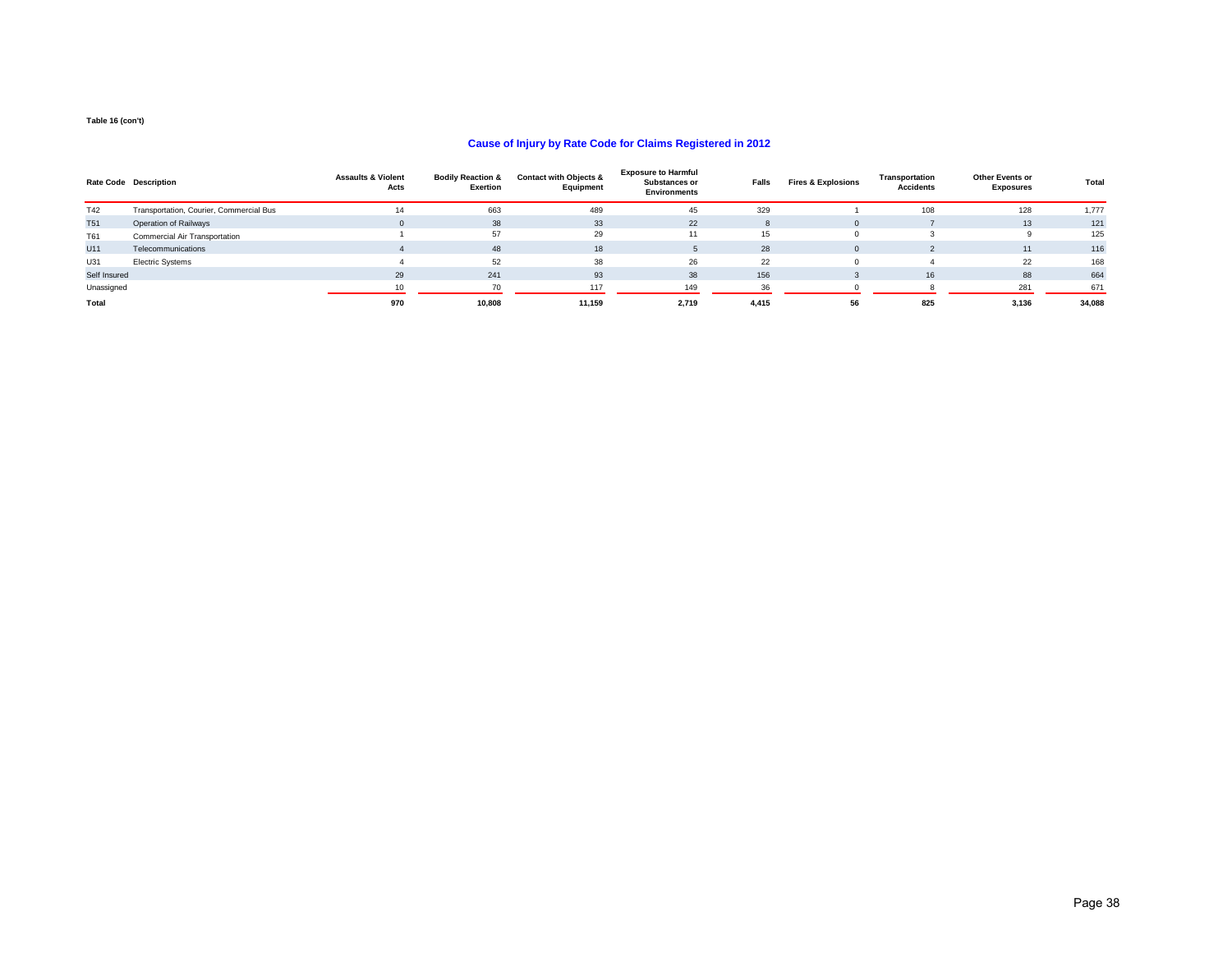Table 16 (con't)

## Cause of Injury by Rate Code for Claims Registered in 2012

| Rate Code | Description | Assaults & Violent Acts | Bodily Reaction & Exertion | Contact with Objects & Equipment | Exposure to Harmful Substances or Environments | Falls | Fires & Explosions | Transportation Accidents | Other Events or Exposures | Total |
|---|---|---|---|---|---|---|---|---|---|---|
| T42 | Transportation, Courier, Commercial Bus | 14 | 663 | 489 | 45 | 329 | 1 | 108 | 128 | 1,777 |
| T51 | Operation of Railways | 0 | 38 | 33 | 22 | 8 | 0 | 7 | 13 | 121 |
| T61 | Commercial Air Transportation | 1 | 57 | 29 | 11 | 15 | 0 | 3 | 9 | 125 |
| U11 | Telecommunications | 4 | 48 | 18 | 5 | 28 | 0 | 2 | 11 | 116 |
| U31 | Electric Systems | 4 | 52 | 38 | 26 | 22 | 0 | 4 | 22 | 168 |
| Self Insured | | 29 | 241 | 93 | 38 | 156 | 3 | 16 | 88 | 664 |
| Unassigned | | 10 | 70 | 117 | 149 | 36 | 0 | 8 | 281 | 671 |
| **Total** | | **970** | **10,808** | **11,159** | **2,719** | **4,415** | **56** | **825** | **3,136** | **34,088** |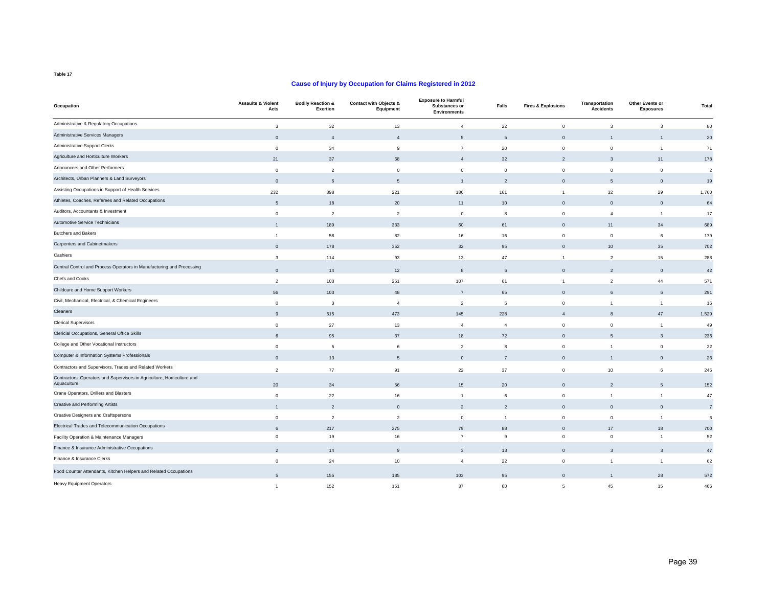Table 17

## Cause of Injury by Occupation for Claims Registered in 2012

| Occupation | Assaults & Violent Acts | Bodily Reaction & Exertion | Contact with Objects & Equipment | Exposure to Harmful Substances or Environments | Falls | Fires & Explosions | Transportation Accidents | Other Events or Exposures | Total |
|---|---|---|---|---|---|---|---|---|---|
| Administrative & Regulatory Occupations | 3 | 32 | 13 | 4 | 22 | 0 | 3 | 3 | 80 |
| Administrative Services Managers | 0 | 4 | 4 | 5 | 5 | 0 | 1 | 1 | 20 |
| Administrative Support Clerks | 0 | 34 | 9 | 7 | 20 | 0 | 0 | 1 | 71 |
| Agriculture and Horticulture Workers | 21 | 37 | 68 | 4 | 32 | 2 | 3 | 11 | 178 |
| Announcers and Other Performers | 0 | 2 | 0 | 0 | 0 | 0 | 0 | 0 | 2 |
| Architects, Urban Planners & Land Surveyors | 0 | 6 | 5 | 1 | 2 | 0 | 5 | 0 | 19 |
| Assisting Occupations in Support of Health Services | 232 | 898 | 221 | 186 | 161 | 1 | 32 | 29 | 1,760 |
| Athletes, Coaches, Referees and Related Occupations | 5 | 18 | 20 | 11 | 10 | 0 | 0 | 0 | 64 |
| Auditors, Accountants & Investment | 0 | 2 | 2 | 0 | 8 | 0 | 4 | 1 | 17 |
| Automotive Service Technicians | 1 | 189 | 333 | 60 | 61 | 0 | 11 | 34 | 689 |
| Butchers and Bakers | 1 | 58 | 82 | 16 | 16 | 0 | 0 | 6 | 179 |
| Carpenters and Cabinetmakers | 0 | 178 | 352 | 32 | 95 | 0 | 10 | 35 | 702 |
| Cashiers | 3 | 114 | 93 | 13 | 47 | 1 | 2 | 15 | 288 |
| Central Control and Process Operators in Manufacturing and Processing | 0 | 14 | 12 | 8 | 6 | 0 | 2 | 0 | 42 |
| Chefs and Cooks | 2 | 103 | 251 | 107 | 61 | 1 | 2 | 44 | 571 |
| Childcare and Home Support Workers | 56 | 103 | 48 | 7 | 65 | 0 | 6 | 6 | 291 |
| Civil, Mechanical, Electrical, & Chemical Engineers | 0 | 3 | 4 | 2 | 5 | 0 | 1 | 1 | 16 |
| Cleaners | 9 | 615 | 473 | 145 | 228 | 4 | 8 | 47 | 1,529 |
| Clerical Supervisors | 0 | 27 | 13 | 4 | 4 | 0 | 0 | 1 | 49 |
| Clericial Occupations, General Office Skills | 6 | 95 | 37 | 18 | 72 | 0 | 5 | 3 | 236 |
| College and Other Vocational Instructors | 0 | 5 | 6 | 2 | 8 | 0 | 1 | 0 | 22 |
| Computer & Information Systems Professionals | 0 | 13 | 5 | 0 | 7 | 0 | 1 | 0 | 26 |
| Contractors and Supervisors, Trades and Related Workers | 2 | 77 | 91 | 22 | 37 | 0 | 10 | 6 | 245 |
| Contractors, Operators and Supervisors in Agriculture, Horticulture and Aquaculture | 20 | 34 | 56 | 15 | 20 | 0 | 2 | 5 | 152 |
| Crane Operators, Drillers and Blasters | 0 | 22 | 16 | 1 | 6 | 0 | 1 | 1 | 47 |
| Creative and Performing Artists | 1 | 2 | 0 | 2 | 2 | 0 | 0 | 0 | 7 |
| Creative Designers and Craftspersons | 0 | 2 | 2 | 0 | 1 | 0 | 0 | 1 | 6 |
| Electrical Trades and Telecommunication Occupations | 6 | 217 | 275 | 79 | 88 | 0 | 17 | 18 | 700 |
| Facility Operation & Maintenance Managers | 0 | 19 | 16 | 7 | 9 | 0 | 0 | 1 | 52 |
| Finance & Insurance Administrative Occupations | 2 | 14 | 9 | 3 | 13 | 0 | 3 | 3 | 47 |
| Finance & Insurance Clerks | 0 | 24 | 10 | 4 | 22 | 0 | 1 | 1 | 62 |
| Food Counter Attendants, Kitchen Helpers and Related Occupations | 5 | 155 | 185 | 103 | 95 | 0 | 1 | 28 | 572 |
| Heavy Equipment Operators | 1 | 152 | 151 | 37 | 60 | 5 | 45 | 15 | 466 |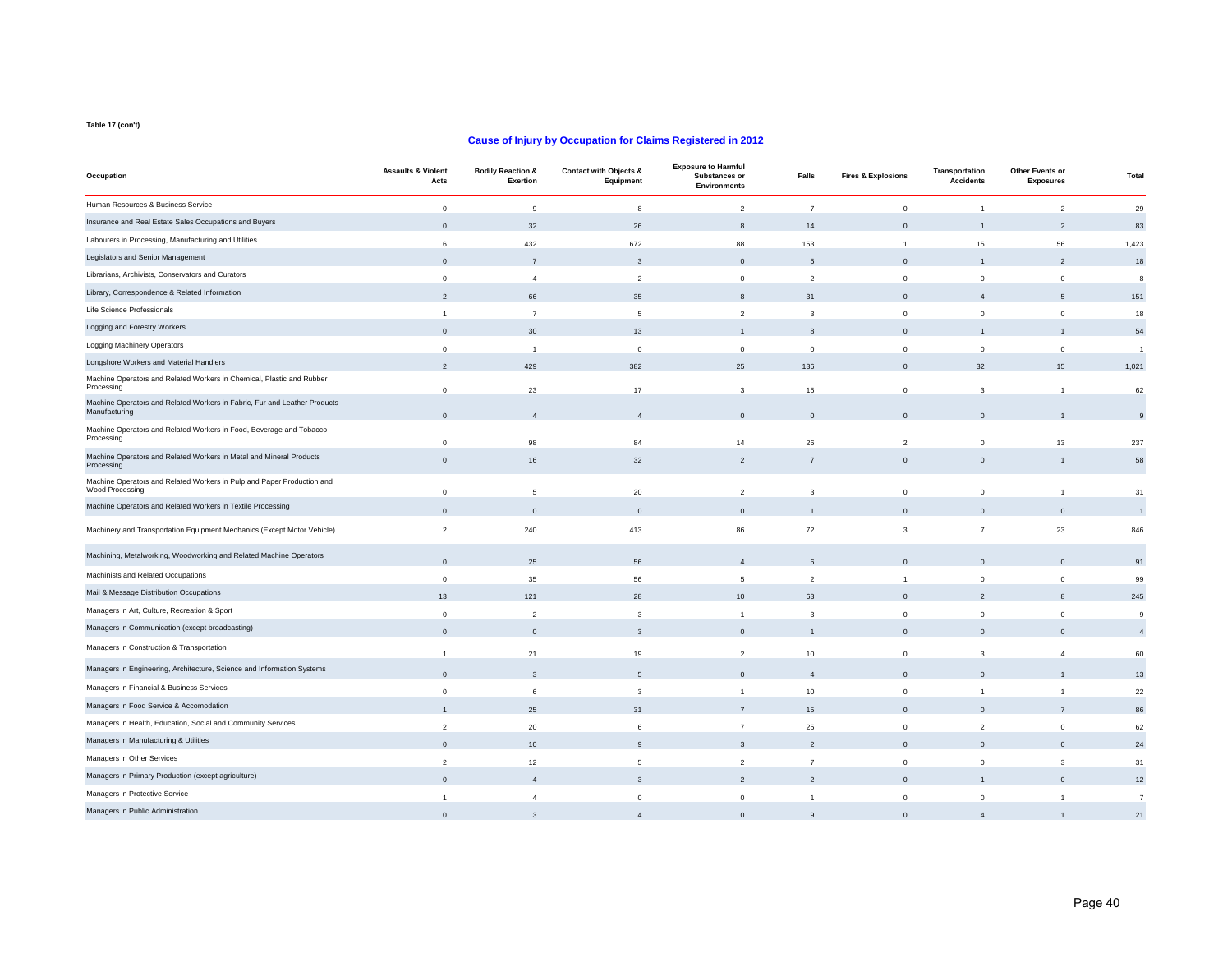Table 17 (con't)

## Cause of Injury by Occupation for Claims Registered in 2012

| Occupation | Assaults & Violent Acts | Bodily Reaction & Exertion | Contact with Objects & Equipment | Exposure to Harmful Substances or Environments | Falls | Fires & Explosions | Transportation Accidents | Other Events or Exposures | Total |
|---|---|---|---|---|---|---|---|---|---|
| Human Resources & Business Service | 0 | 9 | 8 | 2 | 7 | 0 | 1 | 2 | 29 |
| Insurance and Real Estate Sales Occupations and Buyers | 0 | 32 | 26 | 8 | 14 | 0 | 1 | 2 | 83 |
| Labourers in Processing, Manufacturing and Utilities | 6 | 432 | 672 | 88 | 153 | 1 | 15 | 56 | 1,423 |
| Legislators and Senior Management | 0 | 7 | 3 | 0 | 5 | 0 | 1 | 2 | 18 |
| Librarians, Archivists, Conservators and Curators | 0 | 4 | 2 | 0 | 2 | 0 | 0 | 0 | 8 |
| Library, Correspondence & Related Information | 2 | 66 | 35 | 8 | 31 | 0 | 4 | 5 | 151 |
| Life Science Professionals | 1 | 7 | 5 | 2 | 3 | 0 | 0 | 0 | 18 |
| Logging and Forestry Workers | 0 | 30 | 13 | 1 | 8 | 0 | 1 | 1 | 54 |
| Logging Machinery Operators | 0 | 1 | 0 | 0 | 0 | 0 | 0 | 0 | 1 |
| Longshore Workers and Material Handlers | 2 | 429 | 382 | 25 | 136 | 0 | 32 | 15 | 1,021 |
| Machine Operators and Related Workers in Chemical, Plastic and Rubber Processing | 0 | 23 | 17 | 3 | 15 | 0 | 3 | 1 | 62 |
| Machine Operators and Related Workers in Fabric, Fur and Leather Products Manufacturing | 0 | 4 | 4 | 0 | 0 | 0 | 0 | 1 | 9 |
| Machine Operators and Related Workers in Food, Beverage and Tobacco Processing | 0 | 98 | 84 | 14 | 26 | 2 | 0 | 13 | 237 |
| Machine Operators and Related Workers in Metal and Mineral Products Processing | 0 | 16 | 32 | 2 | 7 | 0 | 0 | 1 | 58 |
| Machine Operators and Related Workers in Pulp and Paper Production and Wood Processing | 0 | 5 | 20 | 2 | 3 | 0 | 0 | 1 | 31 |
| Machine Operators and Related Workers in Textile Processing | 0 | 0 | 0 | 0 | 1 | 0 | 0 | 0 | 1 |
| Machinery and Transportation Equipment Mechanics (Except Motor Vehicle) | 2 | 240 | 413 | 86 | 72 | 3 | 7 | 23 | 846 |
| Machining, Metalworking, Woodworking and Related Machine Operators | 0 | 25 | 56 | 4 | 6 | 0 | 0 | 0 | 91 |
| Machinists and Related Occupations | 0 | 35 | 56 | 5 | 2 | 1 | 0 | 0 | 99 |
| Mail & Message Distribution Occupations | 13 | 121 | 28 | 10 | 63 | 0 | 2 | 8 | 245 |
| Managers in Art, Culture, Recreation & Sport | 0 | 2 | 3 | 1 | 3 | 0 | 0 | 0 | 9 |
| Managers in Communication (except broadcasting) | 0 | 0 | 3 | 0 | 1 | 0 | 0 | 0 | 4 |
| Managers in Construction & Transportation | 1 | 21 | 19 | 2 | 10 | 0 | 3 | 4 | 60 |
| Managers in Engineering, Architecture, Science and Information Systems | 0 | 3 | 5 | 0 | 4 | 0 | 0 | 1 | 13 |
| Managers in Financial & Business Services | 0 | 6 | 3 | 1 | 10 | 0 | 1 | 1 | 22 |
| Managers in Food Service & Accomodation | 1 | 25 | 31 | 7 | 15 | 0 | 0 | 7 | 86 |
| Managers in Health, Education, Social and Community Services | 2 | 20 | 6 | 7 | 25 | 0 | 2 | 0 | 62 |
| Managers in Manufacturing & Utilities | 0 | 10 | 9 | 3 | 2 | 0 | 0 | 0 | 24 |
| Managers in Other Services | 2 | 12 | 5 | 2 | 7 | 0 | 0 | 3 | 31 |
| Managers in Primary Production (except agriculture) | 0 | 4 | 3 | 2 | 2 | 0 | 1 | 0 | 12 |
| Managers in Protective Service | 1 | 4 | 0 | 0 | 1 | 0 | 0 | 1 | 7 |
| Managers in Public Administration | 0 | 3 | 4 | 0 | 9 | 0 | 4 | 1 | 21 |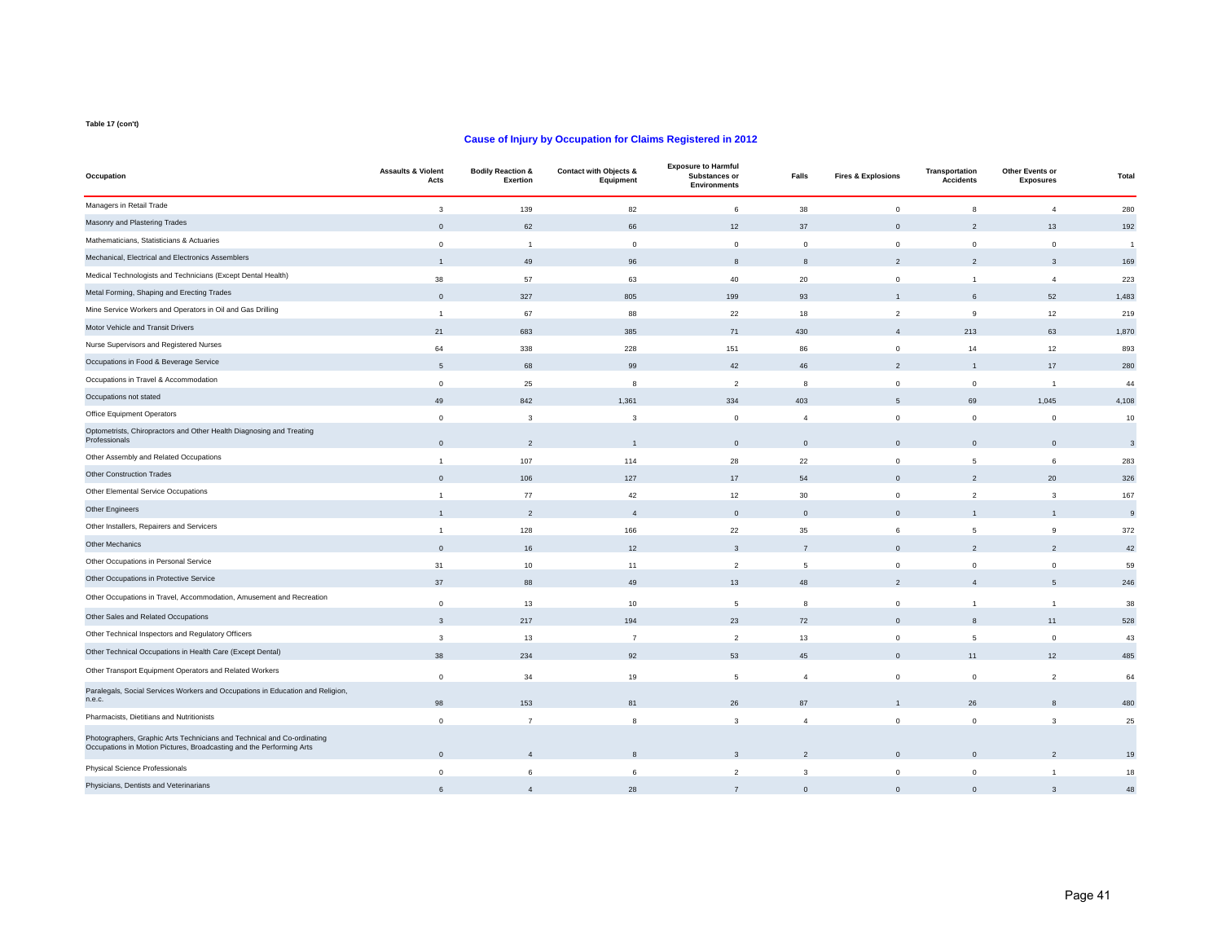Table 17 (con't)

## Cause of Injury by Occupation for Claims Registered in 2012

| Occupation | Assaults & Violent Acts | Bodily Reaction & Exertion | Contact with Objects & Equipment | Exposure to Harmful Substances or Environments | Falls | Fires & Explosions | Transportation Accidents | Other Events or Exposures | Total |
|---|---|---|---|---|---|---|---|---|---|
| Managers in Retail Trade | 3 | 139 | 82 | 6 | 38 | 0 | 8 | 4 | 280 |
| Masonry and Plastering Trades | 0 | 62 | 66 | 12 | 37 | 0 | 2 | 13 | 192 |
| Mathematicians, Statisticians & Actuaries | 0 | 1 | 0 | 0 | 0 | 0 | 0 | 0 | 1 |
| Mechanical, Electrical and Electronics Assemblers | 1 | 49 | 96 | 8 | 8 | 2 | 2 | 3 | 169 |
| Medical Technologists and Technicians (Except Dental Health) | 38 | 57 | 63 | 40 | 20 | 0 | 1 | 4 | 223 |
| Metal Forming, Shaping and Erecting Trades | 0 | 327 | 805 | 199 | 93 | 1 | 6 | 52 | 1,483 |
| Mine Service Workers and Operators in Oil and Gas Drilling | 1 | 67 | 88 | 22 | 18 | 2 | 9 | 12 | 219 |
| Motor Vehicle and Transit Drivers | 21 | 683 | 385 | 71 | 430 | 4 | 213 | 63 | 1,870 |
| Nurse Supervisors and Registered Nurses | 64 | 338 | 228 | 151 | 86 | 0 | 14 | 12 | 893 |
| Occupations in Food & Beverage Service | 5 | 68 | 99 | 42 | 46 | 2 | 1 | 17 | 280 |
| Occupations in Travel & Accommodation | 0 | 25 | 8 | 2 | 8 | 0 | 0 | 1 | 44 |
| Occupations not stated | 49 | 842 | 1,361 | 334 | 403 | 5 | 69 | 1,045 | 4,108 |
| Office Equipment Operators | 0 | 3 | 3 | 0 | 4 | 0 | 0 | 0 | 10 |
| Optometrists, Chiropractors and Other Health Diagnosing and Treating Professionals | 0 | 2 | 1 | 0 | 0 | 0 | 0 | 0 | 3 |
| Other Assembly and Related Occupations | 1 | 107 | 114 | 28 | 22 | 0 | 5 | 6 | 283 |
| Other Construction Trades | 0 | 106 | 127 | 17 | 54 | 0 | 2 | 20 | 326 |
| Other Elemental Service Occupations | 1 | 77 | 42 | 12 | 30 | 0 | 2 | 3 | 167 |
| Other Engineers | 1 | 2 | 4 | 0 | 0 | 0 | 1 | 1 | 9 |
| Other Installers, Repairers and Servicers | 1 | 128 | 166 | 22 | 35 | 6 | 5 | 9 | 372 |
| Other Mechanics | 0 | 16 | 12 | 3 | 7 | 0 | 2 | 2 | 42 |
| Other Occupations in Personal Service | 31 | 10 | 11 | 2 | 5 | 0 | 0 | 0 | 59 |
| Other Occupations in Protective Service | 37 | 88 | 49 | 13 | 48 | 2 | 4 | 5 | 246 |
| Other Occupations in Travel, Accommodation, Amusement and Recreation | 0 | 13 | 10 | 5 | 8 | 0 | 1 | 1 | 38 |
| Other Sales and Related Occupations | 3 | 217 | 194 | 23 | 72 | 0 | 8 | 11 | 528 |
| Other Technical Inspectors and Regulatory Officers | 3 | 13 | 7 | 2 | 13 | 0 | 5 | 0 | 43 |
| Other Technical Occupations in Health Care (Except Dental) | 38 | 234 | 92 | 53 | 45 | 0 | 11 | 12 | 485 |
| Other Transport Equipment Operators and Related Workers | 0 | 34 | 19 | 5 | 4 | 0 | 0 | 2 | 64 |
| Paralegals, Social Services Workers and Occupations in Education and Religion, n.e.c. | 98 | 153 | 81 | 26 | 87 | 1 | 26 | 8 | 480 |
| Pharmacists, Dietitians and Nutritionists | 0 | 7 | 8 | 3 | 4 | 0 | 0 | 3 | 25 |
| Photographers, Graphic Arts Technicians and Technical and Co-ordinating Occupations in Motion Pictures, Broadcasting and the Performing Arts | 0 | 4 | 8 | 3 | 2 | 0 | 0 | 2 | 19 |
| Physical Science Professionals | 0 | 6 | 6 | 2 | 3 | 0 | 0 | 1 | 18 |
| Physicians, Dentists and Veterinarians | 6 | 4 | 28 | 7 | 0 | 0 | 0 | 3 | 48 |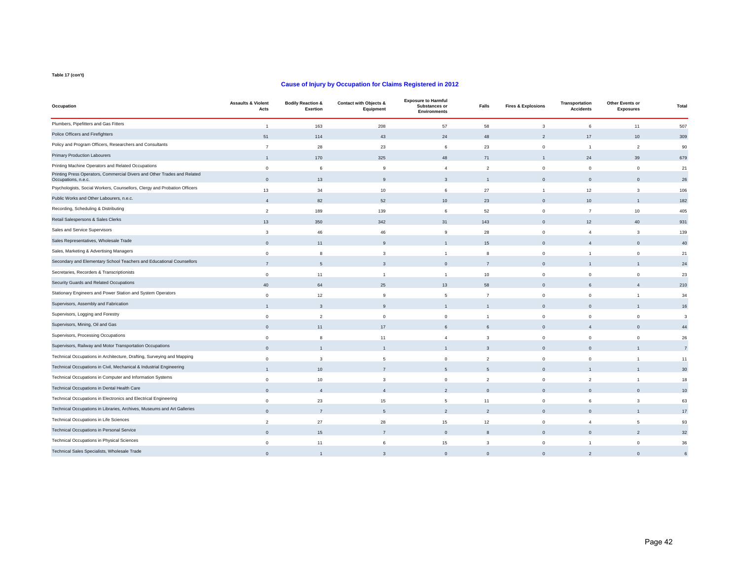Table 17 (con't)

## Cause of Injury by Occupation for Claims Registered in 2012

| Occupation | Assaults & Violent Acts | Bodily Reaction & Exertion | Contact with Objects & Equipment | Exposure to Harmful Substances or Environments | Falls | Fires & Explosions | Transportation Accidents | Other Events or Exposures | Total |
|---|---|---|---|---|---|---|---|---|---|
| Plumbers, Pipefitters and Gas Fitters | 1 | 163 | 208 | 57 | 58 | 3 | 6 | 11 | 507 |
| Police Officers and Firefighters | 51 | 114 | 43 | 24 | 48 | 2 | 17 | 10 | 309 |
| Policy and Program Officers, Researchers and Consultants | 7 | 28 | 23 | 6 | 23 | 0 | 1 | 2 | 90 |
| Primary Production Labourers | 1 | 170 | 325 | 48 | 71 | 1 | 24 | 39 | 679 |
| Printing Machine Operators and Related Occupations | 0 | 6 | 9 | 4 | 2 | 0 | 0 | 0 | 21 |
| Printing Press Operators, Commercial Divers and Other Trades and Related Occupations, n.e.c. | 0 | 13 | 9 | 3 | 1 | 0 | 0 | 0 | 26 |
| Psychologists, Social Workers, Counsellors, Clergy and Probation Officers | 13 | 34 | 10 | 6 | 27 | 1 | 12 | 3 | 106 |
| Public Works and Other Labourers, n.e.c. | 4 | 82 | 52 | 10 | 23 | 0 | 10 | 1 | 182 |
| Recording, Scheduling & Distributing | 2 | 189 | 139 | 6 | 52 | 0 | 7 | 10 | 405 |
| Retail Salespersons & Sales Clerks | 13 | 350 | 342 | 31 | 143 | 0 | 12 | 40 | 931 |
| Sales and Service Supervisors | 3 | 46 | 46 | 9 | 28 | 0 | 4 | 3 | 139 |
| Sales Representatives, Wholesale Trade | 0 | 11 | 9 | 1 | 15 | 0 | 4 | 0 | 40 |
| Sales, Marketing & Advertising Managers | 0 | 8 | 3 | 1 | 8 | 0 | 1 | 0 | 21 |
| Secondary and Elementary School Teachers and Educational Counsellors | 7 | 5 | 3 | 0 | 7 | 0 | 1 | 1 | 24 |
| Secretaries, Recorders & Transcriptionists | 0 | 11 | 1 | 1 | 10 | 0 | 0 | 0 | 23 |
| Security Guards and Related Occupations | 40 | 64 | 25 | 13 | 58 | 0 | 6 | 4 | 210 |
| Stationary Engineers and Power Station and System Operators | 0 | 12 | 9 | 5 | 7 | 0 | 0 | 1 | 34 |
| Supervisors, Assembly and Fabrication | 1 | 3 | 9 | 1 | 1 | 0 | 0 | 1 | 16 |
| Supervisors, Logging and Forestry | 0 | 2 | 0 | 0 | 1 | 0 | 0 | 0 | 3 |
| Supervisors, Mining, Oil and Gas | 0 | 11 | 17 | 6 | 6 | 0 | 4 | 0 | 44 |
| Supervisors, Processing Occupations | 0 | 8 | 11 | 4 | 3 | 0 | 0 | 0 | 26 |
| Supervisors, Railway and Motor Transportation Occupations | 0 | 1 | 1 | 1 | 3 | 0 | 0 | 1 | 7 |
| Technical Occupations in Architecture, Drafting, Surveying and Mapping | 0 | 3 | 5 | 0 | 2 | 0 | 0 | 1 | 11 |
| Technical Occupations in Civil, Mechanical & Industrial Engineering | 1 | 10 | 7 | 5 | 5 | 0 | 1 | 1 | 30 |
| Technical Occupations in Computer and Information Systems | 0 | 10 | 3 | 0 | 2 | 0 | 2 | 1 | 18 |
| Technical Occupations in Dental Health Care | 0 | 4 | 4 | 2 | 0 | 0 | 0 | 0 | 10 |
| Technical Occupations in Electronics and Electrical Engineering | 0 | 23 | 15 | 5 | 11 | 0 | 6 | 3 | 63 |
| Technical Occupations in Libraries, Archives, Museums and Art Galleries | 0 | 7 | 5 | 2 | 2 | 0 | 0 | 1 | 17 |
| Technical Occupations in Life Sciences | 2 | 27 | 28 | 15 | 12 | 0 | 4 | 5 | 93 |
| Technical Occupations in Personal Service | 0 | 15 | 7 | 0 | 8 | 0 | 0 | 2 | 32 |
| Technical Occupations in Physical Sciences | 0 | 11 | 6 | 15 | 3 | 0 | 1 | 0 | 36 |
| Technical Sales Specialists, Wholesale Trade | 0 | 1 | 3 | 0 | 0 | 0 | 2 | 0 | 6 |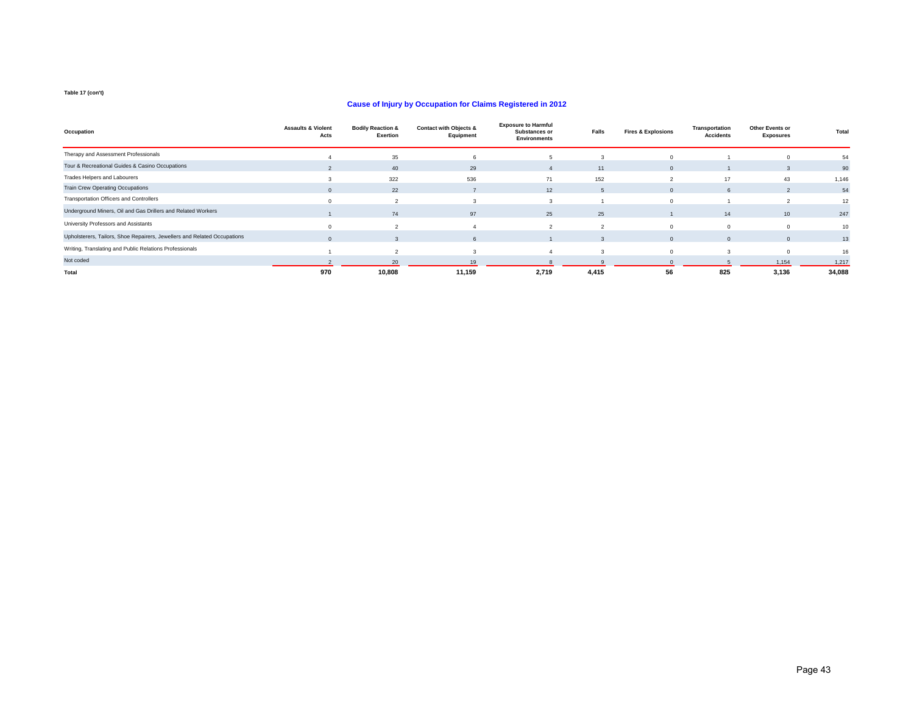Table 17 (con't)

## Cause of Injury by Occupation for Claims Registered in 2012

| Occupation | Assaults & Violent Acts | Bodily Reaction & Exertion | Contact with Objects & Equipment | Exposure to Harmful Substances or Environments | Falls | Fires & Explosions | Transportation Accidents | Other Events or Exposures | Total |
|---|---|---|---|---|---|---|---|---|---|
| Therapy and Assessment Professionals | 4 | 35 | 6 | 5 | 3 | 0 | 1 | 0 | 54 |
| Tour & Recreational Guides & Casino Occupations | 2 | 40 | 29 | 4 | 11 | 0 | 1 | 3 | 90 |
| Trades Helpers and Labourers | 3 | 322 | 536 | 71 | 152 | 2 | 17 | 43 | 1,146 |
| Train Crew Operating Occupations | 0 | 22 | 7 | 12 | 5 | 0 | 6 | 2 | 54 |
| Transportation Officers and Controllers | 0 | 2 | 3 | 3 | 1 | 0 | 1 | 2 | 12 |
| Underground Miners, Oil and Gas Drillers and Related Workers | 1 | 74 | 97 | 25 | 25 | 1 | 14 | 10 | 247 |
| University Professors and Assistants | 0 | 2 | 4 | 2 | 2 | 0 | 0 | 0 | 10 |
| Upholsterers, Tailors, Shoe Repairers, Jewellers and Related Occupations | 0 | 3 | 6 | 1 | 3 | 0 | 0 | 0 | 13 |
| Writing, Translating and Public Relations Professionals | 1 | 2 | 3 | 4 | 3 | 0 | 3 | 0 | 16 |
| Not coded | 2 | 20 | 19 | 8 | 9 | 0 | 5 | 1,154 | 1,217 |
| **Total** | **970** | **10,808** | **11,159** | **2,719** | **4,415** | **56** | **825** | **3,136** | **34,088** |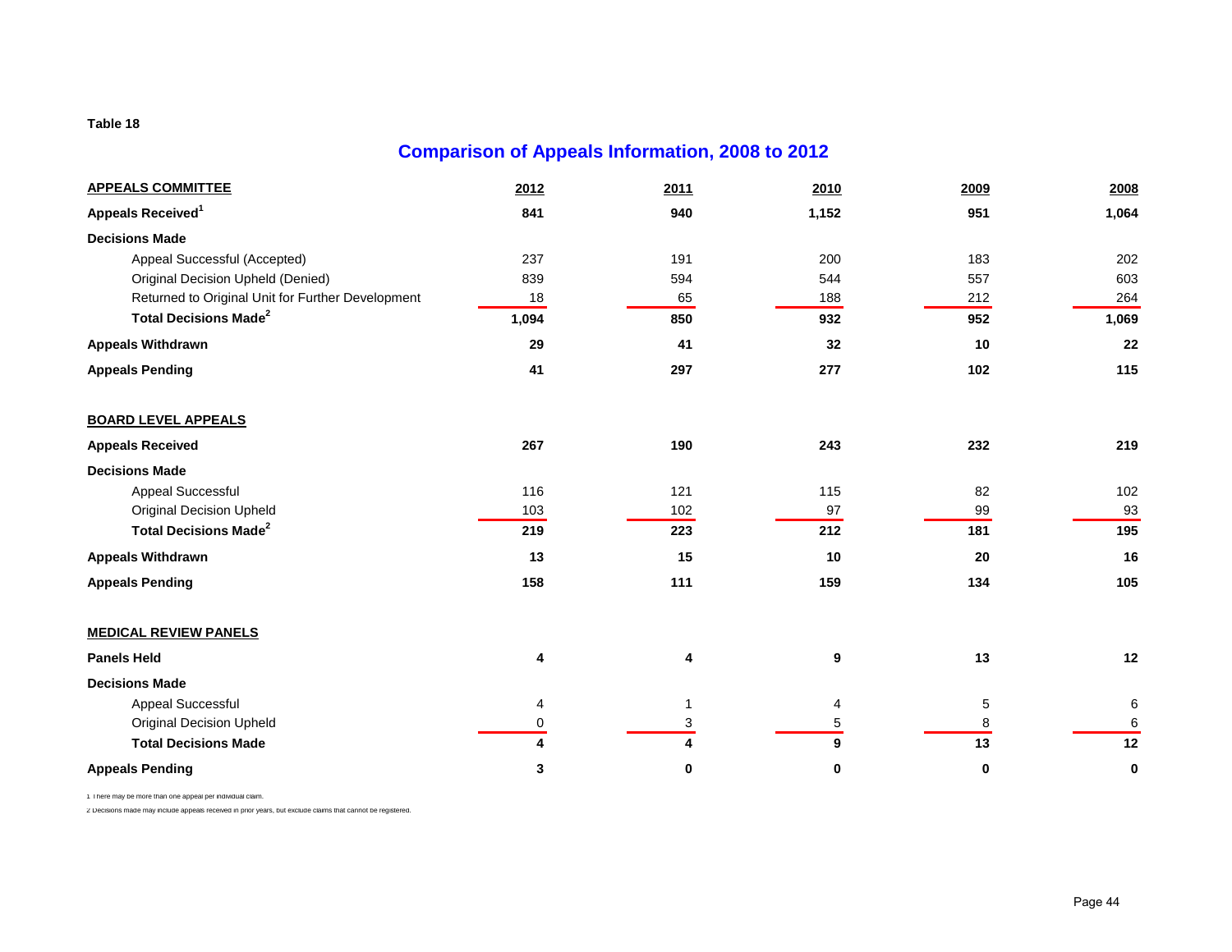Table 18

## Comparison of Appeals Information, 2008 to 2012

| APPEALS COMMITTEE | 2012 | 2011 | 2010 | 2009 | 2008 |
|---|---|---|---|---|---|
| **Appeals Received[1]** | **841** | **940** | **1,152** | **951** | **1,064** |
| **Decisions Made** | | | | | |
| Appeal Successful (Accepted) | 237 | 191 | 200 | 183 | 202 |
| Original Decision Upheld (Denied) | 839 | 594 | 544 | 557 | 603 |
| Returned to Original Unit for Further Development | 18 | 65 | 188 | 212 | 264 |
| **Total Decisions Made[2]** | **1,094** | **850** | **932** | **952** | **1,069** |
| **Appeals Withdrawn** | **29** | **41** | **32** | **10** | **22** |
| **Appeals Pending** | **41** | **297** | **277** | **102** | **115** |
| **BOARD LEVEL APPEALS** | | | | | |
| **Appeals Received** | **267** | **190** | **243** | **232** | **219** |
| **Decisions Made** | | | | | |
| Appeal Successful | 116 | 121 | 115 | 82 | 102 |
| Original Decision Upheld | 103 | 102 | 97 | 99 | 93 |
| **Total Decisions Made[2]** | **219** | **223** | **212** | **181** | **195** |
| **Appeals Withdrawn** | **13** | **15** | **10** | **20** | **16** |
| **Appeals Pending** | **158** | **111** | **159** | **134** | **105** |
| **MEDICAL REVIEW PANELS** | | | | | |
| **Panels Held** | **4** | **4** | **9** | **13** | **12** |
| **Decisions Made** | | | | | |
| Appeal Successful | 4 | 1 | 4 | 5 | 6 |
| Original Decision Upheld | 0 | 3 | 5 | 8 | 6 |
| **Total Decisions Made** | **4** | **4** | **9** | **13** | **12** |
| **Appeals Pending** | **3** | **0** | **0** | **0** | **0** |

1 There may be more than one appeal per individual claim.

2 Decisions made may include appeals received in prior years, but exclude claims that cannot be registered.